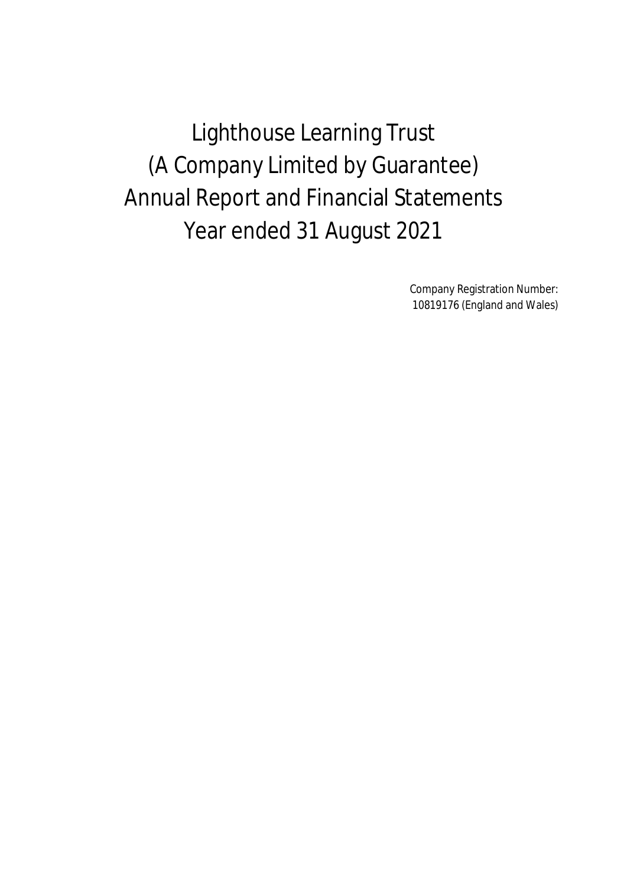# Lighthouse Learning Trust
# (A Company Limited by Guarantee)
# Annual Report and Financial Statements
# Year ended 31 August 2021

Company Registration Number:
10819176 (England and Wales)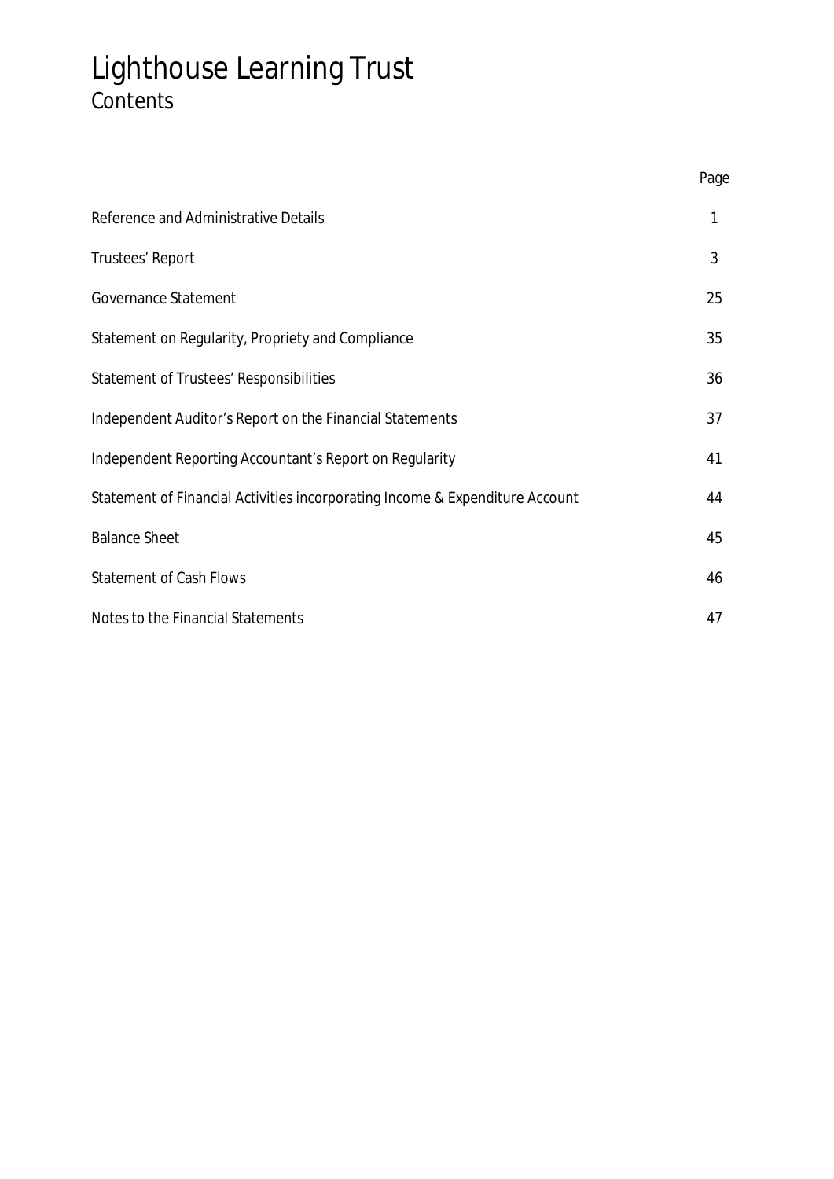# Lighthouse Learning Trust
## Contents

| | Page |
|---|---|
| Reference and Administrative Details | 1 |
| Trustees' Report | 3 |
| Governance Statement | 25 |
| Statement on Regularity, Propriety and Compliance | 35 |
| Statement of Trustees' Responsibilities | 36 |
| Independent Auditor's Report on the Financial Statements | 37 |
| Independent Reporting Accountant's Report on Regularity | 41 |
| Statement of Financial Activities incorporating Income & Expenditure Account | 44 |
| Balance Sheet | 45 |
| Statement of Cash Flows | 46 |
| Notes to the Financial Statements | 47 |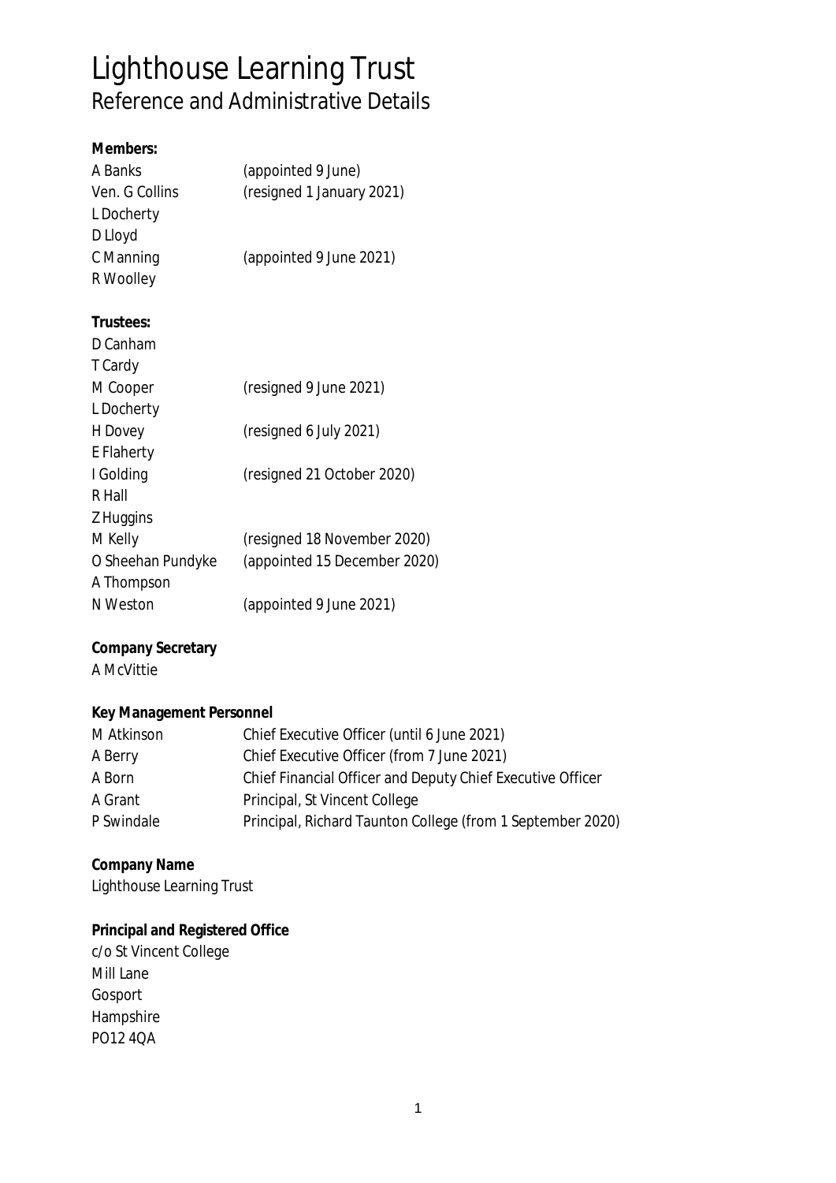# Lighthouse Learning Trust

## Reference and Administrative Details

**Members:**

| | |
|---|---|
| A Banks | (appointed 9 June) |
| Ven. G Collins | (resigned 1 January 2021) |
| L Docherty | |
| D Lloyd | |
| C Manning | (appointed 9 June 2021) |
| R Woolley | |

**Trustees:**

| | |
|---|---|
| D Canham | |
| T Cardy | |
| M Cooper | (resigned 9 June 2021) |
| L Docherty | |
| H Dovey | (resigned 6 July 2021) |
| E Flaherty | |
| I Golding | (resigned 21 October 2020) |
| R Hall | |
| Z Huggins | |
| M Kelly | (resigned 18 November 2020) |
| O Sheehan Pundyke | (appointed 15 December 2020) |
| A Thompson | |
| N Weston | (appointed 9 June 2021) |

**Company Secretary**

A McVittie

**Key Management Personnel**

| | |
|---|---|
| M Atkinson | Chief Executive Officer (until 6 June 2021) |
| A Berry | Chief Executive Officer (from 7 June 2021) |
| A Born | Chief Financial Officer and Deputy Chief Executive Officer |
| A Grant | Principal, St Vincent College |
| P Swindale | Principal, Richard Taunton College (from 1 September 2020) |

**Company Name**

Lighthouse Learning Trust

**Principal and Registered Office**

c/o St Vincent College
Mill Lane
Gosport
Hampshire
PO12 4QA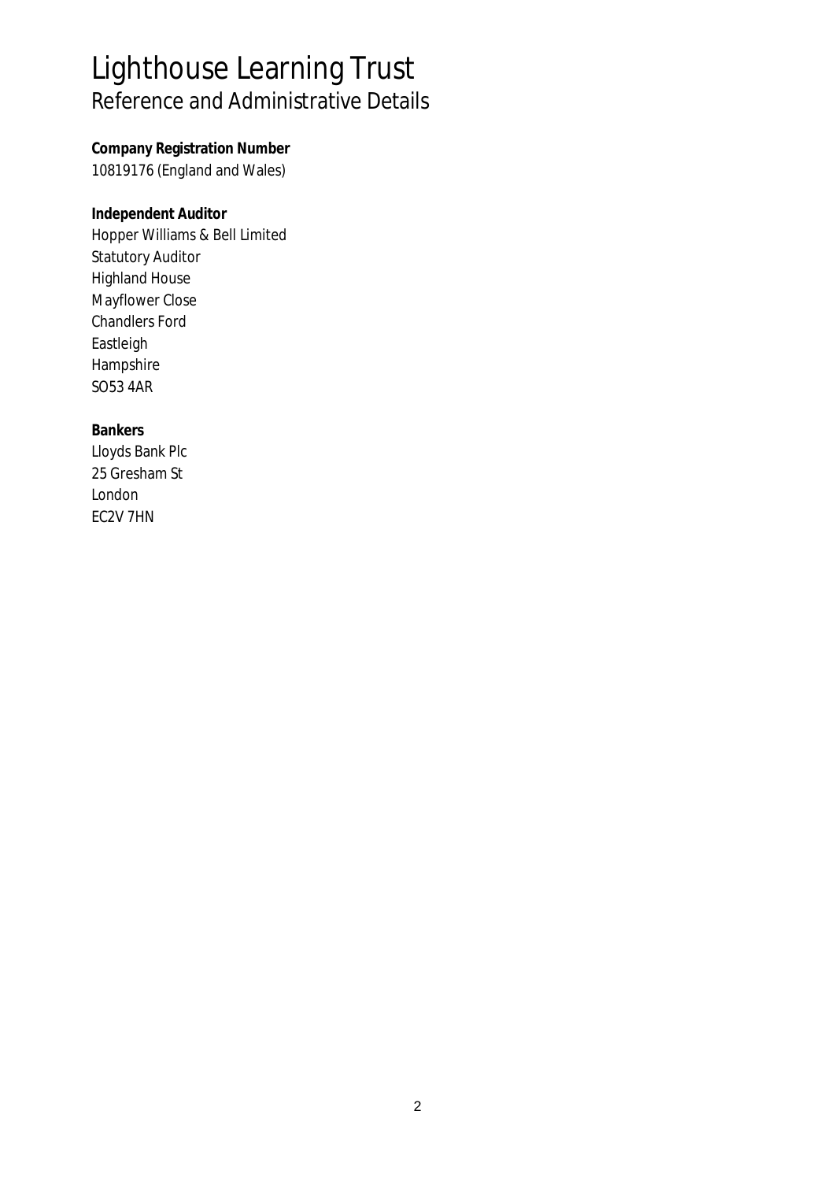# Lighthouse Learning Trust
## Reference and Administrative Details

**Company Registration Number**
10819176 (England and Wales)

**Independent Auditor**
Hopper Williams & Bell Limited
Statutory Auditor
Highland House
Mayflower Close
Chandlers Ford
Eastleigh
Hampshire
SO53 4AR

**Bankers**
Lloyds Bank Plc
25 Gresham St
London
EC2V 7HN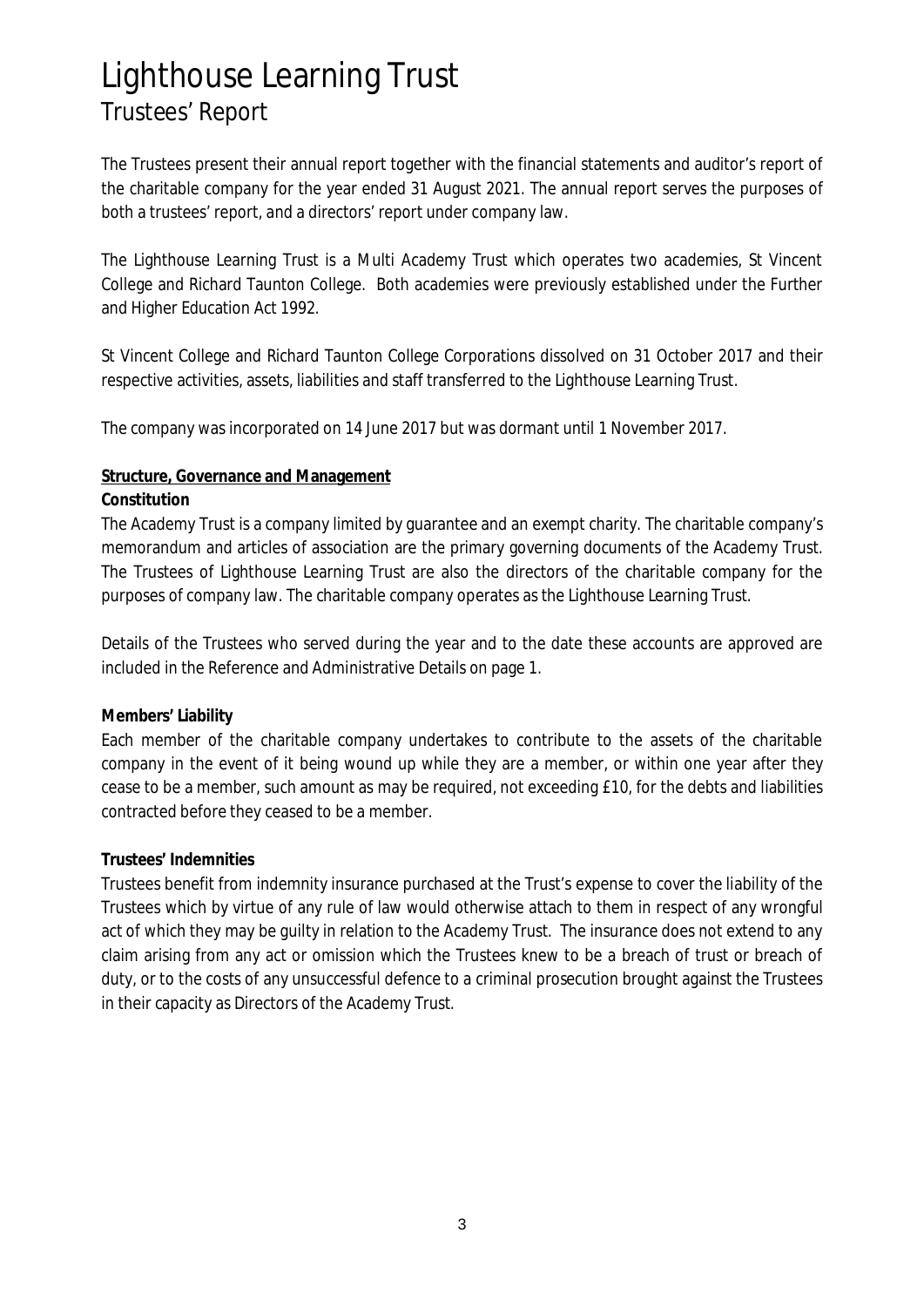# Lighthouse Learning Trust

## Trustees' Report

The Trustees present their annual report together with the financial statements and auditor's report of the charitable company for the year ended 31 August 2021. The annual report serves the purposes of both a trustees' report, and a directors' report under company law.

The Lighthouse Learning Trust is a Multi Academy Trust which operates two academies, St Vincent College and Richard Taunton College. Both academies were previously established under the Further and Higher Education Act 1992.

St Vincent College and Richard Taunton College Corporations dissolved on 31 October 2017 and their respective activities, assets, liabilities and staff transferred to the Lighthouse Learning Trust.

The company was incorporated on 14 June 2017 but was dormant until 1 November 2017.

### Structure, Governance and Management

**Constitution**

The Academy Trust is a company limited by guarantee and an exempt charity. The charitable company's memorandum and articles of association are the primary governing documents of the Academy Trust. The Trustees of Lighthouse Learning Trust are also the directors of the charitable company for the purposes of company law. The charitable company operates as the Lighthouse Learning Trust.

Details of the Trustees who served during the year and to the date these accounts are approved are included in the Reference and Administrative Details on page 1.

**Members' Liability**

Each member of the charitable company undertakes to contribute to the assets of the charitable company in the event of it being wound up while they are a member, or within one year after they cease to be a member, such amount as may be required, not exceeding £10, for the debts and liabilities contracted before they ceased to be a member.

**Trustees' Indemnities**

Trustees benefit from indemnity insurance purchased at the Trust's expense to cover the liability of the Trustees which by virtue of any rule of law would otherwise attach to them in respect of any wrongful act of which they may be guilty in relation to the Academy Trust. The insurance does not extend to any claim arising from any act or omission which the Trustees knew to be a breach of trust or breach of duty, or to the costs of any unsuccessful defence to a criminal prosecution brought against the Trustees in their capacity as Directors of the Academy Trust.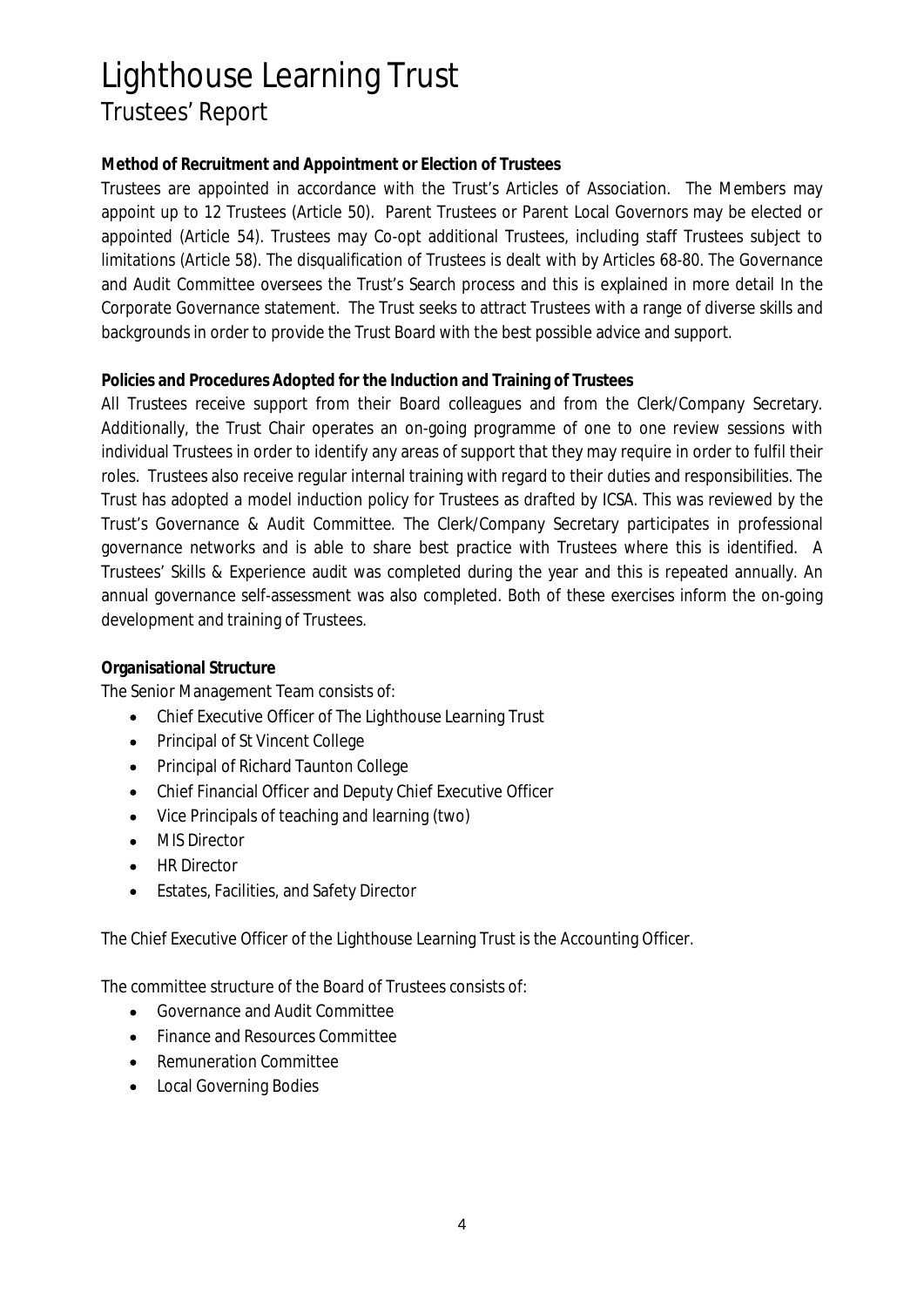# Lighthouse Learning Trust

## Trustees' Report

**Method of Recruitment and Appointment or Election of Trustees**

Trustees are appointed in accordance with the Trust's Articles of Association. The Members may appoint up to 12 Trustees (Article 50). Parent Trustees or Parent Local Governors may be elected or appointed (Article 54). Trustees may Co-opt additional Trustees, including staff Trustees subject to limitations (Article 58). The disqualification of Trustees is dealt with by Articles 68-80. The Governance and Audit Committee oversees the Trust's Search process and this is explained in more detail In the Corporate Governance statement. The Trust seeks to attract Trustees with a range of diverse skills and backgrounds in order to provide the Trust Board with the best possible advice and support.

**Policies and Procedures Adopted for the Induction and Training of Trustees**

All Trustees receive support from their Board colleagues and from the Clerk/Company Secretary. Additionally, the Trust Chair operates an on-going programme of one to one review sessions with individual Trustees in order to identify any areas of support that they may require in order to fulfil their roles. Trustees also receive regular internal training with regard to their duties and responsibilities. The Trust has adopted a model induction policy for Trustees as drafted by ICSA. This was reviewed by the Trust's Governance & Audit Committee. The Clerk/Company Secretary participates in professional governance networks and is able to share best practice with Trustees where this is identified. A Trustees' Skills & Experience audit was completed during the year and this is repeated annually. An annual governance self-assessment was also completed. Both of these exercises inform the on-going development and training of Trustees.

**Organisational Structure**

The Senior Management Team consists of:

- Chief Executive Officer of The Lighthouse Learning Trust
- Principal of St Vincent College
- Principal of Richard Taunton College
- Chief Financial Officer and Deputy Chief Executive Officer
- Vice Principals of teaching and learning (two)
- MIS Director
- HR Director
- Estates, Facilities, and Safety Director

The Chief Executive Officer of the Lighthouse Learning Trust is the Accounting Officer.

The committee structure of the Board of Trustees consists of:

- Governance and Audit Committee
- Finance and Resources Committee
- Remuneration Committee
- Local Governing Bodies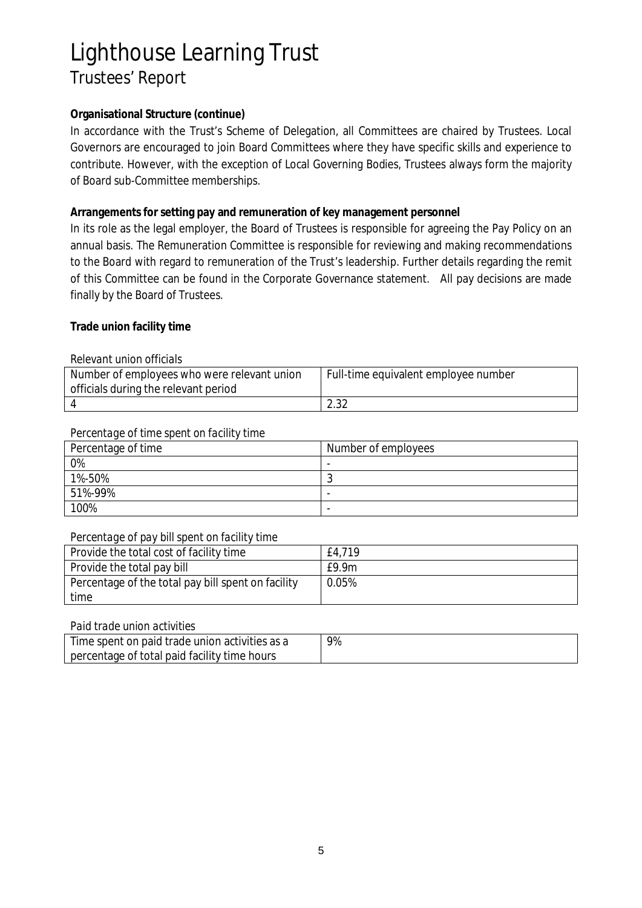# Lighthouse Learning Trust

## Trustees' Report

**Organisational Structure (continue)**

In accordance with the Trust's Scheme of Delegation, all Committees are chaired by Trustees. Local Governors are encouraged to join Board Committees where they have specific skills and experience to contribute. However, with the exception of Local Governing Bodies, Trustees always form the majority of Board sub-Committee memberships.

**Arrangements for setting pay and remuneration of key management personnel**

In its role as the legal employer, the Board of Trustees is responsible for agreeing the Pay Policy on an annual basis. The Remuneration Committee is responsible for reviewing and making recommendations to the Board with regard to remuneration of the Trust's leadership. Further details regarding the remit of this Committee can be found in the Corporate Governance statement. All pay decisions are made finally by the Board of Trustees.

**Trade union facility time**

*Relevant union officials*

| Number of employees who were relevant union officials during the relevant period | Full-time equivalent employee number |
|---|---|
| 4 | 2.32 |

*Percentage of time spent on facility time*

| Percentage of time | Number of employees |
|---|---|
| 0% | - |
| 1%-50% | 3 |
| 51%-99% | - |
| 100% | - |

*Percentage of pay bill spent on facility time*

| Provide the total cost of facility time | £4,719 |
|---|---|
| Provide the total pay bill | £9.9m |
| Percentage of the total pay bill spent on facility time | 0.05% |

*Paid trade union activities*

| Time spent on paid trade union activities as a percentage of total paid facility time hours | 9% |
|---|---|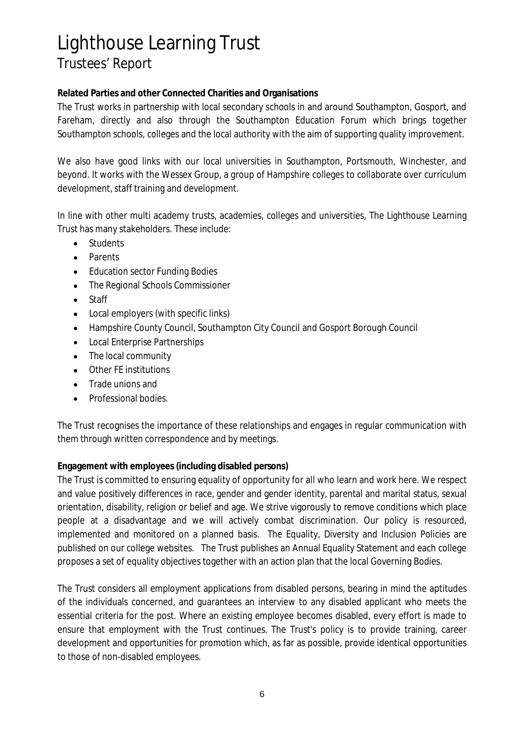# Lighthouse Learning Trust
## Trustees' Report

**Related Parties and other Connected Charities and Organisations**

The Trust works in partnership with local secondary schools in and around Southampton, Gosport, and Fareham, directly and also through the Southampton Education Forum which brings together Southampton schools, colleges and the local authority with the aim of supporting quality improvement.

We also have good links with our local universities in Southampton, Portsmouth, Winchester, and beyond. It works with the Wessex Group, a group of Hampshire colleges to collaborate over curriculum development, staff training and development.

In line with other multi academy trusts, academies, colleges and universities, The Lighthouse Learning Trust has many stakeholders. These include:

- Students
- Parents
- Education sector Funding Bodies
- The Regional Schools Commissioner
- Staff
- Local employers (with specific links)
- Hampshire County Council, Southampton City Council and Gosport Borough Council
- Local Enterprise Partnerships
- The local community
- Other FE institutions
- Trade unions and
- Professional bodies.

The Trust recognises the importance of these relationships and engages in regular communication with them through written correspondence and by meetings.

**Engagement with employees (including disabled persons)**

The Trust is committed to ensuring equality of opportunity for all who learn and work here. We respect and value positively differences in race, gender and gender identity, parental and marital status, sexual orientation, disability, religion or belief and age. We strive vigorously to remove conditions which place people at a disadvantage and we will actively combat discrimination. Our policy is resourced, implemented and monitored on a planned basis. The Equality, Diversity and Inclusion Policies are published on our college websites. The Trust publishes an Annual Equality Statement and each college proposes a set of equality objectives together with an action plan that the local Governing Bodies.

The Trust considers all employment applications from disabled persons, bearing in mind the aptitudes of the individuals concerned, and guarantees an interview to any disabled applicant who meets the essential criteria for the post. Where an existing employee becomes disabled, every effort is made to ensure that employment with the Trust continues. The Trust's policy is to provide training, career development and opportunities for promotion which, as far as possible, provide identical opportunities to those of non-disabled employees.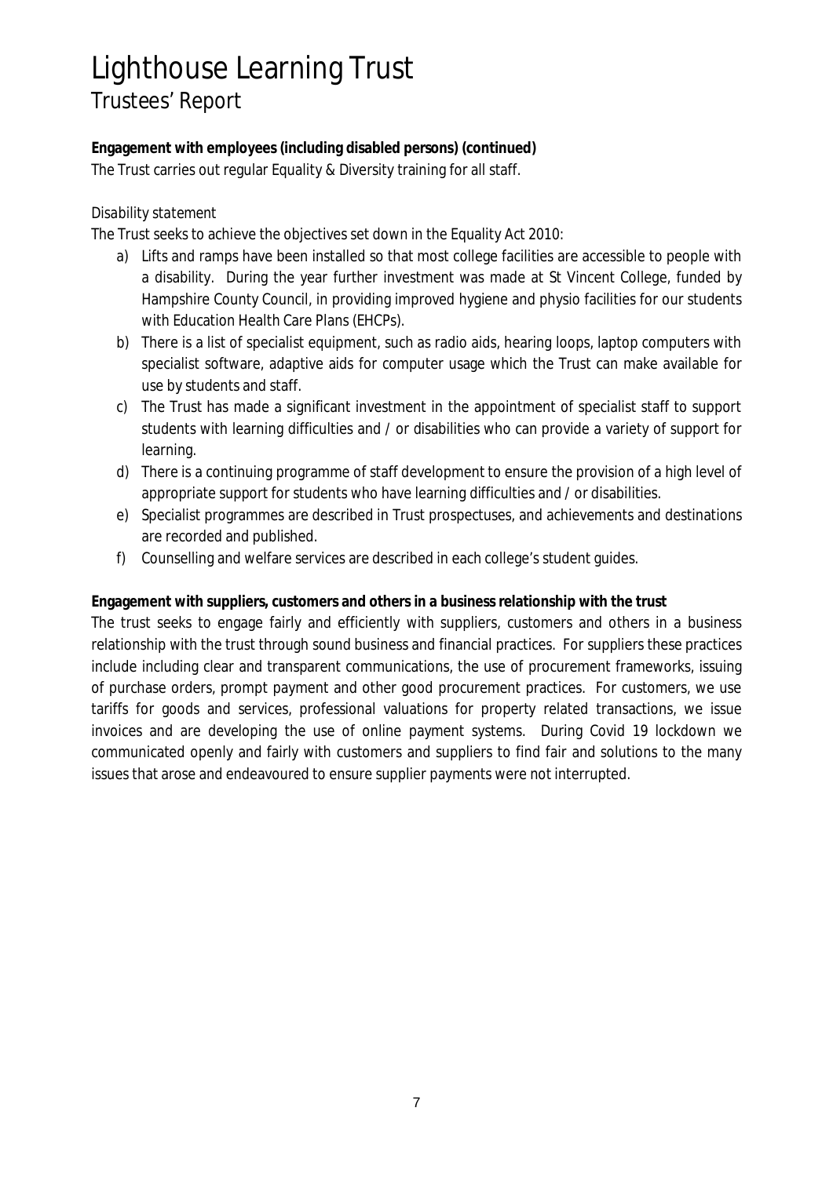# Lighthouse Learning Trust

## Trustees' Report

**Engagement with employees (including disabled persons) (continued)**

The Trust carries out regular Equality & Diversity training for all staff.

*Disability statement*

The Trust seeks to achieve the objectives set down in the Equality Act 2010:

a) Lifts and ramps have been installed so that most college facilities are accessible to people with a disability. During the year further investment was made at St Vincent College, funded by Hampshire County Council, in providing improved hygiene and physio facilities for our students with Education Health Care Plans (EHCPs).
b) There is a list of specialist equipment, such as radio aids, hearing loops, laptop computers with specialist software, adaptive aids for computer usage which the Trust can make available for use by students and staff.
c) The Trust has made a significant investment in the appointment of specialist staff to support students with learning difficulties and / or disabilities who can provide a variety of support for learning.
d) There is a continuing programme of staff development to ensure the provision of a high level of appropriate support for students who have learning difficulties and / or disabilities.
e) Specialist programmes are described in Trust prospectuses, and achievements and destinations are recorded and published.
f) Counselling and welfare services are described in each college's student guides.

**Engagement with suppliers, customers and others in a business relationship with the trust**

The trust seeks to engage fairly and efficiently with suppliers, customers and others in a business relationship with the trust through sound business and financial practices. For suppliers these practices include including clear and transparent communications, the use of procurement frameworks, issuing of purchase orders, prompt payment and other good procurement practices. For customers, we use tariffs for goods and services, professional valuations for property related transactions, we issue invoices and are developing the use of online payment systems. During Covid 19 lockdown we communicated openly and fairly with customers and suppliers to find fair and solutions to the many issues that arose and endeavoured to ensure supplier payments were not interrupted.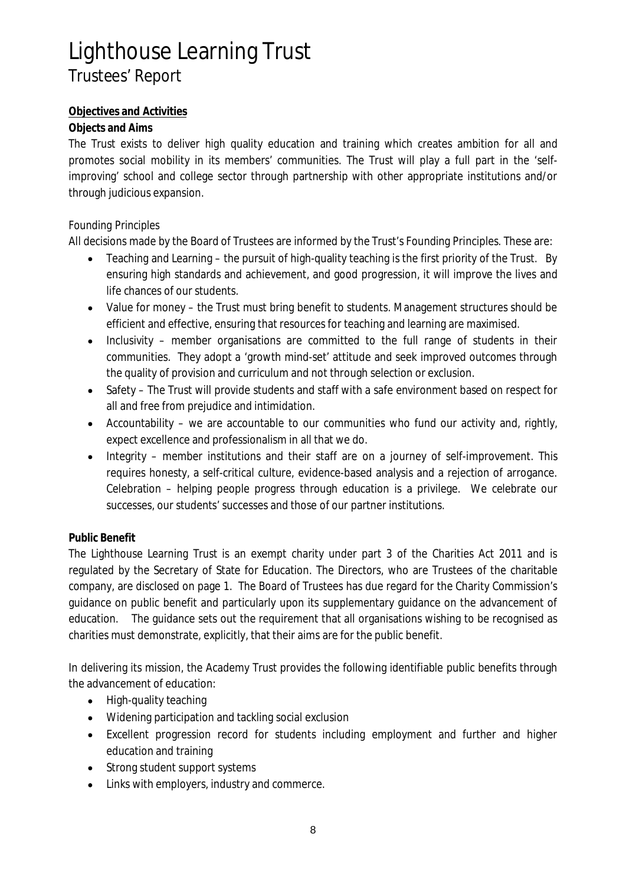# Lighthouse Learning Trust

## Trustees' Report

**Objectives and Activities**

**Objects and Aims**

The Trust exists to deliver high quality education and training which creates ambition for all and promotes social mobility in its members' communities. The Trust will play a full part in the 'self-improving' school and college sector through partnership with other appropriate institutions and/or through judicious expansion.

Founding Principles

All decisions made by the Board of Trustees are informed by the Trust's Founding Principles. These are:

- Teaching and Learning – the pursuit of high-quality teaching is the first priority of the Trust. By ensuring high standards and achievement, and good progression, it will improve the lives and life chances of our students.
- Value for money – the Trust must bring benefit to students. Management structures should be efficient and effective, ensuring that resources for teaching and learning are maximised.
- Inclusivity – member organisations are committed to the full range of students in their communities. They adopt a 'growth mind-set' attitude and seek improved outcomes through the quality of provision and curriculum and not through selection or exclusion.
- Safety – The Trust will provide students and staff with a safe environment based on respect for all and free from prejudice and intimidation.
- Accountability – we are accountable to our communities who fund our activity and, rightly, expect excellence and professionalism in all that we do.
- Integrity – member institutions and their staff are on a journey of self-improvement. This requires honesty, a self-critical culture, evidence-based analysis and a rejection of arrogance. Celebration – helping people progress through education is a privilege. We celebrate our successes, our students' successes and those of our partner institutions.

**Public Benefit**

The Lighthouse Learning Trust is an exempt charity under part 3 of the Charities Act 2011 and is regulated by the Secretary of State for Education. The Directors, who are Trustees of the charitable company, are disclosed on page 1. The Board of Trustees has due regard for the Charity Commission's guidance on public benefit and particularly upon its supplementary guidance on the advancement of education. The guidance sets out the requirement that all organisations wishing to be recognised as charities must demonstrate, explicitly, that their aims are for the public benefit.

In delivering its mission, the Academy Trust provides the following identifiable public benefits through the advancement of education:

- High-quality teaching
- Widening participation and tackling social exclusion
- Excellent progression record for students including employment and further and higher education and training
- Strong student support systems
- Links with employers, industry and commerce.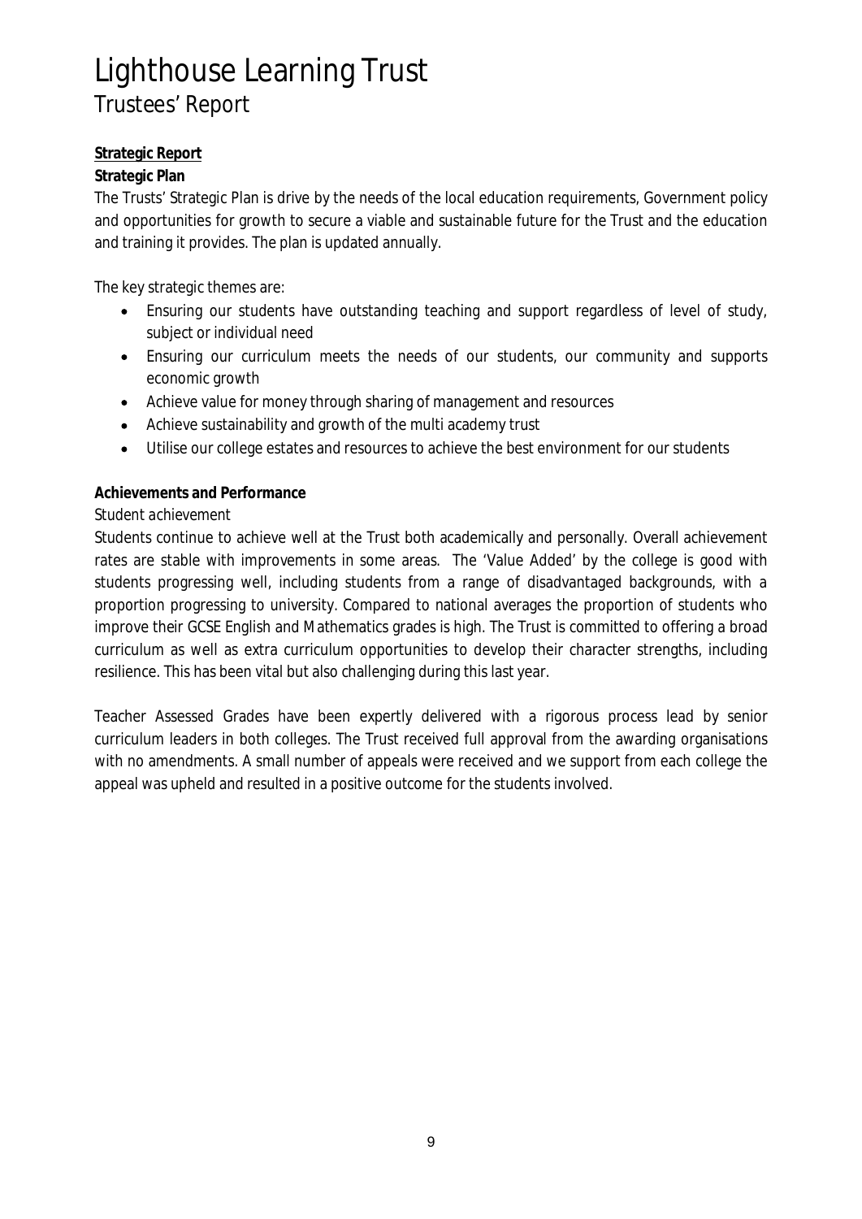# Lighthouse Learning Trust

## Trustees' Report

**Strategic Report**

**Strategic Plan**

The Trusts' Strategic Plan is drive by the needs of the local education requirements, Government policy and opportunities for growth to secure a viable and sustainable future for the Trust and the education and training it provides. The plan is updated annually.

The key strategic themes are:

- Ensuring our students have outstanding teaching and support regardless of level of study, subject or individual need
- Ensuring our curriculum meets the needs of our students, our community and supports economic growth
- Achieve value for money through sharing of management and resources
- Achieve sustainability and growth of the multi academy trust
- Utilise our college estates and resources to achieve the best environment for our students

**Achievements and Performance**

*Student achievement*

Students continue to achieve well at the Trust both academically and personally. Overall achievement rates are stable with improvements in some areas. The 'Value Added' by the college is good with students progressing well, including students from a range of disadvantaged backgrounds, with a proportion progressing to university. Compared to national averages the proportion of students who improve their GCSE English and Mathematics grades is high. The Trust is committed to offering a broad curriculum as well as extra curriculum opportunities to develop their character strengths, including resilience. This has been vital but also challenging during this last year.

Teacher Assessed Grades have been expertly delivered with a rigorous process lead by senior curriculum leaders in both colleges. The Trust received full approval from the awarding organisations with no amendments. A small number of appeals were received and we support from each college the appeal was upheld and resulted in a positive outcome for the students involved.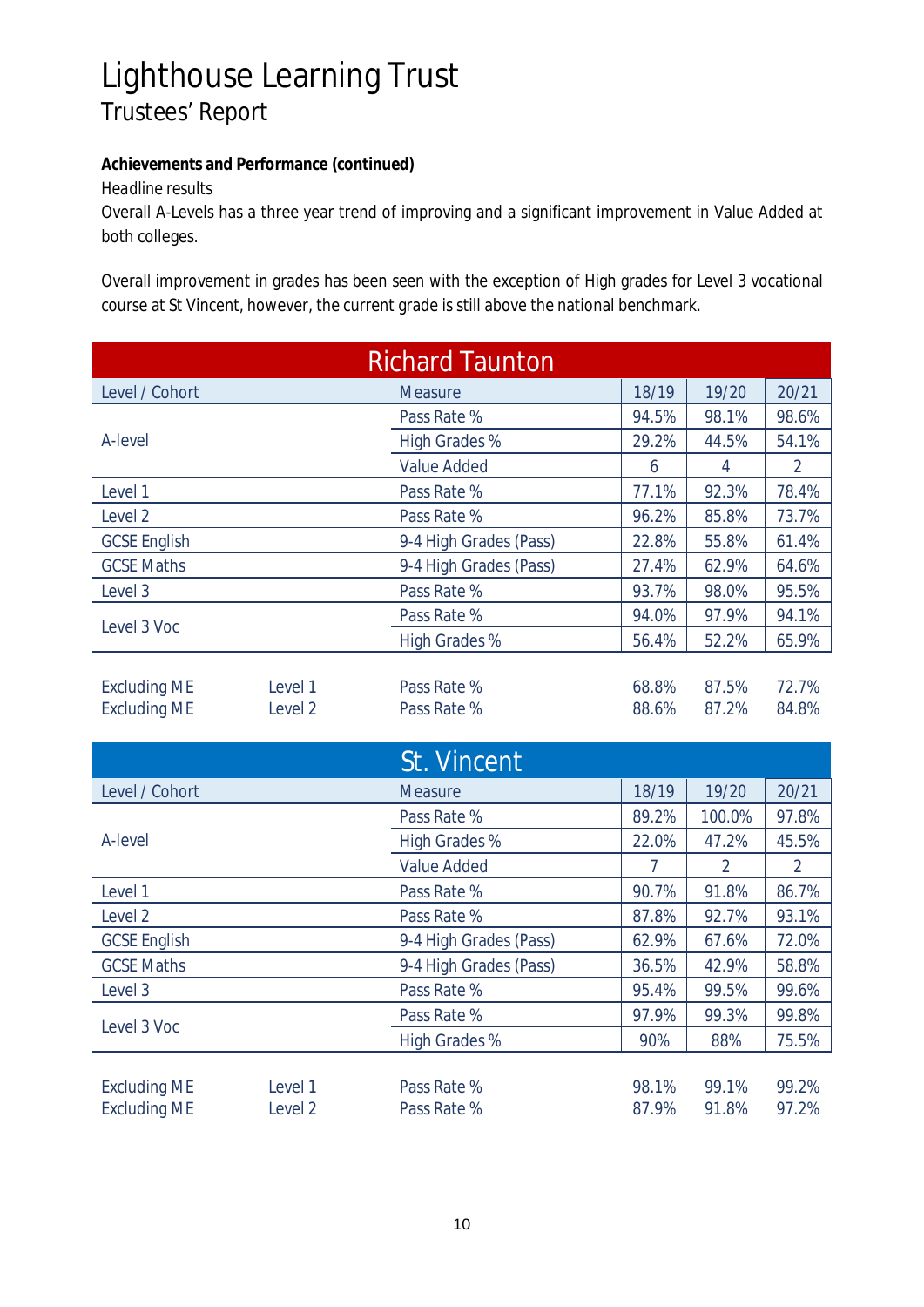# Lighthouse Learning Trust

## Trustees' Report

**Achievements and Performance (continued)**

*Headline results*

Overall A-Levels has a three year trend of improving and a significant improvement in Value Added at both colleges.

Overall improvement in grades has been seen with the exception of High grades for Level 3 vocational course at St Vincent, however, the current grade is still above the national benchmark.

**Richard Taunton**

| Level / Cohort | | Measure | 18/19 | 19/20 | 20/21 |
|---|---|---|---|---|---|
| A-level | | Pass Rate % | 94.5% | 98.1% | 98.6% |
| | | High Grades % | 29.2% | 44.5% | 54.1% |
| | | Value Added | 6 | 4 | 2 |
| Level 1 | | Pass Rate % | 77.1% | 92.3% | 78.4% |
| Level 2 | | Pass Rate % | 96.2% | 85.8% | 73.7% |
| GCSE English | | 9-4 High Grades (Pass) | 22.8% | 55.8% | 61.4% |
| GCSE Maths | | 9-4 High Grades (Pass) | 27.4% | 62.9% | 64.6% |
| Level 3 | | Pass Rate % | 93.7% | 98.0% | 95.5% |
| Level 3 Voc | | Pass Rate % | 94.0% | 97.9% | 94.1% |
| | | High Grades % | 56.4% | 52.2% | 65.9% |
| Excluding ME | Level 1 | Pass Rate % | 68.8% | 87.5% | 72.7% |
| Excluding ME | Level 2 | Pass Rate % | 88.6% | 87.2% | 84.8% |

**St. Vincent**

| Level / Cohort | | Measure | 18/19 | 19/20 | 20/21 |
|---|---|---|---|---|---|
| A-level | | Pass Rate % | 89.2% | 100.0% | 97.8% |
| | | High Grades % | 22.0% | 47.2% | 45.5% |
| | | Value Added | 7 | 2 | 2 |
| Level 1 | | Pass Rate % | 90.7% | 91.8% | 86.7% |
| Level 2 | | Pass Rate % | 87.8% | 92.7% | 93.1% |
| GCSE English | | 9-4 High Grades (Pass) | 62.9% | 67.6% | 72.0% |
| GCSE Maths | | 9-4 High Grades (Pass) | 36.5% | 42.9% | 58.8% |
| Level 3 | | Pass Rate % | 95.4% | 99.5% | 99.6% |
| Level 3 Voc | | Pass Rate % | 97.9% | 99.3% | 99.8% |
| | | High Grades % | 90% | 88% | 75.5% |
| Excluding ME | Level 1 | Pass Rate % | 98.1% | 99.1% | 99.2% |
| Excluding ME | Level 2 | Pass Rate % | 87.9% | 91.8% | 97.2% |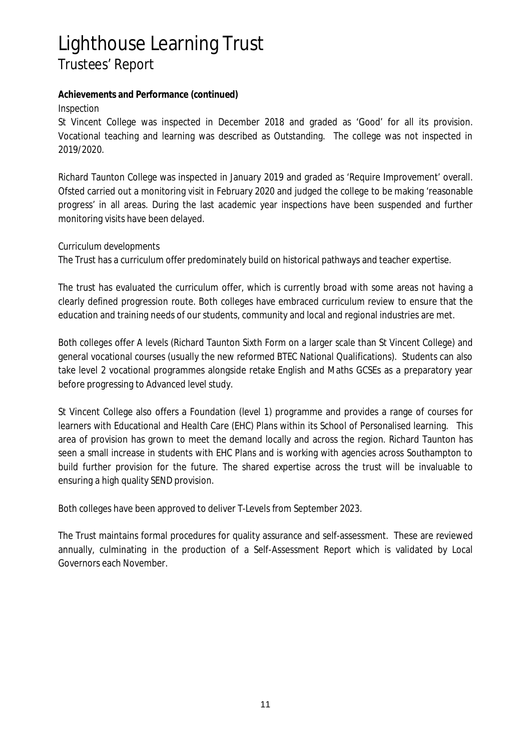# Lighthouse Learning Trust
## Trustees' Report

**Achievements and Performance (continued)**

Inspection

St Vincent College was inspected in December 2018 and graded as 'Good' for all its provision. Vocational teaching and learning was described as Outstanding. The college was not inspected in 2019/2020.

Richard Taunton College was inspected in January 2019 and graded as 'Require Improvement' overall. Ofsted carried out a monitoring visit in February 2020 and judged the college to be making 'reasonable progress' in all areas. During the last academic year inspections have been suspended and further monitoring visits have been delayed.

Curriculum developments

The Trust has a curriculum offer predominately build on historical pathways and teacher expertise.

The trust has evaluated the curriculum offer, which is currently broad with some areas not having a clearly defined progression route. Both colleges have embraced curriculum review to ensure that the education and training needs of our students, community and local and regional industries are met.

Both colleges offer A levels (Richard Taunton Sixth Form on a larger scale than St Vincent College) and general vocational courses (usually the new reformed BTEC National Qualifications). Students can also take level 2 vocational programmes alongside retake English and Maths GCSEs as a preparatory year before progressing to Advanced level study.

St Vincent College also offers a Foundation (level 1) programme and provides a range of courses for learners with Educational and Health Care (EHC) Plans within its School of Personalised learning. This area of provision has grown to meet the demand locally and across the region. Richard Taunton has seen a small increase in students with EHC Plans and is working with agencies across Southampton to build further provision for the future. The shared expertise across the trust will be invaluable to ensuring a high quality SEND provision.

Both colleges have been approved to deliver T-Levels from September 2023.

The Trust maintains formal procedures for quality assurance and self-assessment. These are reviewed annually, culminating in the production of a Self-Assessment Report which is validated by Local Governors each November.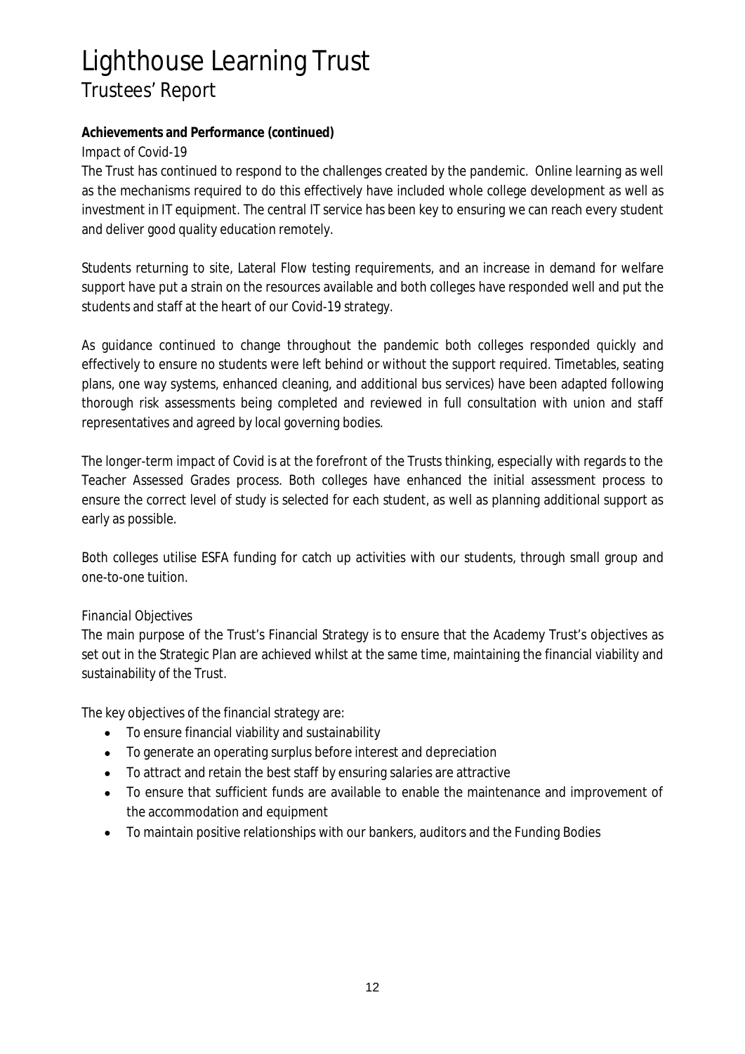# Lighthouse Learning Trust

## Trustees' Report

**Achievements and Performance (continued)**

*Impact of Covid-19*

The Trust has continued to respond to the challenges created by the pandemic. Online learning as well as the mechanisms required to do this effectively have included whole college development as well as investment in IT equipment. The central IT service has been key to ensuring we can reach every student and deliver good quality education remotely.

Students returning to site, Lateral Flow testing requirements, and an increase in demand for welfare support have put a strain on the resources available and both colleges have responded well and put the students and staff at the heart of our Covid-19 strategy.

As guidance continued to change throughout the pandemic both colleges responded quickly and effectively to ensure no students were left behind or without the support required. Timetables, seating plans, one way systems, enhanced cleaning, and additional bus services) have been adapted following thorough risk assessments being completed and reviewed in full consultation with union and staff representatives and agreed by local governing bodies.

The longer-term impact of Covid is at the forefront of the Trusts thinking, especially with regards to the Teacher Assessed Grades process. Both colleges have enhanced the initial assessment process to ensure the correct level of study is selected for each student, as well as planning additional support as early as possible.

Both colleges utilise ESFA funding for catch up activities with our students, through small group and one-to-one tuition.

*Financial Objectives*

The main purpose of the Trust's Financial Strategy is to ensure that the Academy Trust's objectives as set out in the Strategic Plan are achieved whilst at the same time, maintaining the financial viability and sustainability of the Trust.

The key objectives of the financial strategy are:

- To ensure financial viability and sustainability
- To generate an operating surplus before interest and depreciation
- To attract and retain the best staff by ensuring salaries are attractive
- To ensure that sufficient funds are available to enable the maintenance and improvement of the accommodation and equipment
- To maintain positive relationships with our bankers, auditors and the Funding Bodies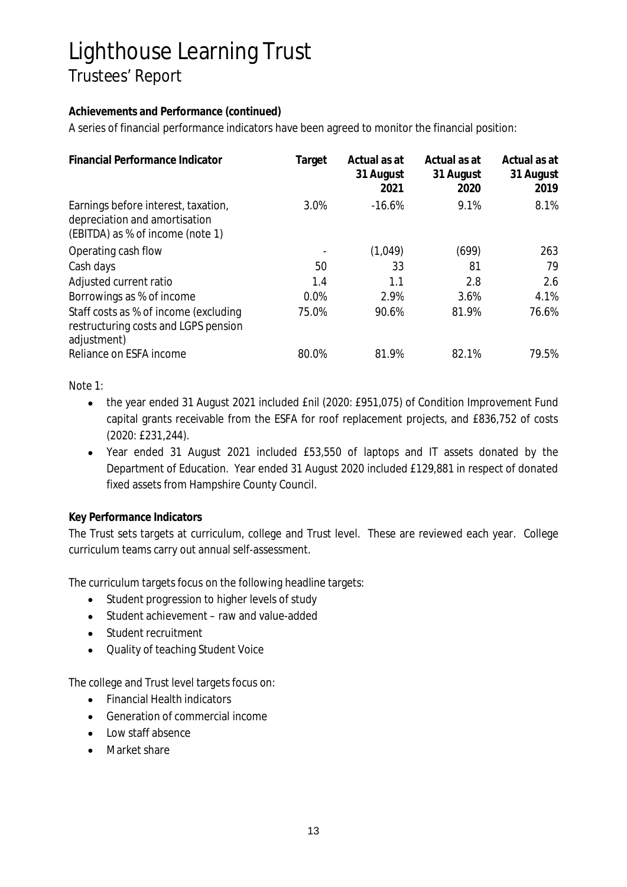# Lighthouse Learning Trust

## Trustees' Report

**Achievements and Performance (continued)**

A series of financial performance indicators have been agreed to monitor the financial position:

| Financial Performance Indicator | Target | Actual as at 31 August 2021 | Actual as at 31 August 2020 | Actual as at 31 August 2019 |
|---|---|---|---|---|
| Earnings before interest, taxation, depreciation and amortisation (EBITDA) as % of income (note 1) | 3.0% | -16.6% | 9.1% | 8.1% |
| Operating cash flow | - | (1,049) | (699) | 263 |
| Cash days | 50 | 33 | 81 | 79 |
| Adjusted current ratio | 1.4 | 1.1 | 2.8 | 2.6 |
| Borrowings as % of income | 0.0% | 2.9% | 3.6% | 4.1% |
| Staff costs as % of income (excluding restructuring costs and LGPS pension adjustment) | 75.0% | 90.6% | 81.9% | 76.6% |
| Reliance on ESFA income | 80.0% | 81.9% | 82.1% | 79.5% |

Note 1:

- the year ended 31 August 2021 included £nil (2020: £951,075) of Condition Improvement Fund capital grants receivable from the ESFA for roof replacement projects, and £836,752 of costs (2020: £231,244).
- Year ended 31 August 2021 included £53,550 of laptops and IT assets donated by the Department of Education. Year ended 31 August 2020 included £129,881 in respect of donated fixed assets from Hampshire County Council.

**Key Performance Indicators**

The Trust sets targets at curriculum, college and Trust level. These are reviewed each year. College curriculum teams carry out annual self-assessment.

The curriculum targets focus on the following headline targets:

- Student progression to higher levels of study
- Student achievement – raw and value-added
- Student recruitment
- Quality of teaching Student Voice

The college and Trust level targets focus on:

- Financial Health indicators
- Generation of commercial income
- Low staff absence
- Market share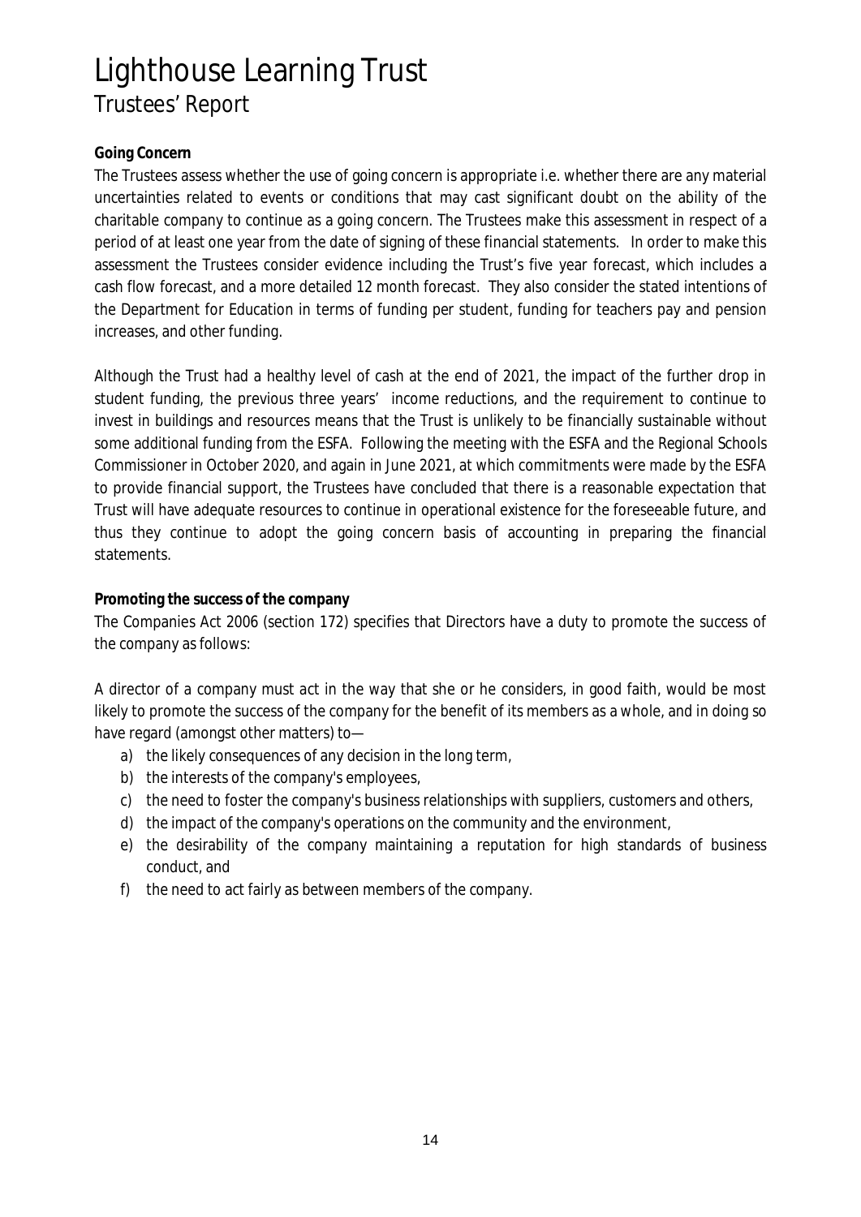# Lighthouse Learning Trust
## Trustees' Report

**Going Concern**

The Trustees assess whether the use of going concern is appropriate i.e. whether there are any material uncertainties related to events or conditions that may cast significant doubt on the ability of the charitable company to continue as a going concern. The Trustees make this assessment in respect of a period of at least one year from the date of signing of these financial statements. In order to make this assessment the Trustees consider evidence including the Trust's five year forecast, which includes a cash flow forecast, and a more detailed 12 month forecast. They also consider the stated intentions of the Department for Education in terms of funding per student, funding for teachers pay and pension increases, and other funding.

Although the Trust had a healthy level of cash at the end of 2021, the impact of the further drop in student funding, the previous three years' income reductions, and the requirement to continue to invest in buildings and resources means that the Trust is unlikely to be financially sustainable without some additional funding from the ESFA. Following the meeting with the ESFA and the Regional Schools Commissioner in October 2020, and again in June 2021, at which commitments were made by the ESFA to provide financial support, the Trustees have concluded that there is a reasonable expectation that Trust will have adequate resources to continue in operational existence for the foreseeable future, and thus they continue to adopt the going concern basis of accounting in preparing the financial statements.

**Promoting the success of the company**

The Companies Act 2006 (section 172) specifies that Directors have a duty to promote the success of the company as follows:

A director of a company must act in the way that she or he considers, in good faith, would be most likely to promote the success of the company for the benefit of its members as a whole, and in doing so have regard (amongst other matters) to—

a) the likely consequences of any decision in the long term,
b) the interests of the company's employees,
c) the need to foster the company's business relationships with suppliers, customers and others,
d) the impact of the company's operations on the community and the environment,
e) the desirability of the company maintaining a reputation for high standards of business conduct, and
f) the need to act fairly as between members of the company.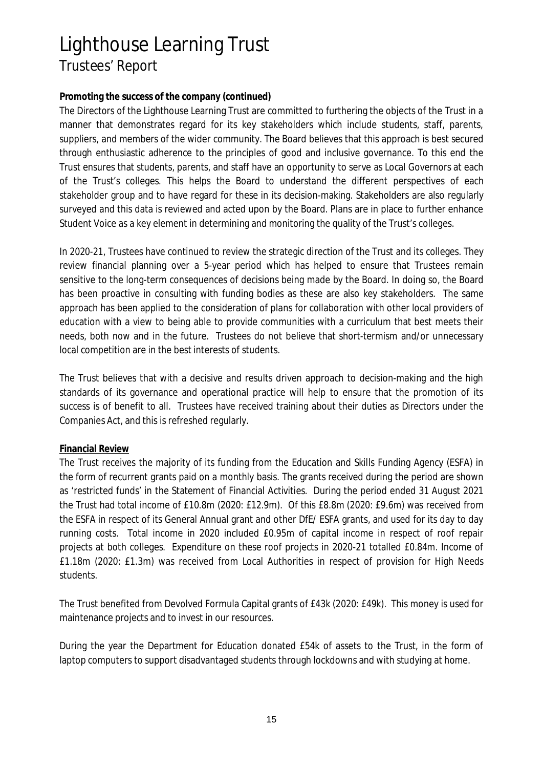# Lighthouse Learning Trust

## Trustees' Report

**Promoting the success of the company (continued)**

The Directors of the Lighthouse Learning Trust are committed to furthering the objects of the Trust in a manner that demonstrates regard for its key stakeholders which include students, staff, parents, suppliers, and members of the wider community. The Board believes that this approach is best secured through enthusiastic adherence to the principles of good and inclusive governance. To this end the Trust ensures that students, parents, and staff have an opportunity to serve as Local Governors at each of the Trust's colleges. This helps the Board to understand the different perspectives of each stakeholder group and to have regard for these in its decision-making. Stakeholders are also regularly surveyed and this data is reviewed and acted upon by the Board. Plans are in place to further enhance Student Voice as a key element in determining and monitoring the quality of the Trust's colleges.

In 2020-21, Trustees have continued to review the strategic direction of the Trust and its colleges. They review financial planning over a 5-year period which has helped to ensure that Trustees remain sensitive to the long-term consequences of decisions being made by the Board. In doing so, the Board has been proactive in consulting with funding bodies as these are also key stakeholders. The same approach has been applied to the consideration of plans for collaboration with other local providers of education with a view to being able to provide communities with a curriculum that best meets their needs, both now and in the future. Trustees do not believe that short-termism and/or unnecessary local competition are in the best interests of students.

The Trust believes that with a decisive and results driven approach to decision-making and the high standards of its governance and operational practice will help to ensure that the promotion of its success is of benefit to all. Trustees have received training about their duties as Directors under the Companies Act, and this is refreshed regularly.

**Financial Review**

The Trust receives the majority of its funding from the Education and Skills Funding Agency (ESFA) in the form of recurrent grants paid on a monthly basis. The grants received during the period are shown as 'restricted funds' in the Statement of Financial Activities. During the period ended 31 August 2021 the Trust had total income of £10.8m (2020: £12.9m). Of this £8.8m (2020: £9.6m) was received from the ESFA in respect of its General Annual grant and other DfE/ ESFA grants, and used for its day to day running costs. Total income in 2020 included £0.95m of capital income in respect of roof repair projects at both colleges. Expenditure on these roof projects in 2020-21 totalled £0.84m. Income of £1.18m (2020: £1.3m) was received from Local Authorities in respect of provision for High Needs students.

The Trust benefited from Devolved Formula Capital grants of £43k (2020: £49k). This money is used for maintenance projects and to invest in our resources.

During the year the Department for Education donated £54k of assets to the Trust, in the form of laptop computers to support disadvantaged students through lockdowns and with studying at home.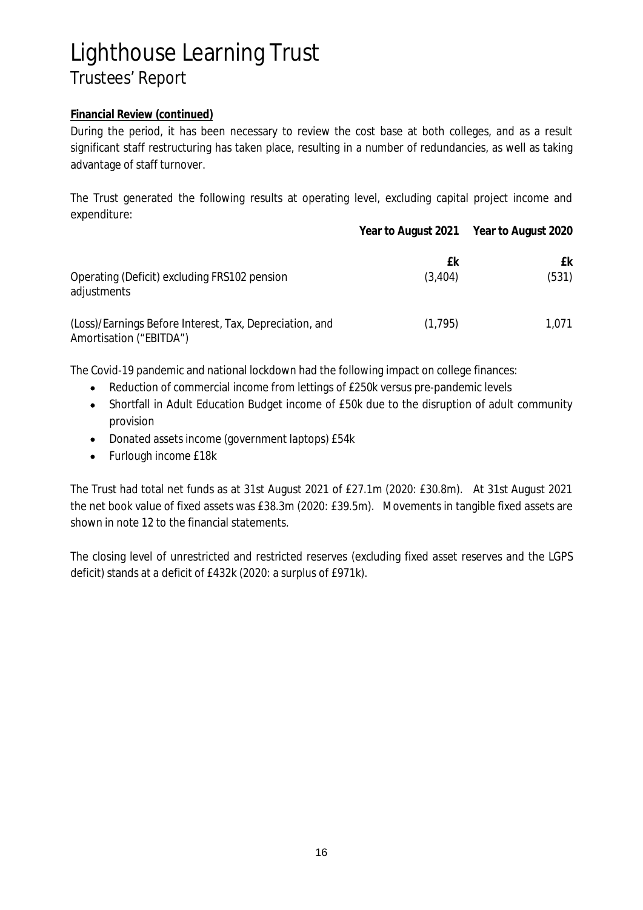# Lighthouse Learning Trust

## Trustees' Report

**Financial Review (continued)**

During the period, it has been necessary to review the cost base at both colleges, and as a result significant staff restructuring has taken place, resulting in a number of redundancies, as well as taking advantage of staff turnover.

The Trust generated the following results at operating level, excluding capital project income and expenditure:

| | Year to August 2021 | Year to August 2020 |
|---|---|---|
| | £k | £k |
| Operating (Deficit) excluding FRS102 pension adjustments | (3,404) | (531) |
| (Loss)/Earnings Before Interest, Tax, Depreciation, and Amortisation ("EBITDA") | (1,795) | 1,071 |

The Covid-19 pandemic and national lockdown had the following impact on college finances:

- Reduction of commercial income from lettings of £250k versus pre-pandemic levels
- Shortfall in Adult Education Budget income of £50k due to the disruption of adult community provision
- Donated assets income (government laptops) £54k
- Furlough income £18k

The Trust had total net funds as at 31st August 2021 of £27.1m (2020: £30.8m). At 31st August 2021 the net book value of fixed assets was £38.3m (2020: £39.5m). Movements in tangible fixed assets are shown in note 12 to the financial statements.

The closing level of unrestricted and restricted reserves (excluding fixed asset reserves and the LGPS deficit) stands at a deficit of £432k (2020: a surplus of £971k).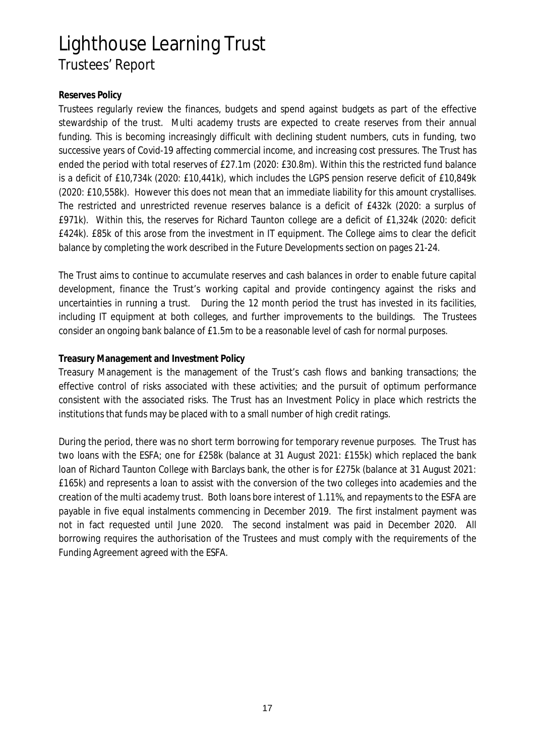# Lighthouse Learning Trust

## Trustees' Report

**Reserves Policy**

Trustees regularly review the finances, budgets and spend against budgets as part of the effective stewardship of the trust. Multi academy trusts are expected to create reserves from their annual funding. This is becoming increasingly difficult with declining student numbers, cuts in funding, two successive years of Covid-19 affecting commercial income, and increasing cost pressures. The Trust has ended the period with total reserves of £27.1m (2020: £30.8m). Within this the restricted fund balance is a deficit of £10,734k (2020: £10,441k), which includes the LGPS pension reserve deficit of £10,849k (2020: £10,558k). However this does not mean that an immediate liability for this amount crystallises. The restricted and unrestricted revenue reserves balance is a deficit of £432k (2020: a surplus of £971k). Within this, the reserves for Richard Taunton college are a deficit of £1,324k (2020: deficit £424k). £85k of this arose from the investment in IT equipment. The College aims to clear the deficit balance by completing the work described in the Future Developments section on pages 21-24.

The Trust aims to continue to accumulate reserves and cash balances in order to enable future capital development, finance the Trust's working capital and provide contingency against the risks and uncertainties in running a trust. During the 12 month period the trust has invested in its facilities, including IT equipment at both colleges, and further improvements to the buildings. The Trustees consider an ongoing bank balance of £1.5m to be a reasonable level of cash for normal purposes.

**Treasury Management and Investment Policy**

Treasury Management is the management of the Trust's cash flows and banking transactions; the effective control of risks associated with these activities; and the pursuit of optimum performance consistent with the associated risks. The Trust has an Investment Policy in place which restricts the institutions that funds may be placed with to a small number of high credit ratings.

During the period, there was no short term borrowing for temporary revenue purposes. The Trust has two loans with the ESFA; one for £258k (balance at 31 August 2021: £155k) which replaced the bank loan of Richard Taunton College with Barclays bank, the other is for £275k (balance at 31 August 2021: £165k) and represents a loan to assist with the conversion of the two colleges into academies and the creation of the multi academy trust. Both loans bore interest of 1.11%, and repayments to the ESFA are payable in five equal instalments commencing in December 2019. The first instalment payment was not in fact requested until June 2020. The second instalment was paid in December 2020. All borrowing requires the authorisation of the Trustees and must comply with the requirements of the Funding Agreement agreed with the ESFA.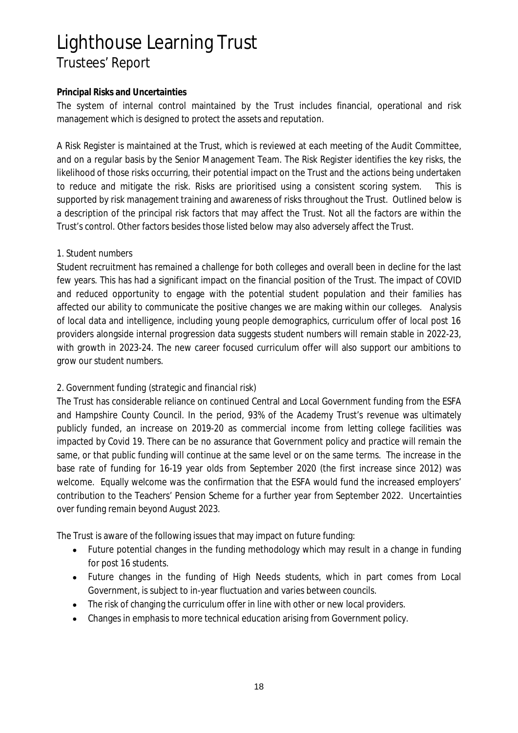# Lighthouse Learning Trust

## Trustees' Report

**Principal Risks and Uncertainties**

The system of internal control maintained by the Trust includes financial, operational and risk management which is designed to protect the assets and reputation.

A Risk Register is maintained at the Trust, which is reviewed at each meeting of the Audit Committee, and on a regular basis by the Senior Management Team. The Risk Register identifies the key risks, the likelihood of those risks occurring, their potential impact on the Trust and the actions being undertaken to reduce and mitigate the risk. Risks are prioritised using a consistent scoring system. This is supported by risk management training and awareness of risks throughout the Trust. Outlined below is a description of the principal risk factors that may affect the Trust. Not all the factors are within the Trust's control. Other factors besides those listed below may also adversely affect the Trust.

1. Student numbers

Student recruitment has remained a challenge for both colleges and overall been in decline for the last few years. This has had a significant impact on the financial position of the Trust. The impact of COVID and reduced opportunity to engage with the potential student population and their families has affected our ability to communicate the positive changes we are making within our colleges. Analysis of local data and intelligence, including young people demographics, curriculum offer of local post 16 providers alongside internal progression data suggests student numbers will remain stable in 2022-23, with growth in 2023-24. The new career focused curriculum offer will also support our ambitions to grow our student numbers.

2. Government funding *(strategic and financial risk)*

The Trust has considerable reliance on continued Central and Local Government funding from the ESFA and Hampshire County Council. In the period, 93% of the Academy Trust's revenue was ultimately publicly funded, an increase on 2019-20 as commercial income from letting college facilities was impacted by Covid 19. There can be no assurance that Government policy and practice will remain the same, or that public funding will continue at the same level or on the same terms. The increase in the base rate of funding for 16-19 year olds from September 2020 (the first increase since 2012) was welcome. Equally welcome was the confirmation that the ESFA would fund the increased employers' contribution to the Teachers' Pension Scheme for a further year from September 2022. Uncertainties over funding remain beyond August 2023.

The Trust is aware of the following issues that may impact on future funding:

- Future potential changes in the funding methodology which may result in a change in funding for post 16 students.
- Future changes in the funding of High Needs students, which in part comes from Local Government, is subject to in-year fluctuation and varies between councils.
- The risk of changing the curriculum offer in line with other or new local providers.
- Changes in emphasis to more technical education arising from Government policy.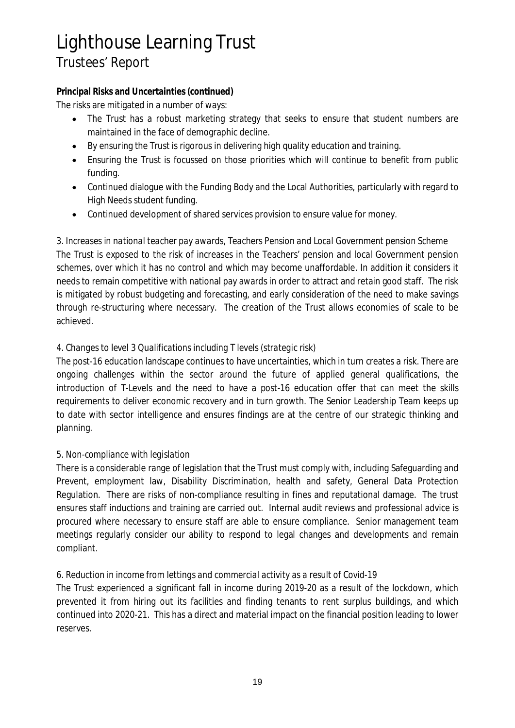**Principal Risks and Uncertainties (continued)**

The risks are mitigated in a number of ways:

- The Trust has a robust marketing strategy that seeks to ensure that student numbers are maintained in the face of demographic decline.
- By ensuring the Trust is rigorous in delivering high quality education and training.
- Ensuring the Trust is focussed on those priorities which will continue to benefit from public funding.
- Continued dialogue with the Funding Body and the Local Authorities, particularly with regard to High Needs student funding.
- Continued development of shared services provision to ensure value for money.

*3. Increases in national teacher pay awards, Teachers Pension and Local Government pension Scheme*

The Trust is exposed to the risk of increases in the Teachers' pension and local Government pension schemes, over which it has no control and which may become unaffordable. In addition it considers it needs to remain competitive with national pay awards in order to attract and retain good staff. The risk is mitigated by robust budgeting and forecasting, and early consideration of the need to make savings through re-structuring where necessary. The creation of the Trust allows economies of scale to be achieved.

*4. Changes to level 3 Qualifications including T levels (strategic risk)*

The post-16 education landscape continues to have uncertainties, which in turn creates a risk. There are ongoing challenges within the sector around the future of applied general qualifications, the introduction of T-Levels and the need to have a post-16 education offer that can meet the skills requirements to deliver economic recovery and in turn growth. The Senior Leadership Team keeps up to date with sector intelligence and ensures findings are at the centre of our strategic thinking and planning.

*5. Non-compliance with legislation*

There is a considerable range of legislation that the Trust must comply with, including Safeguarding and Prevent, employment law, Disability Discrimination, health and safety, General Data Protection Regulation. There are risks of non-compliance resulting in fines and reputational damage. The trust ensures staff inductions and training are carried out. Internal audit reviews and professional advice is procured where necessary to ensure staff are able to ensure compliance. Senior management team meetings regularly consider our ability to respond to legal changes and developments and remain compliant.

*6. Reduction in income from lettings and commercial activity as a result of Covid-19*

The Trust experienced a significant fall in income during 2019-20 as a result of the lockdown, which prevented it from hiring out its facilities and finding tenants to rent surplus buildings, and which continued into 2020-21. This has a direct and material impact on the financial position leading to lower reserves.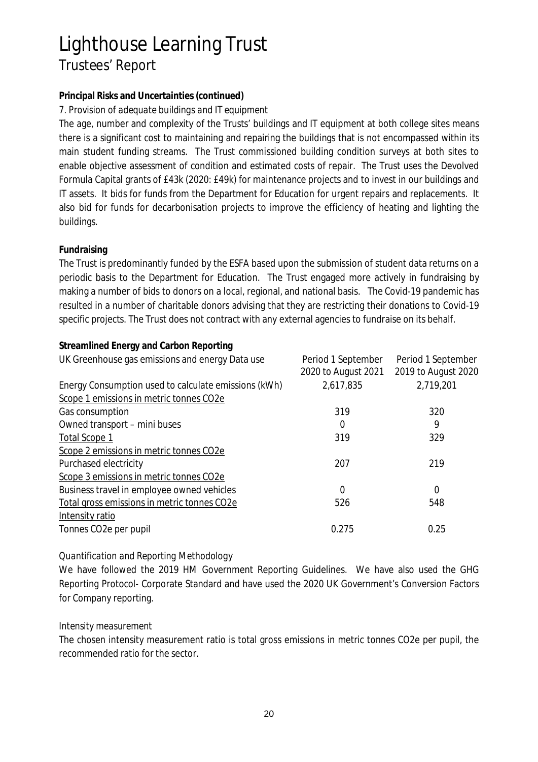# Lighthouse Learning Trust

## Trustees' Report

**Principal Risks and Uncertainties (continued)**

*7. Provision of adequate buildings and IT equipment*

The age, number and complexity of the Trusts' buildings and IT equipment at both college sites means there is a significant cost to maintaining and repairing the buildings that is not encompassed within its main student funding streams. The Trust commissioned building condition surveys at both sites to enable objective assessment of condition and estimated costs of repair. The Trust uses the Devolved Formula Capital grants of £43k (2020: £49k) for maintenance projects and to invest in our buildings and IT assets. It bids for funds from the Department for Education for urgent repairs and replacements. It also bid for funds for decarbonisation projects to improve the efficiency of heating and lighting the buildings.

**Fundraising**

The Trust is predominantly funded by the ESFA based upon the submission of student data returns on a periodic basis to the Department for Education. The Trust engaged more actively in fundraising by making a number of bids to donors on a local, regional, and national basis. The Covid-19 pandemic has resulted in a number of charitable donors advising that they are restricting their donations to Covid-19 specific projects. The Trust does not contract with any external agencies to fundraise on its behalf.

**Streamlined Energy and Carbon Reporting**

| UK Greenhouse gas emissions and energy Data use | Period 1 September 2020 to August 2021 | Period 1 September 2019 to August 2020 |
|---|---|---|
| Energy Consumption used to calculate emissions (kWh) | 2,617,835 | 2,719,201 |
| Scope 1 emissions in metric tonnes CO2e | | |
| Gas consumption | 319 | 320 |
| Owned transport – mini buses | 0 | 9 |
| Total Scope 1 | 319 | 329 |
| Scope 2 emissions in metric tonnes CO2e | | |
| Purchased electricity | 207 | 219 |
| Scope 3 emissions in metric tonnes CO2e | | |
| Business travel in employee owned vehicles | 0 | 0 |
| Total gross emissions in metric tonnes CO2e | 526 | 548 |
| Intensity ratio | | |
| Tonnes CO2e per pupil | 0.275 | 0.25 |

*Quantification and Reporting Methodology*

We have followed the 2019 HM Government Reporting Guidelines. We have also used the GHG Reporting Protocol- Corporate Standard and have used the 2020 UK Government's Conversion Factors for Company reporting.

*Intensity measurement*

The chosen intensity measurement ratio is total gross emissions in metric tonnes CO2e per pupil, the recommended ratio for the sector.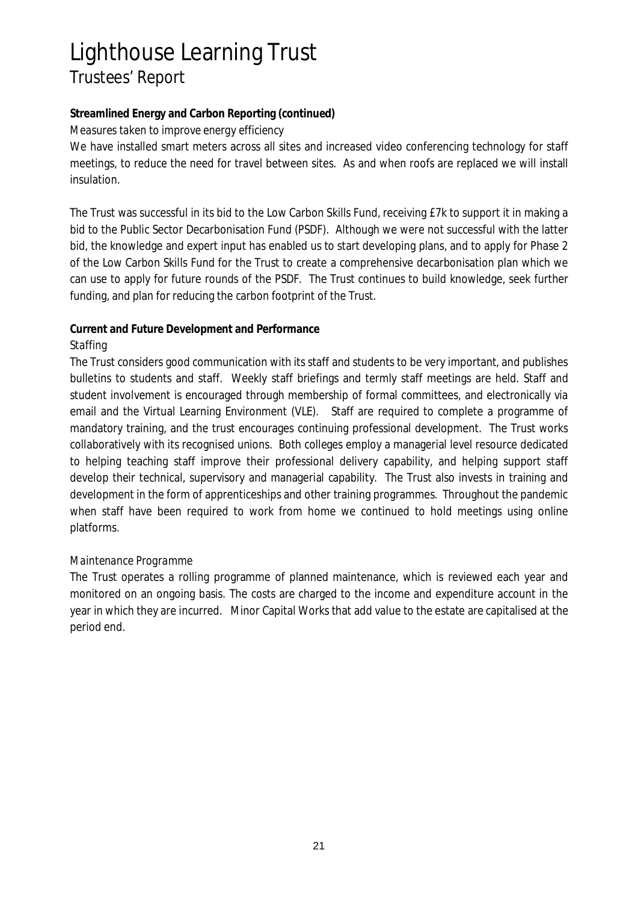# Lighthouse Learning Trust

## Trustees' Report

**Streamlined Energy and Carbon Reporting (continued)**

*Measures taken to improve energy efficiency*

We have installed smart meters across all sites and increased video conferencing technology for staff meetings, to reduce the need for travel between sites. As and when roofs are replaced we will install insulation.

The Trust was successful in its bid to the Low Carbon Skills Fund, receiving £7k to support it in making a bid to the Public Sector Decarbonisation Fund (PSDF). Although we were not successful with the latter bid, the knowledge and expert input has enabled us to start developing plans, and to apply for Phase 2 of the Low Carbon Skills Fund for the Trust to create a comprehensive decarbonisation plan which we can use to apply for future rounds of the PSDF. The Trust continues to build knowledge, seek further funding, and plan for reducing the carbon footprint of the Trust.

**Current and Future Development and Performance**

*Staffing*

The Trust considers good communication with its staff and students to be very important, and publishes bulletins to students and staff. Weekly staff briefings and termly staff meetings are held. Staff and student involvement is encouraged through membership of formal committees, and electronically via email and the Virtual Learning Environment (VLE). Staff are required to complete a programme of mandatory training, and the trust encourages continuing professional development. The Trust works collaboratively with its recognised unions. Both colleges employ a managerial level resource dedicated to helping teaching staff improve their professional delivery capability, and helping support staff develop their technical, supervisory and managerial capability. The Trust also invests in training and development in the form of apprenticeships and other training programmes. Throughout the pandemic when staff have been required to work from home we continued to hold meetings using online platforms.

*Maintenance Programme*

The Trust operates a rolling programme of planned maintenance, which is reviewed each year and monitored on an ongoing basis. The costs are charged to the income and expenditure account in the year in which they are incurred. Minor Capital Works that add value to the estate are capitalised at the period end.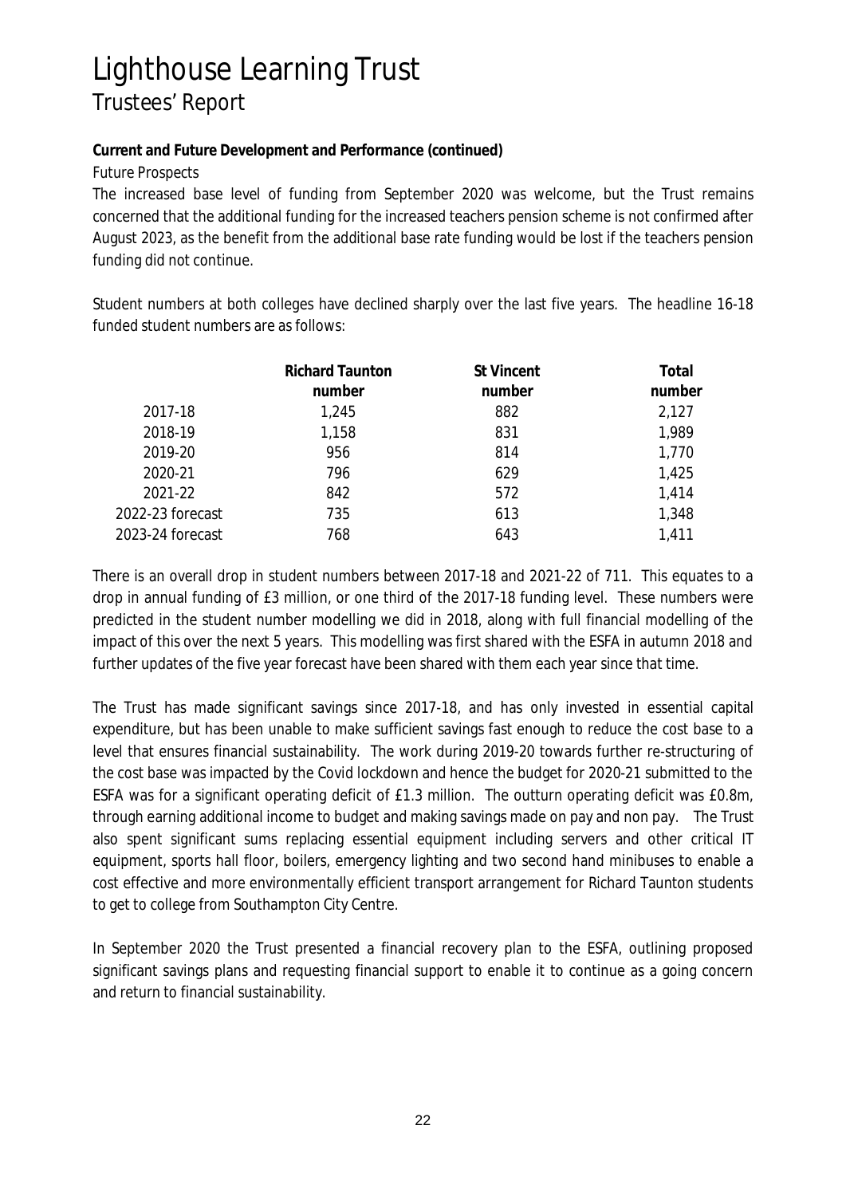# Lighthouse Learning Trust

## Trustees' Report

**Current and Future Development and Performance (continued)**

Future Prospects

The increased base level of funding from September 2020 was welcome, but the Trust remains concerned that the additional funding for the increased teachers pension scheme is not confirmed after August 2023, as the benefit from the additional base rate funding would be lost if the teachers pension funding did not continue.

Student numbers at both colleges have declined sharply over the last five years. The headline 16-18 funded student numbers are as follows:

| | **Richard Taunton number** | **St Vincent number** | **Total number** |
|---|---|---|---|
| 2017-18 | 1,245 | 882 | 2,127 |
| 2018-19 | 1,158 | 831 | 1,989 |
| 2019-20 | 956 | 814 | 1,770 |
| 2020-21 | 796 | 629 | 1,425 |
| 2021-22 | 842 | 572 | 1,414 |
| 2022-23 forecast | 735 | 613 | 1,348 |
| 2023-24 forecast | 768 | 643 | 1,411 |

There is an overall drop in student numbers between 2017-18 and 2021-22 of 711. This equates to a drop in annual funding of £3 million, or one third of the 2017-18 funding level. These numbers were predicted in the student number modelling we did in 2018, along with full financial modelling of the impact of this over the next 5 years. This modelling was first shared with the ESFA in autumn 2018 and further updates of the five year forecast have been shared with them each year since that time.

The Trust has made significant savings since 2017-18, and has only invested in essential capital expenditure, but has been unable to make sufficient savings fast enough to reduce the cost base to a level that ensures financial sustainability. The work during 2019-20 towards further re-structuring of the cost base was impacted by the Covid lockdown and hence the budget for 2020-21 submitted to the ESFA was for a significant operating deficit of £1.3 million. The outturn operating deficit was £0.8m, through earning additional income to budget and making savings made on pay and non pay. The Trust also spent significant sums replacing essential equipment including servers and other critical IT equipment, sports hall floor, boilers, emergency lighting and two second hand minibuses to enable a cost effective and more environmentally efficient transport arrangement for Richard Taunton students to get to college from Southampton City Centre.

In September 2020 the Trust presented a financial recovery plan to the ESFA, outlining proposed significant savings plans and requesting financial support to enable it to continue as a going concern and return to financial sustainability.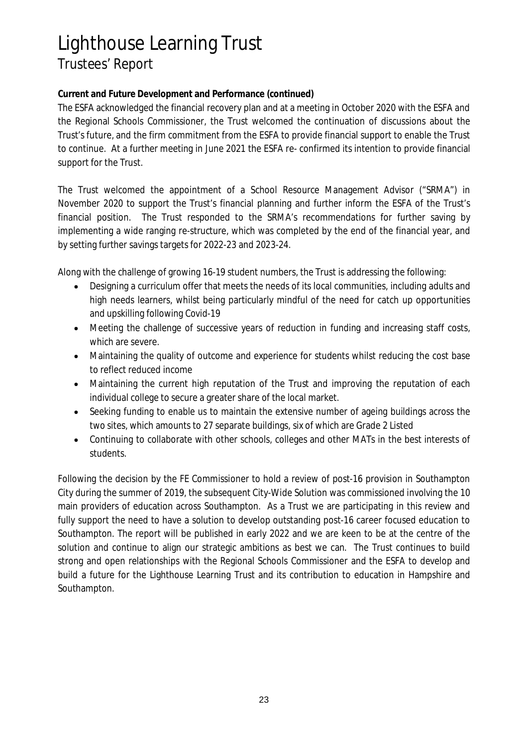# Lighthouse Learning Trust

## Trustees' Report

**Current and Future Development and Performance (continued)**

The ESFA acknowledged the financial recovery plan and at a meeting in October 2020 with the ESFA and the Regional Schools Commissioner, the Trust welcomed the continuation of discussions about the Trust's future, and the firm commitment from the ESFA to provide financial support to enable the Trust to continue. At a further meeting in June 2021 the ESFA re- confirmed its intention to provide financial support for the Trust.

The Trust welcomed the appointment of a School Resource Management Advisor ("SRMA") in November 2020 to support the Trust's financial planning and further inform the ESFA of the Trust's financial position. The Trust responded to the SRMA's recommendations for further saving by implementing a wide ranging re-structure, which was completed by the end of the financial year, and by setting further savings targets for 2022-23 and 2023-24.

Along with the challenge of growing 16-19 student numbers, the Trust is addressing the following:

- Designing a curriculum offer that meets the needs of its local communities, including adults and high needs learners, whilst being particularly mindful of the need for catch up opportunities and upskilling following Covid-19
- Meeting the challenge of successive years of reduction in funding and increasing staff costs, which are severe.
- Maintaining the quality of outcome and experience for students whilst reducing the cost base to reflect reduced income
- Maintaining the current high reputation of the Trust and improving the reputation of each individual college to secure a greater share of the local market.
- Seeking funding to enable us to maintain the extensive number of ageing buildings across the two sites, which amounts to 27 separate buildings, six of which are Grade 2 Listed
- Continuing to collaborate with other schools, colleges and other MATs in the best interests of students.

Following the decision by the FE Commissioner to hold a review of post-16 provision in Southampton City during the summer of 2019, the subsequent City-Wide Solution was commissioned involving the 10 main providers of education across Southampton. As a Trust we are participating in this review and fully support the need to have a solution to develop outstanding post-16 career focused education to Southampton. The report will be published in early 2022 and we are keen to be at the centre of the solution and continue to align our strategic ambitions as best we can. The Trust continues to build strong and open relationships with the Regional Schools Commissioner and the ESFA to develop and build a future for the Lighthouse Learning Trust and its contribution to education in Hampshire and Southampton.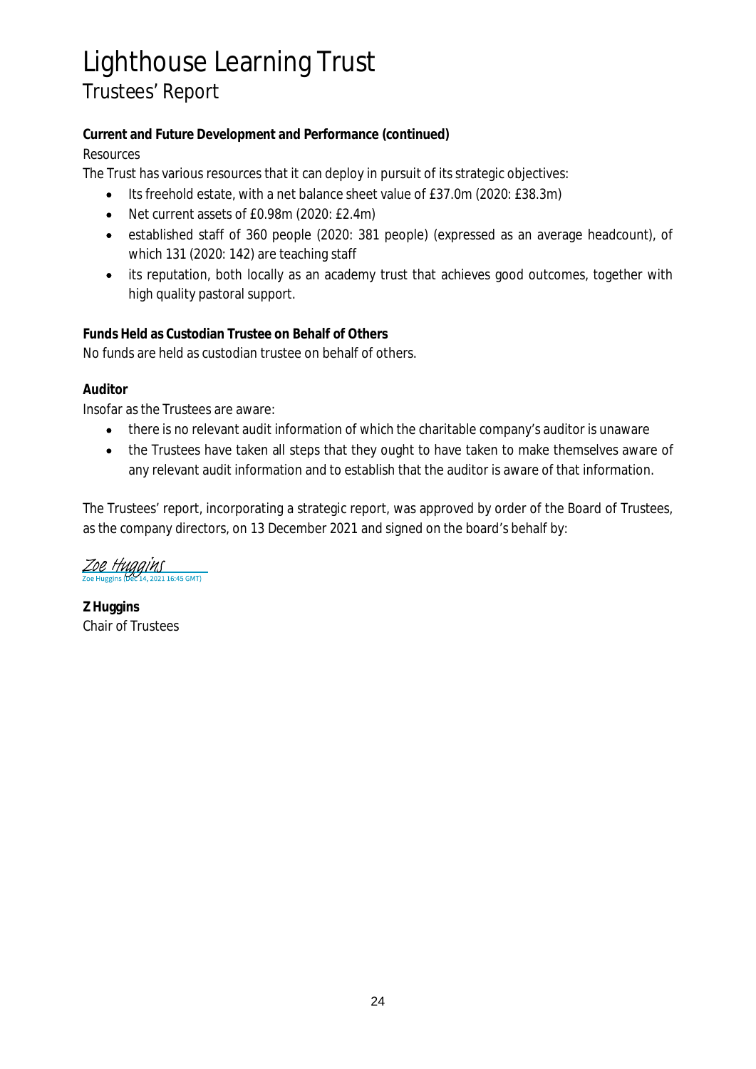# Lighthouse Learning Trust

## Trustees' Report

**Current and Future Development and Performance (continued)**

Resources

The Trust has various resources that it can deploy in pursuit of its strategic objectives:

- Its freehold estate, with a net balance sheet value of £37.0m (2020: £38.3m)
- Net current assets of £0.98m (2020: £2.4m)
- established staff of 360 people (2020: 381 people) (expressed as an average headcount), of which 131 (2020: 142) are teaching staff
- its reputation, both locally as an academy trust that achieves good outcomes, together with high quality pastoral support.

**Funds Held as Custodian Trustee on Behalf of Others**

No funds are held as custodian trustee on behalf of others.

**Auditor**

Insofar as the Trustees are aware:

- there is no relevant audit information of which the charitable company's auditor is unaware
- the Trustees have taken all steps that they ought to have taken to make themselves aware of any relevant audit information and to establish that the auditor is aware of that information.

The Trustees' report, incorporating a strategic report, was approved by order of the Board of Trustees, as the company directors, on 13 December 2021 and signed on the board's behalf by:

Zoe Huggins
Zoe Huggins (Dec 14, 2021 16:45 GMT)

**Z Huggins**
Chair of Trustees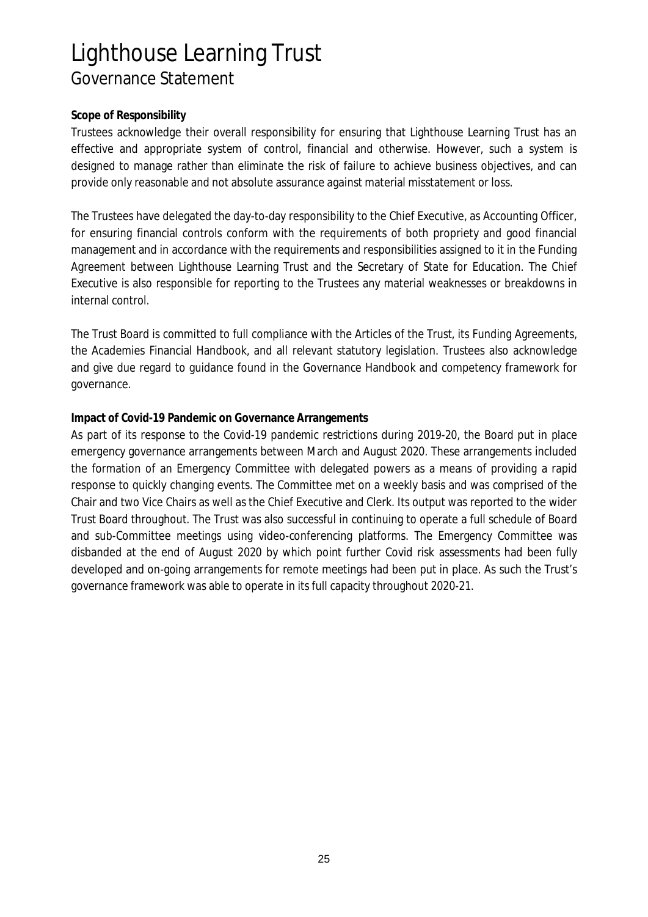# Lighthouse Learning Trust
## Governance Statement

**Scope of Responsibility**

Trustees acknowledge their overall responsibility for ensuring that Lighthouse Learning Trust has an effective and appropriate system of control, financial and otherwise. However, such a system is designed to manage rather than eliminate the risk of failure to achieve business objectives, and can provide only reasonable and not absolute assurance against material misstatement or loss.

The Trustees have delegated the day-to-day responsibility to the Chief Executive, as Accounting Officer, for ensuring financial controls conform with the requirements of both propriety and good financial management and in accordance with the requirements and responsibilities assigned to it in the Funding Agreement between Lighthouse Learning Trust and the Secretary of State for Education. The Chief Executive is also responsible for reporting to the Trustees any material weaknesses or breakdowns in internal control.

The Trust Board is committed to full compliance with the Articles of the Trust, its Funding Agreements, the Academies Financial Handbook, and all relevant statutory legislation. Trustees also acknowledge and give due regard to guidance found in the Governance Handbook and competency framework for governance.

**Impact of Covid-19 Pandemic on Governance Arrangements**

As part of its response to the Covid-19 pandemic restrictions during 2019-20, the Board put in place emergency governance arrangements between March and August 2020. These arrangements included the formation of an Emergency Committee with delegated powers as a means of providing a rapid response to quickly changing events. The Committee met on a weekly basis and was comprised of the Chair and two Vice Chairs as well as the Chief Executive and Clerk. Its output was reported to the wider Trust Board throughout. The Trust was also successful in continuing to operate a full schedule of Board and sub-Committee meetings using video-conferencing platforms. The Emergency Committee was disbanded at the end of August 2020 by which point further Covid risk assessments had been fully developed and on-going arrangements for remote meetings had been put in place. As such the Trust's governance framework was able to operate in its full capacity throughout 2020-21.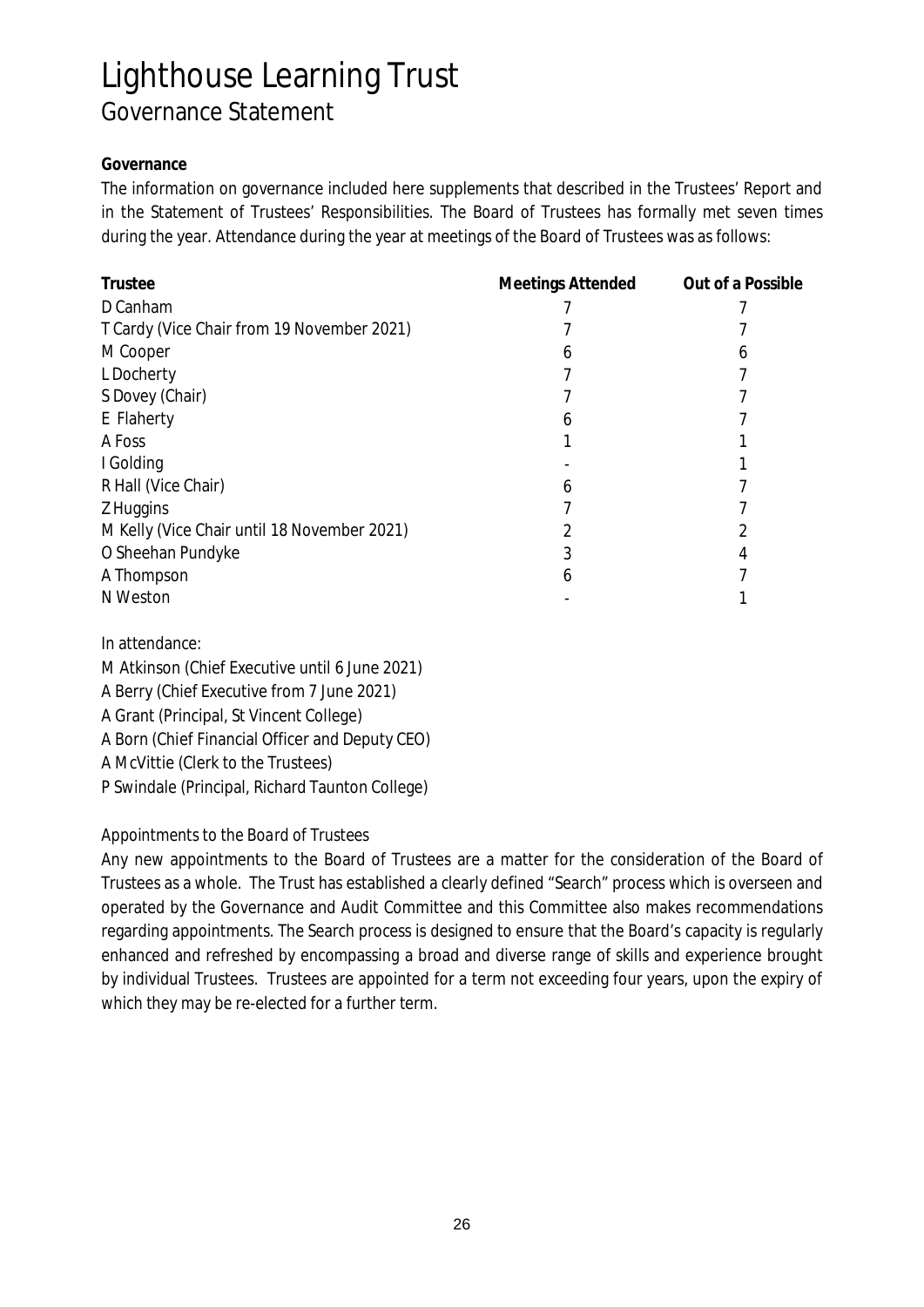# Lighthouse Learning Trust

## Governance Statement

**Governance**

The information on governance included here supplements that described in the Trustees' Report and in the Statement of Trustees' Responsibilities. The Board of Trustees has formally met seven times during the year. Attendance during the year at meetings of the Board of Trustees was as follows:

| Trustee | Meetings Attended | Out of a Possible |
|---|---|---|
| D Canham | 7 | 7 |
| T Cardy (Vice Chair from 19 November 2021) | 7 | 7 |
| M Cooper | 6 | 6 |
| L Docherty | 7 | 7 |
| S Dovey (Chair) | 7 | 7 |
| E Flaherty | 6 | 7 |
| A Foss | 1 | 1 |
| I Golding | - | 1 |
| R Hall (Vice Chair) | 6 | 7 |
| Z Huggins | 7 | 7 |
| M Kelly (Vice Chair until 18 November 2021) | 2 | 2 |
| O Sheehan Pundyke | 3 | 4 |
| A Thompson | 6 | 7 |
| N Weston | - | 1 |

In attendance:
M Atkinson (Chief Executive until 6 June 2021)
A Berry (Chief Executive from 7 June 2021)
A Grant (Principal, St Vincent College)
A Born (Chief Financial Officer and Deputy CEO)
A McVittie (Clerk to the Trustees)
P Swindale (Principal, Richard Taunton College)

*Appointments to the Board of Trustees*

Any new appointments to the Board of Trustees are a matter for the consideration of the Board of Trustees as a whole. The Trust has established a clearly defined "Search" process which is overseen and operated by the Governance and Audit Committee and this Committee also makes recommendations regarding appointments. The Search process is designed to ensure that the Board's capacity is regularly enhanced and refreshed by encompassing a broad and diverse range of skills and experience brought by individual Trustees. Trustees are appointed for a term not exceeding four years, upon the expiry of which they may be re-elected for a further term.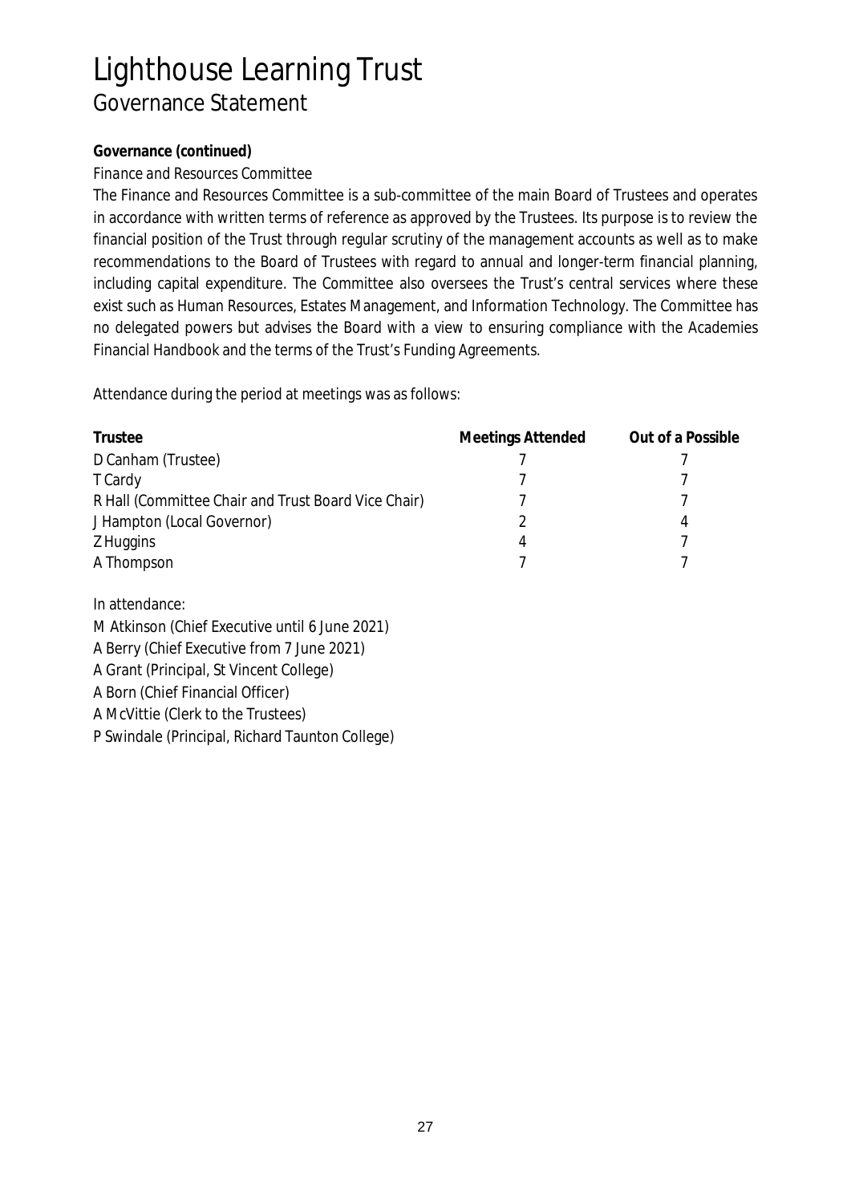# Lighthouse Learning Trust

## Governance Statement

**Governance (continued)**

*Finance and Resources Committee*

The Finance and Resources Committee is a sub-committee of the main Board of Trustees and operates in accordance with written terms of reference as approved by the Trustees. Its purpose is to review the financial position of the Trust through regular scrutiny of the management accounts as well as to make recommendations to the Board of Trustees with regard to annual and longer-term financial planning, including capital expenditure. The Committee also oversees the Trust's central services where these exist such as Human Resources, Estates Management, and Information Technology. The Committee has no delegated powers but advises the Board with a view to ensuring compliance with the Academies Financial Handbook and the terms of the Trust's Funding Agreements.

Attendance during the period at meetings was as follows:

| Trustee | Meetings Attended | Out of a Possible |
|---|---|---|
| D Canham (Trustee) | 7 | 7 |
| T Cardy | 7 | 7 |
| R Hall (Committee Chair and Trust Board Vice Chair) | 7 | 7 |
| J Hampton (Local Governor) | 2 | 4 |
| Z Huggins | 4 | 7 |
| A Thompson | 7 | 7 |

In attendance:

M Atkinson (Chief Executive until 6 June 2021)
A Berry (Chief Executive from 7 June 2021)
A Grant (Principal, St Vincent College)
A Born (Chief Financial Officer)
A McVittie (Clerk to the Trustees)
P Swindale (Principal, Richard Taunton College)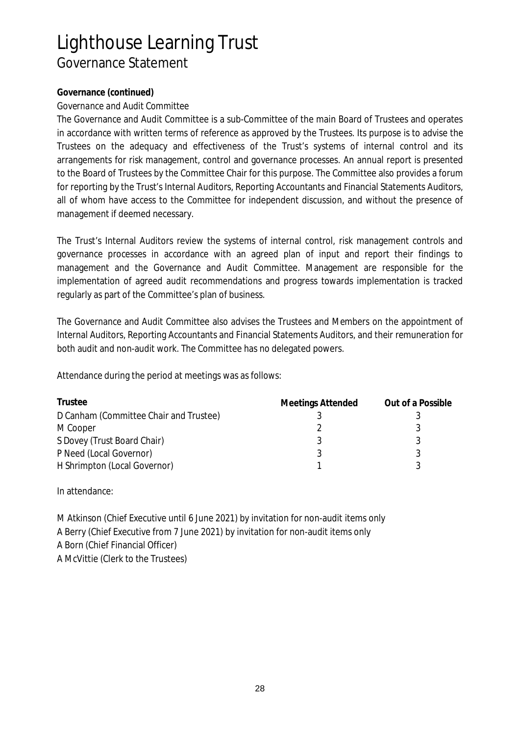# Lighthouse Learning Trust

## Governance Statement

**Governance (continued)**

*Governance and Audit Committee*

The Governance and Audit Committee is a sub-Committee of the main Board of Trustees and operates in accordance with written terms of reference as approved by the Trustees. Its purpose is to advise the Trustees on the adequacy and effectiveness of the Trust's systems of internal control and its arrangements for risk management, control and governance processes. An annual report is presented to the Board of Trustees by the Committee Chair for this purpose. The Committee also provides a forum for reporting by the Trust's Internal Auditors, Reporting Accountants and Financial Statements Auditors, all of whom have access to the Committee for independent discussion, and without the presence of management if deemed necessary.

The Trust's Internal Auditors review the systems of internal control, risk management controls and governance processes in accordance with an agreed plan of input and report their findings to management and the Governance and Audit Committee. Management are responsible for the implementation of agreed audit recommendations and progress towards implementation is tracked regularly as part of the Committee's plan of business.

The Governance and Audit Committee also advises the Trustees and Members on the appointment of Internal Auditors, Reporting Accountants and Financial Statements Auditors, and their remuneration for both audit and non-audit work. The Committee has no delegated powers.

Attendance during the period at meetings was as follows:

| Trustee | Meetings Attended | Out of a Possible |
|---|---|---|
| D Canham (Committee Chair and Trustee) | 3 | 3 |
| M Cooper | 2 | 3 |
| S Dovey (Trust Board Chair) | 3 | 3 |
| P Need (Local Governor) | 3 | 3 |
| H Shrimpton (Local Governor) | 1 | 3 |

In attendance:

M Atkinson (Chief Executive until 6 June 2021) by invitation for non-audit items only
A Berry (Chief Executive from 7 June 2021) by invitation for non-audit items only
A Born (Chief Financial Officer)
A McVittie (Clerk to the Trustees)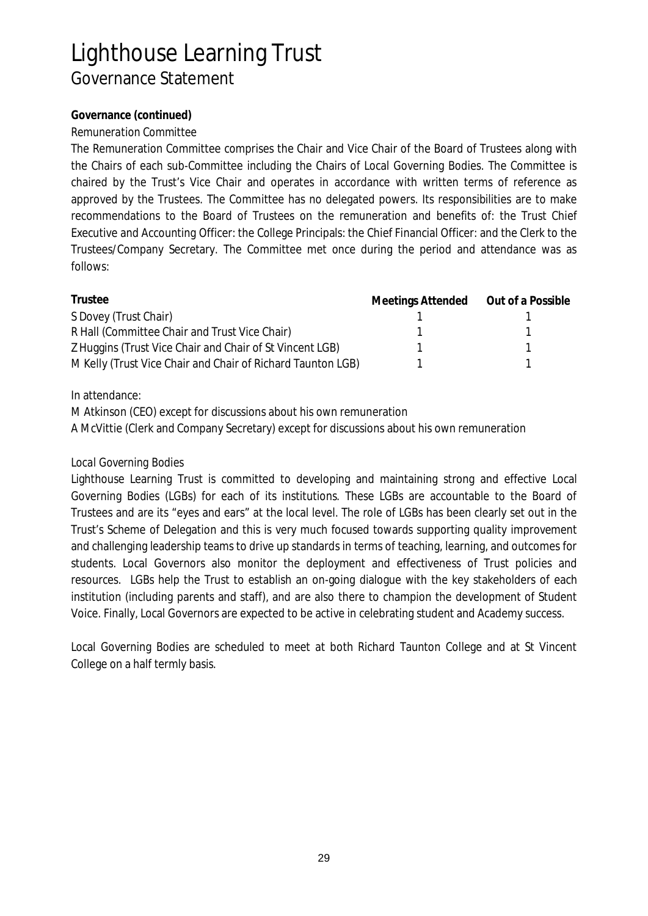# Lighthouse Learning Trust
## Governance Statement

**Governance (continued)**

*Remuneration Committee*

The Remuneration Committee comprises the Chair and Vice Chair of the Board of Trustees along with the Chairs of each sub-Committee including the Chairs of Local Governing Bodies. The Committee is chaired by the Trust's Vice Chair and operates in accordance with written terms of reference as approved by the Trustees. The Committee has no delegated powers. Its responsibilities are to make recommendations to the Board of Trustees on the remuneration and benefits of: the Trust Chief Executive and Accounting Officer: the College Principals: the Chief Financial Officer: and the Clerk to the Trustees/Company Secretary. The Committee met once during the period and attendance was as follows:

| Trustee | Meetings Attended | Out of a Possible |
|---|---|---|
| S Dovey (Trust Chair) | 1 | 1 |
| R Hall (Committee Chair and Trust Vice Chair) | 1 | 1 |
| Z Huggins (Trust Vice Chair and Chair of St Vincent LGB) | 1 | 1 |
| M Kelly (Trust Vice Chair and Chair of Richard Taunton LGB) | 1 | 1 |

In attendance:

M Atkinson (CEO) except for discussions about his own remuneration

A McVittie (Clerk and Company Secretary) except for discussions about his own remuneration

*Local Governing Bodies*

Lighthouse Learning Trust is committed to developing and maintaining strong and effective Local Governing Bodies (LGBs) for each of its institutions. These LGBs are accountable to the Board of Trustees and are its "eyes and ears" at the local level. The role of LGBs has been clearly set out in the Trust's Scheme of Delegation and this is very much focused towards supporting quality improvement and challenging leadership teams to drive up standards in terms of teaching, learning, and outcomes for students. Local Governors also monitor the deployment and effectiveness of Trust policies and resources. LGBs help the Trust to establish an on-going dialogue with the key stakeholders of each institution (including parents and staff), and are also there to champion the development of Student Voice. Finally, Local Governors are expected to be active in celebrating student and Academy success.

Local Governing Bodies are scheduled to meet at both Richard Taunton College and at St Vincent College on a half termly basis.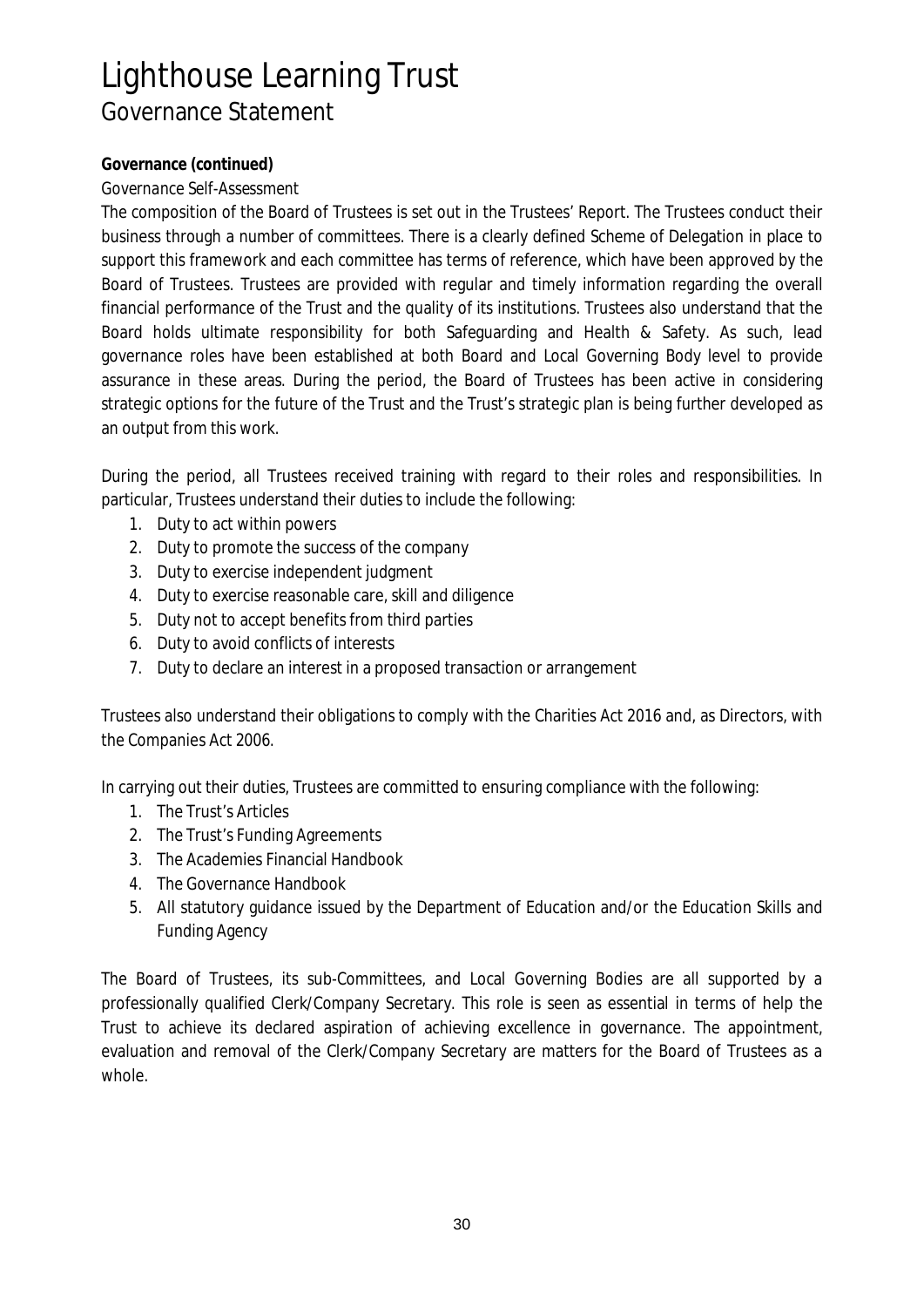# Lighthouse Learning Trust

## Governance Statement

**Governance (continued)**

*Governance Self-Assessment*

The composition of the Board of Trustees is set out in the Trustees' Report. The Trustees conduct their business through a number of committees. There is a clearly defined Scheme of Delegation in place to support this framework and each committee has terms of reference, which have been approved by the Board of Trustees. Trustees are provided with regular and timely information regarding the overall financial performance of the Trust and the quality of its institutions. Trustees also understand that the Board holds ultimate responsibility for both Safeguarding and Health & Safety. As such, lead governance roles have been established at both Board and Local Governing Body level to provide assurance in these areas. During the period, the Board of Trustees has been active in considering strategic options for the future of the Trust and the Trust's strategic plan is being further developed as an output from this work.

During the period, all Trustees received training with regard to their roles and responsibilities. In particular, Trustees understand their duties to include the following:

1. Duty to act within powers
2. Duty to promote the success of the company
3. Duty to exercise independent judgment
4. Duty to exercise reasonable care, skill and diligence
5. Duty not to accept benefits from third parties
6. Duty to avoid conflicts of interests
7. Duty to declare an interest in a proposed transaction or arrangement

Trustees also understand their obligations to comply with the Charities Act 2016 and, as Directors, with the Companies Act 2006.

In carrying out their duties, Trustees are committed to ensuring compliance with the following:

1. The Trust's Articles
2. The Trust's Funding Agreements
3. The Academies Financial Handbook
4. The Governance Handbook
5. All statutory guidance issued by the Department of Education and/or the Education Skills and Funding Agency

The Board of Trustees, its sub-Committees, and Local Governing Bodies are all supported by a professionally qualified Clerk/Company Secretary. This role is seen as essential in terms of help the Trust to achieve its declared aspiration of achieving excellence in governance. The appointment, evaluation and removal of the Clerk/Company Secretary are matters for the Board of Trustees as a whole.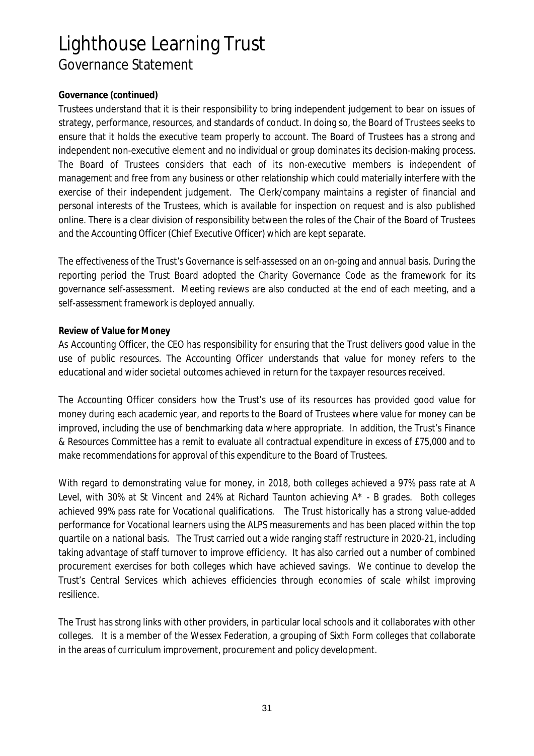# Lighthouse Learning Trust

## Governance Statement

**Governance (continued)**

Trustees understand that it is their responsibility to bring independent judgement to bear on issues of strategy, performance, resources, and standards of conduct. In doing so, the Board of Trustees seeks to ensure that it holds the executive team properly to account. The Board of Trustees has a strong and independent non-executive element and no individual or group dominates its decision-making process. The Board of Trustees considers that each of its non-executive members is independent of management and free from any business or other relationship which could materially interfere with the exercise of their independent judgement. The Clerk/company maintains a register of financial and personal interests of the Trustees, which is available for inspection on request and is also published online. There is a clear division of responsibility between the roles of the Chair of the Board of Trustees and the Accounting Officer (Chief Executive Officer) which are kept separate.

The effectiveness of the Trust's Governance is self-assessed on an on-going and annual basis. During the reporting period the Trust Board adopted the Charity Governance Code as the framework for its governance self-assessment. Meeting reviews are also conducted at the end of each meeting, and a self-assessment framework is deployed annually.

**Review of Value for Money**

As Accounting Officer, the CEO has responsibility for ensuring that the Trust delivers good value in the use of public resources. The Accounting Officer understands that value for money refers to the educational and wider societal outcomes achieved in return for the taxpayer resources received.

The Accounting Officer considers how the Trust's use of its resources has provided good value for money during each academic year, and reports to the Board of Trustees where value for money can be improved, including the use of benchmarking data where appropriate. In addition, the Trust's Finance & Resources Committee has a remit to evaluate all contractual expenditure in excess of £75,000 and to make recommendations for approval of this expenditure to the Board of Trustees.

With regard to demonstrating value for money, in 2018, both colleges achieved a 97% pass rate at A Level, with 30% at St Vincent and 24% at Richard Taunton achieving A* - B grades. Both colleges achieved 99% pass rate for Vocational qualifications. The Trust historically has a strong value-added performance for Vocational learners using the ALPS measurements and has been placed within the top quartile on a national basis. The Trust carried out a wide ranging staff restructure in 2020-21, including taking advantage of staff turnover to improve efficiency. It has also carried out a number of combined procurement exercises for both colleges which have achieved savings. We continue to develop the Trust's Central Services which achieves efficiencies through economies of scale whilst improving resilience.

The Trust has strong links with other providers, in particular local schools and it collaborates with other colleges. It is a member of the Wessex Federation, a grouping of Sixth Form colleges that collaborate in the areas of curriculum improvement, procurement and policy development.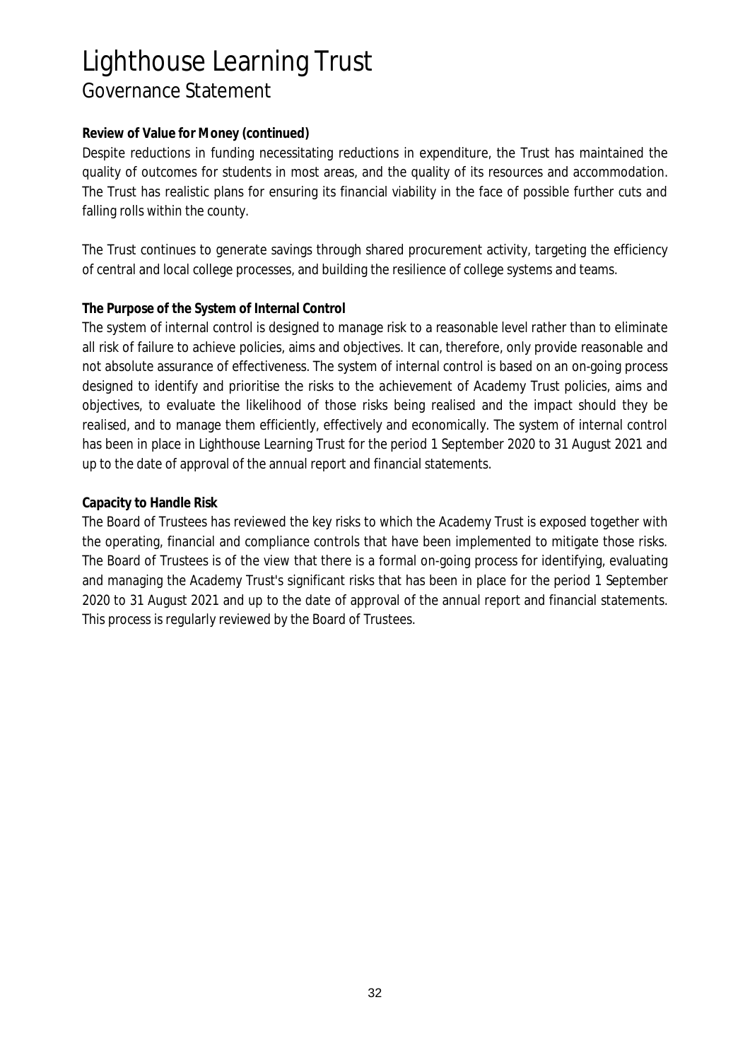# Lighthouse Learning Trust

## Governance Statement

**Review of Value for Money (continued)**

Despite reductions in funding necessitating reductions in expenditure, the Trust has maintained the quality of outcomes for students in most areas, and the quality of its resources and accommodation. The Trust has realistic plans for ensuring its financial viability in the face of possible further cuts and falling rolls within the county.

The Trust continues to generate savings through shared procurement activity, targeting the efficiency of central and local college processes, and building the resilience of college systems and teams.

**The Purpose of the System of Internal Control**

The system of internal control is designed to manage risk to a reasonable level rather than to eliminate all risk of failure to achieve policies, aims and objectives. It can, therefore, only provide reasonable and not absolute assurance of effectiveness. The system of internal control is based on an on-going process designed to identify and prioritise the risks to the achievement of Academy Trust policies, aims and objectives, to evaluate the likelihood of those risks being realised and the impact should they be realised, and to manage them efficiently, effectively and economically. The system of internal control has been in place in Lighthouse Learning Trust for the period 1 September 2020 to 31 August 2021 and up to the date of approval of the annual report and financial statements.

**Capacity to Handle Risk**

The Board of Trustees has reviewed the key risks to which the Academy Trust is exposed together with the operating, financial and compliance controls that have been implemented to mitigate those risks. The Board of Trustees is of the view that there is a formal on-going process for identifying, evaluating and managing the Academy Trust's significant risks that has been in place for the period 1 September 2020 to 31 August 2021 and up to the date of approval of the annual report and financial statements. This process is regularly reviewed by the Board of Trustees.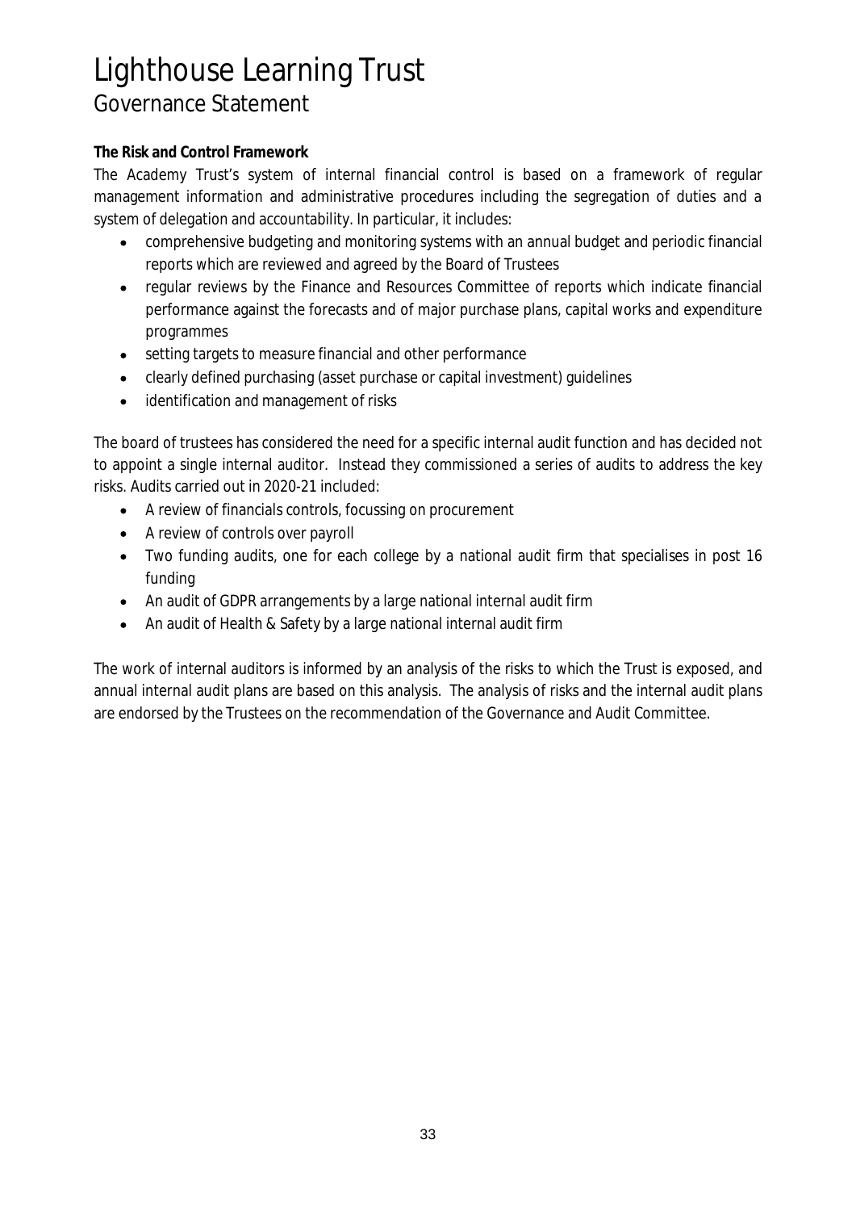# Lighthouse Learning Trust

## Governance Statement

**The Risk and Control Framework**

The Academy Trust's system of internal financial control is based on a framework of regular management information and administrative procedures including the segregation of duties and a system of delegation and accountability. In particular, it includes:

- comprehensive budgeting and monitoring systems with an annual budget and periodic financial reports which are reviewed and agreed by the Board of Trustees
- regular reviews by the Finance and Resources Committee of reports which indicate financial performance against the forecasts and of major purchase plans, capital works and expenditure programmes
- setting targets to measure financial and other performance
- clearly defined purchasing (asset purchase or capital investment) guidelines
- identification and management of risks

The board of trustees has considered the need for a specific internal audit function and has decided not to appoint a single internal auditor. Instead they commissioned a series of audits to address the key risks. Audits carried out in 2020-21 included:

- A review of financials controls, focussing on procurement
- A review of controls over payroll
- Two funding audits, one for each college by a national audit firm that specialises in post 16 funding
- An audit of GDPR arrangements by a large national internal audit firm
- An audit of Health & Safety by a large national internal audit firm

The work of internal auditors is informed by an analysis of the risks to which the Trust is exposed, and annual internal audit plans are based on this analysis. The analysis of risks and the internal audit plans are endorsed by the Trustees on the recommendation of the Governance and Audit Committee.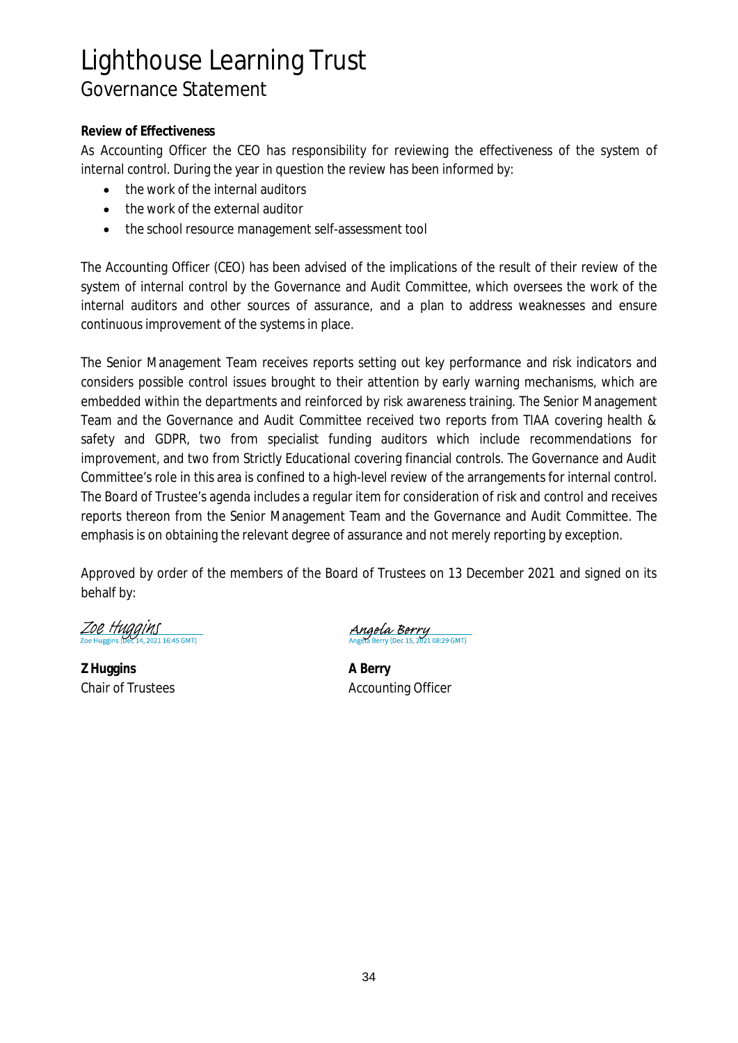# Lighthouse Learning Trust

## Governance Statement

**Review of Effectiveness**

As Accounting Officer the CEO has responsibility for reviewing the effectiveness of the system of internal control. During the year in question the review has been informed by:

- the work of the internal auditors
- the work of the external auditor
- the school resource management self-assessment tool

The Accounting Officer (CEO) has been advised of the implications of the result of their review of the system of internal control by the Governance and Audit Committee, which oversees the work of the internal auditors and other sources of assurance, and a plan to address weaknesses and ensure continuous improvement of the systems in place.

The Senior Management Team receives reports setting out key performance and risk indicators and considers possible control issues brought to their attention by early warning mechanisms, which are embedded within the departments and reinforced by risk awareness training. The Senior Management Team and the Governance and Audit Committee received two reports from TIAA covering health & safety and GDPR, two from specialist funding auditors which include recommendations for improvement, and two from Strictly Educational covering financial controls. The Governance and Audit Committee's role in this area is confined to a high-level review of the arrangements for internal control. The Board of Trustee's agenda includes a regular item for consideration of risk and control and receives reports thereon from the Senior Management Team and the Governance and Audit Committee. The emphasis is on obtaining the relevant degree of assurance and not merely reporting by exception.

Approved by order of the members of the Board of Trustees on 13 December 2021 and signed on its behalf by:

Zoe Huggins
Zoe Huggins (Dec 14, 2021 16:45 GMT)

**Z Huggins**
Chair of Trustees

Angela Berry
Angela Berry (Dec 15, 2021 08:29 GMT)

**A Berry**
Accounting Officer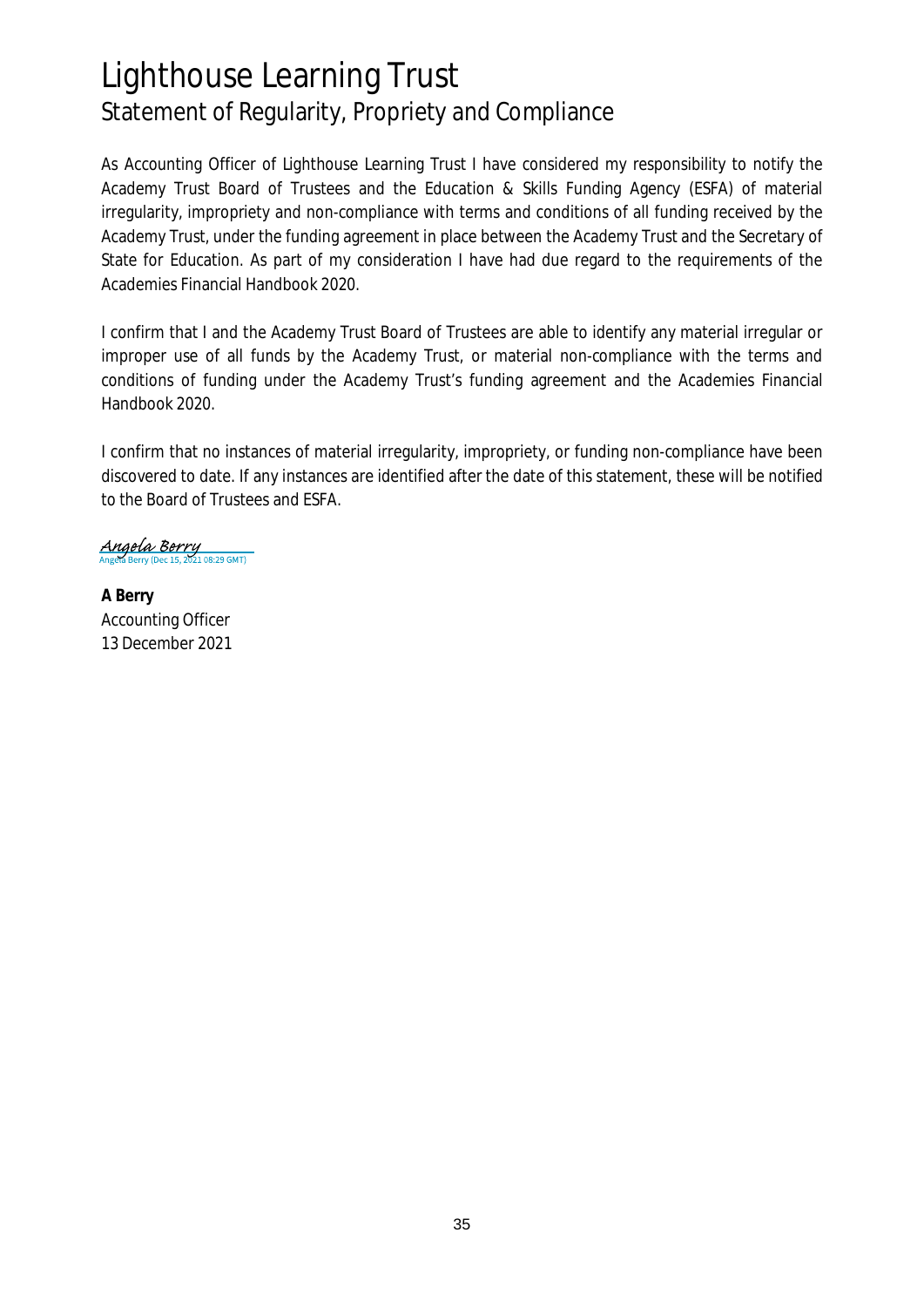# Lighthouse Learning Trust

## Statement of Regularity, Propriety and Compliance

As Accounting Officer of Lighthouse Learning Trust I have considered my responsibility to notify the Academy Trust Board of Trustees and the Education & Skills Funding Agency (ESFA) of material irregularity, impropriety and non-compliance with terms and conditions of all funding received by the Academy Trust, under the funding agreement in place between the Academy Trust and the Secretary of State for Education. As part of my consideration I have had due regard to the requirements of the Academies Financial Handbook 2020.

I confirm that I and the Academy Trust Board of Trustees are able to identify any material irregular or improper use of all funds by the Academy Trust, or material non-compliance with the terms and conditions of funding under the Academy Trust's funding agreement and the Academies Financial Handbook 2020.

I confirm that no instances of material irregularity, impropriety, or funding non-compliance have been discovered to date. If any instances are identified after the date of this statement, these will be notified to the Board of Trustees and ESFA.

Angela Berry
Angela Berry (Dec 15, 2021 08:29 GMT)

**A Berry**
Accounting Officer
13 December 2021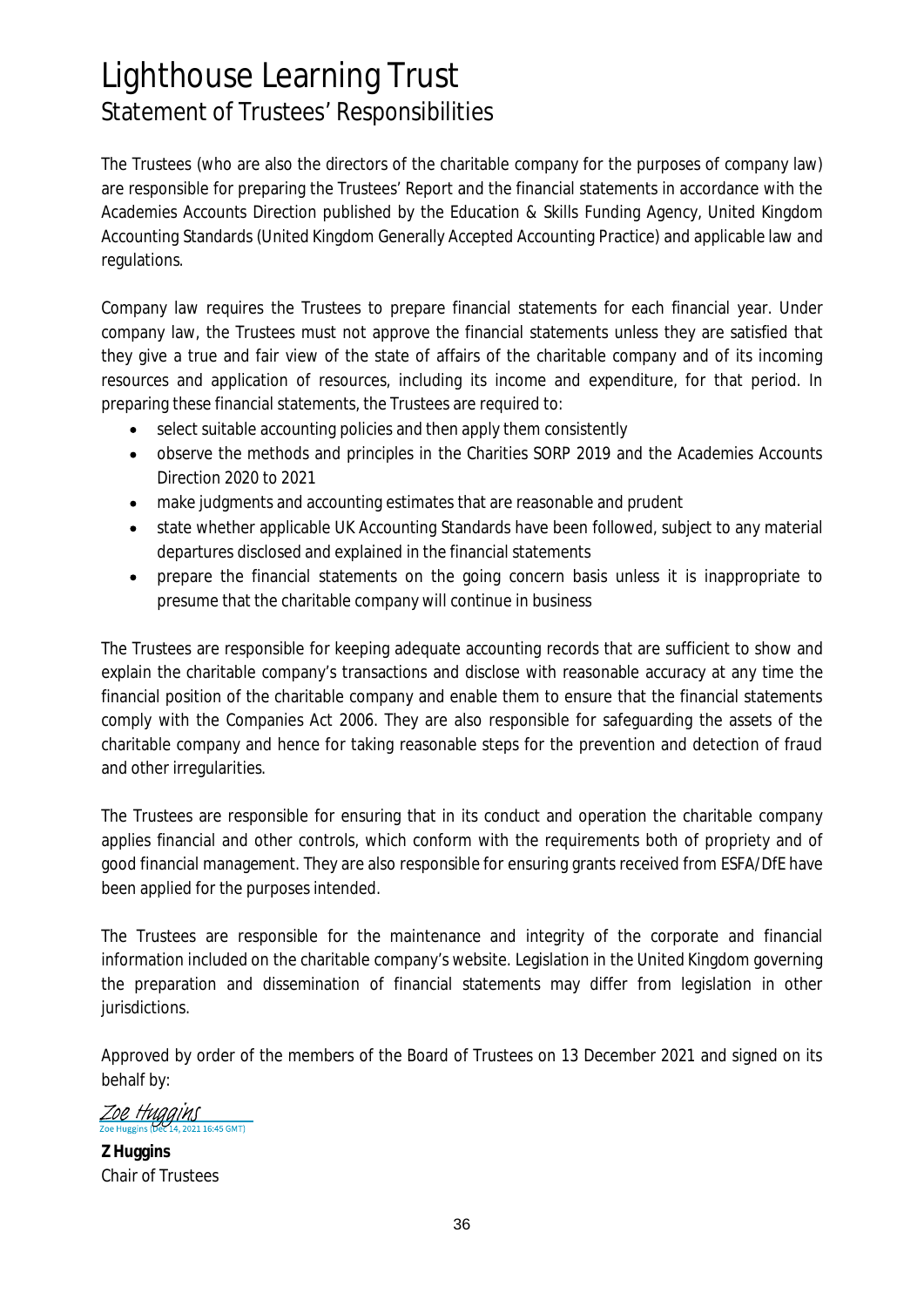# Lighthouse Learning Trust

## Statement of Trustees' Responsibilities

The Trustees (who are also the directors of the charitable company for the purposes of company law) are responsible for preparing the Trustees' Report and the financial statements in accordance with the Academies Accounts Direction published by the Education & Skills Funding Agency, United Kingdom Accounting Standards (United Kingdom Generally Accepted Accounting Practice) and applicable law and regulations.

Company law requires the Trustees to prepare financial statements for each financial year. Under company law, the Trustees must not approve the financial statements unless they are satisfied that they give a true and fair view of the state of affairs of the charitable company and of its incoming resources and application of resources, including its income and expenditure, for that period. In preparing these financial statements, the Trustees are required to:

- select suitable accounting policies and then apply them consistently
- observe the methods and principles in the Charities SORP 2019 and the Academies Accounts Direction 2020 to 2021
- make judgments and accounting estimates that are reasonable and prudent
- state whether applicable UK Accounting Standards have been followed, subject to any material departures disclosed and explained in the financial statements
- prepare the financial statements on the going concern basis unless it is inappropriate to presume that the charitable company will continue in business

The Trustees are responsible for keeping adequate accounting records that are sufficient to show and explain the charitable company's transactions and disclose with reasonable accuracy at any time the financial position of the charitable company and enable them to ensure that the financial statements comply with the Companies Act 2006. They are also responsible for safeguarding the assets of the charitable company and hence for taking reasonable steps for the prevention and detection of fraud and other irregularities.

The Trustees are responsible for ensuring that in its conduct and operation the charitable company applies financial and other controls, which conform with the requirements both of propriety and of good financial management. They are also responsible for ensuring grants received from ESFA/DfE have been applied for the purposes intended.

The Trustees are responsible for the maintenance and integrity of the corporate and financial information included on the charitable company's website. Legislation in the United Kingdom governing the preparation and dissemination of financial statements may differ from legislation in other jurisdictions.

Approved by order of the members of the Board of Trustees on 13 December 2021 and signed on its behalf by:

Zoe Huggins
Zoe Huggins (Dec 14, 2021 16:45 GMT)

**Z Huggins**
Chair of Trustees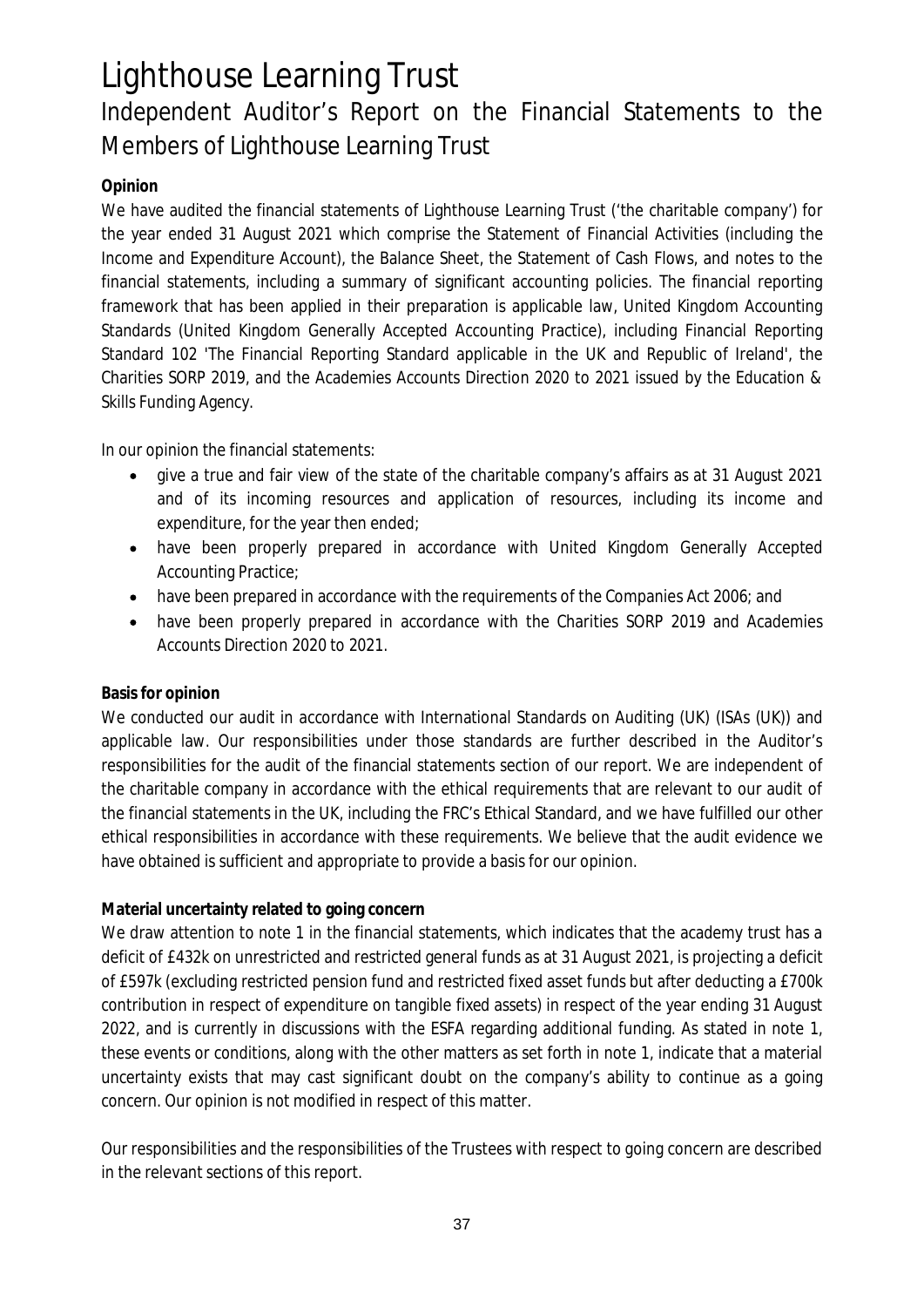# Lighthouse Learning Trust

## Independent Auditor's Report on the Financial Statements to the Members of Lighthouse Learning Trust

**Opinion**

We have audited the financial statements of Lighthouse Learning Trust ('the charitable company') for the year ended 31 August 2021 which comprise the Statement of Financial Activities (including the Income and Expenditure Account), the Balance Sheet, the Statement of Cash Flows, and notes to the financial statements, including a summary of significant accounting policies. The financial reporting framework that has been applied in their preparation is applicable law, United Kingdom Accounting Standards (United Kingdom Generally Accepted Accounting Practice), including Financial Reporting Standard 102 'The Financial Reporting Standard applicable in the UK and Republic of Ireland', the Charities SORP 2019, and the Academies Accounts Direction 2020 to 2021 issued by the Education & Skills Funding Agency.

In our opinion the financial statements:

- give a true and fair view of the state of the charitable company's affairs as at 31 August 2021 and of its incoming resources and application of resources, including its income and expenditure, for the year then ended;
- have been properly prepared in accordance with United Kingdom Generally Accepted Accounting Practice;
- have been prepared in accordance with the requirements of the Companies Act 2006; and
- have been properly prepared in accordance with the Charities SORP 2019 and Academies Accounts Direction 2020 to 2021.

**Basis for opinion**

We conducted our audit in accordance with International Standards on Auditing (UK) (ISAs (UK)) and applicable law. Our responsibilities under those standards are further described in the Auditor's responsibilities for the audit of the financial statements section of our report. We are independent of the charitable company in accordance with the ethical requirements that are relevant to our audit of the financial statements in the UK, including the FRC's Ethical Standard, and we have fulfilled our other ethical responsibilities in accordance with these requirements. We believe that the audit evidence we have obtained is sufficient and appropriate to provide a basis for our opinion.

**Material uncertainty related to going concern**

We draw attention to note 1 in the financial statements, which indicates that the academy trust has a deficit of £432k on unrestricted and restricted general funds as at 31 August 2021, is projecting a deficit of £597k (excluding restricted pension fund and restricted fixed asset funds but after deducting a £700k contribution in respect of expenditure on tangible fixed assets) in respect of the year ending 31 August 2022, and is currently in discussions with the ESFA regarding additional funding. As stated in note 1, these events or conditions, along with the other matters as set forth in note 1, indicate that a material uncertainty exists that may cast significant doubt on the company's ability to continue as a going concern. Our opinion is not modified in respect of this matter.

Our responsibilities and the responsibilities of the Trustees with respect to going concern are described in the relevant sections of this report.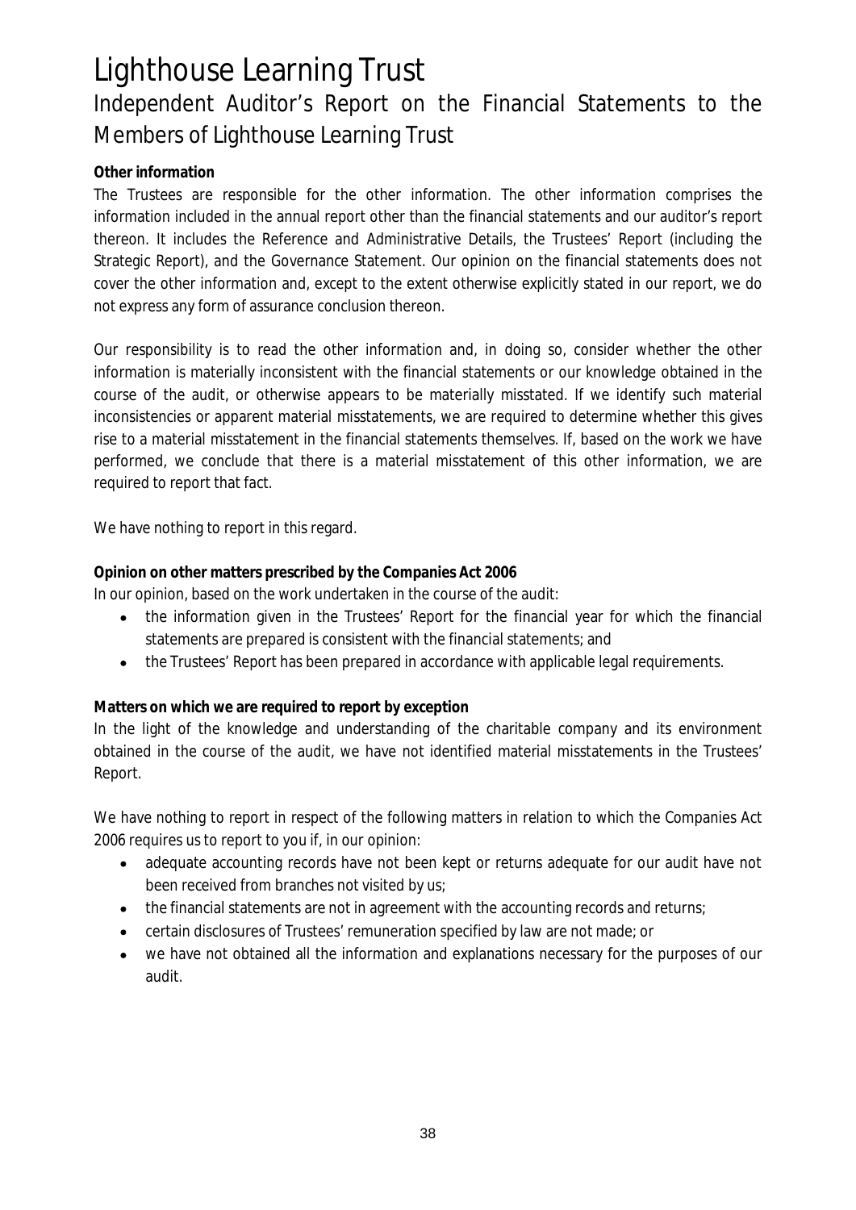# Lighthouse Learning Trust

## Independent Auditor's Report on the Financial Statements to the Members of Lighthouse Learning Trust

**Other information**

The Trustees are responsible for the other information. The other information comprises the information included in the annual report other than the financial statements and our auditor's report thereon. It includes the Reference and Administrative Details, the Trustees' Report (including the Strategic Report), and the Governance Statement. Our opinion on the financial statements does not cover the other information and, except to the extent otherwise explicitly stated in our report, we do not express any form of assurance conclusion thereon.

Our responsibility is to read the other information and, in doing so, consider whether the other information is materially inconsistent with the financial statements or our knowledge obtained in the course of the audit, or otherwise appears to be materially misstated. If we identify such material inconsistencies or apparent material misstatements, we are required to determine whether this gives rise to a material misstatement in the financial statements themselves. If, based on the work we have performed, we conclude that there is a material misstatement of this other information, we are required to report that fact.

We have nothing to report in this regard.

**Opinion on other matters prescribed by the Companies Act 2006**

In our opinion, based on the work undertaken in the course of the audit:

- the information given in the Trustees' Report for the financial year for which the financial statements are prepared is consistent with the financial statements; and
- the Trustees' Report has been prepared in accordance with applicable legal requirements.

**Matters on which we are required to report by exception**

In the light of the knowledge and understanding of the charitable company and its environment obtained in the course of the audit, we have not identified material misstatements in the Trustees' Report.

We have nothing to report in respect of the following matters in relation to which the Companies Act 2006 requires us to report to you if, in our opinion:

- adequate accounting records have not been kept or returns adequate for our audit have not been received from branches not visited by us;
- the financial statements are not in agreement with the accounting records and returns;
- certain disclosures of Trustees' remuneration specified by law are not made; or
- we have not obtained all the information and explanations necessary for the purposes of our audit.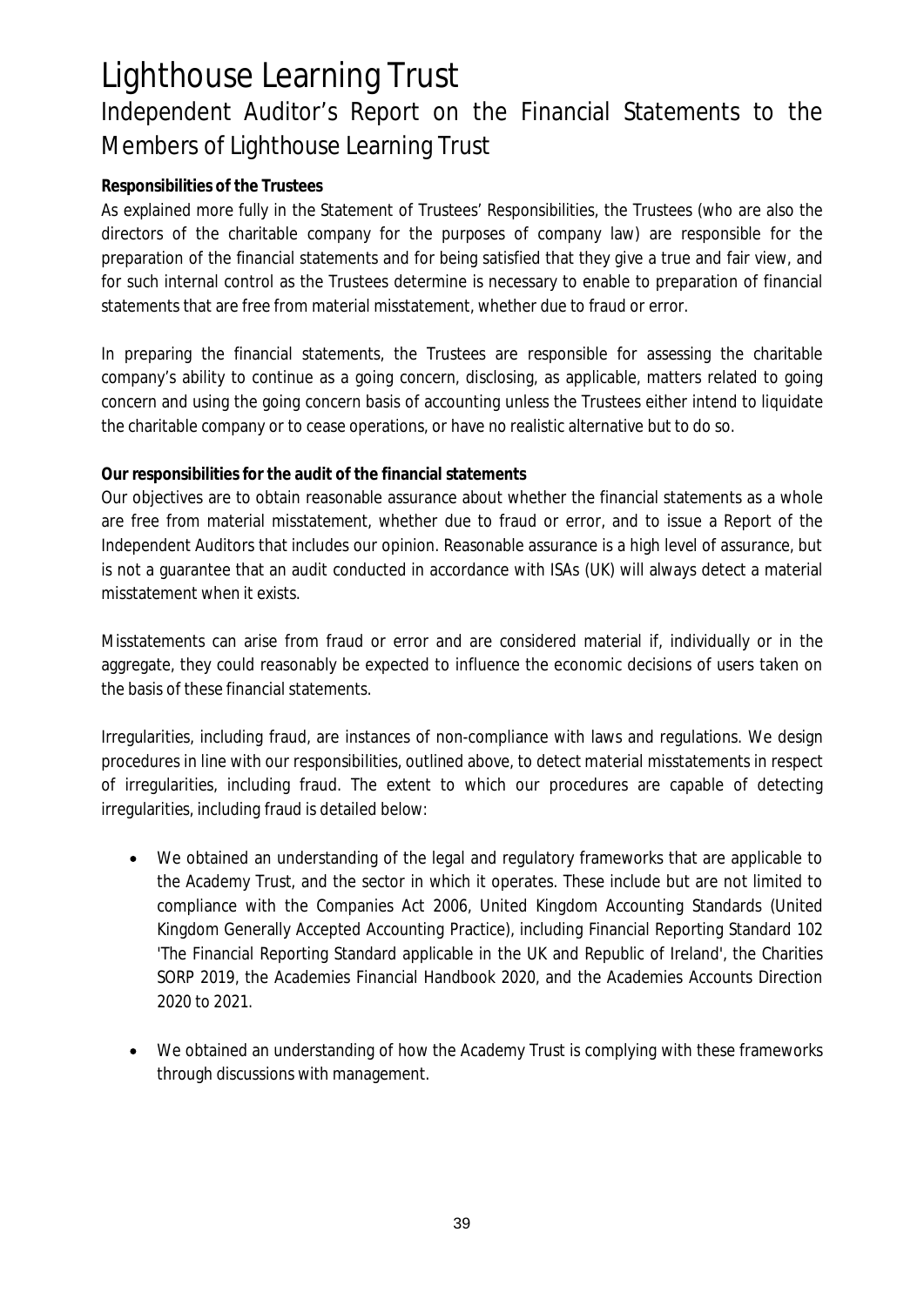# Lighthouse Learning Trust

## Independent Auditor's Report on the Financial Statements to the Members of Lighthouse Learning Trust

**Responsibilities of the Trustees**

As explained more fully in the Statement of Trustees' Responsibilities, the Trustees (who are also the directors of the charitable company for the purposes of company law) are responsible for the preparation of the financial statements and for being satisfied that they give a true and fair view, and for such internal control as the Trustees determine is necessary to enable to preparation of financial statements that are free from material misstatement, whether due to fraud or error.

In preparing the financial statements, the Trustees are responsible for assessing the charitable company's ability to continue as a going concern, disclosing, as applicable, matters related to going concern and using the going concern basis of accounting unless the Trustees either intend to liquidate the charitable company or to cease operations, or have no realistic alternative but to do so.

**Our responsibilities for the audit of the financial statements**

Our objectives are to obtain reasonable assurance about whether the financial statements as a whole are free from material misstatement, whether due to fraud or error, and to issue a Report of the Independent Auditors that includes our opinion. Reasonable assurance is a high level of assurance, but is not a guarantee that an audit conducted in accordance with ISAs (UK) will always detect a material misstatement when it exists.

Misstatements can arise from fraud or error and are considered material if, individually or in the aggregate, they could reasonably be expected to influence the economic decisions of users taken on the basis of these financial statements.

Irregularities, including fraud, are instances of non-compliance with laws and regulations. We design procedures in line with our responsibilities, outlined above, to detect material misstatements in respect of irregularities, including fraud. The extent to which our procedures are capable of detecting irregularities, including fraud is detailed below:

- We obtained an understanding of the legal and regulatory frameworks that are applicable to the Academy Trust, and the sector in which it operates. These include but are not limited to compliance with the Companies Act 2006, United Kingdom Accounting Standards (United Kingdom Generally Accepted Accounting Practice), including Financial Reporting Standard 102 'The Financial Reporting Standard applicable in the UK and Republic of Ireland', the Charities SORP 2019, the Academies Financial Handbook 2020, and the Academies Accounts Direction 2020 to 2021.

- We obtained an understanding of how the Academy Trust is complying with these frameworks through discussions with management.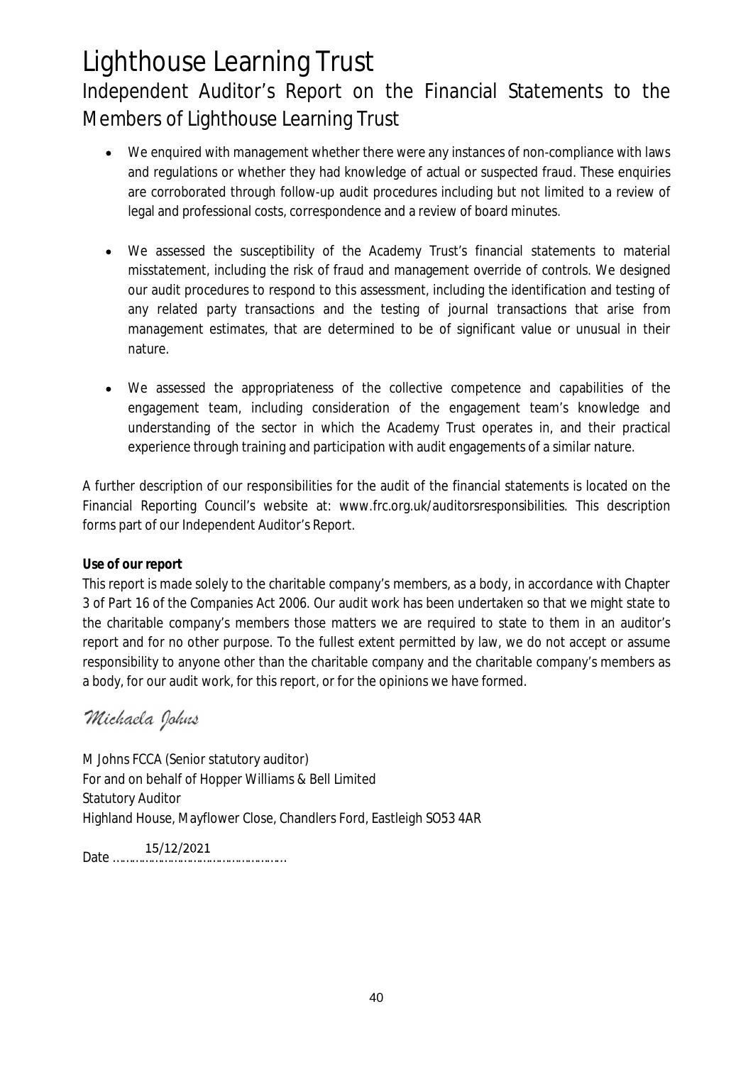# Lighthouse Learning Trust

## Independent Auditor's Report on the Financial Statements to the Members of Lighthouse Learning Trust

- We enquired with management whether there were any instances of non-compliance with laws and regulations or whether they had knowledge of actual or suspected fraud. These enquiries are corroborated through follow-up audit procedures including but not limited to a review of legal and professional costs, correspondence and a review of board minutes.

- We assessed the susceptibility of the Academy Trust's financial statements to material misstatement, including the risk of fraud and management override of controls. We designed our audit procedures to respond to this assessment, including the identification and testing of any related party transactions and the testing of journal transactions that arise from management estimates, that are determined to be of significant value or unusual in their nature.

- We assessed the appropriateness of the collective competence and capabilities of the engagement team, including consideration of the engagement team's knowledge and understanding of the sector in which the Academy Trust operates in, and their practical experience through training and participation with audit engagements of a similar nature.

A further description of our responsibilities for the audit of the financial statements is located on the Financial Reporting Council's website at: www.frc.org.uk/auditorsresponsibilities. This description forms part of our Independent Auditor's Report.

**Use of our report**

This report is made solely to the charitable company's members, as a body, in accordance with Chapter 3 of Part 16 of the Companies Act 2006. Our audit work has been undertaken so that we might state to the charitable company's members those matters we are required to state to them in an auditor's report and for no other purpose. To the fullest extent permitted by law, we do not accept or assume responsibility to anyone other than the charitable company and the charitable company's members as a body, for our audit work, for this report, or for the opinions we have formed.

*Michaela Johns*

M Johns FCCA (Senior statutory auditor)
For and on behalf of Hopper Williams & Bell Limited
Statutory Auditor
Highland House, Mayflower Close, Chandlers Ford, Eastleigh SO53 4AR

Date 15/12/2021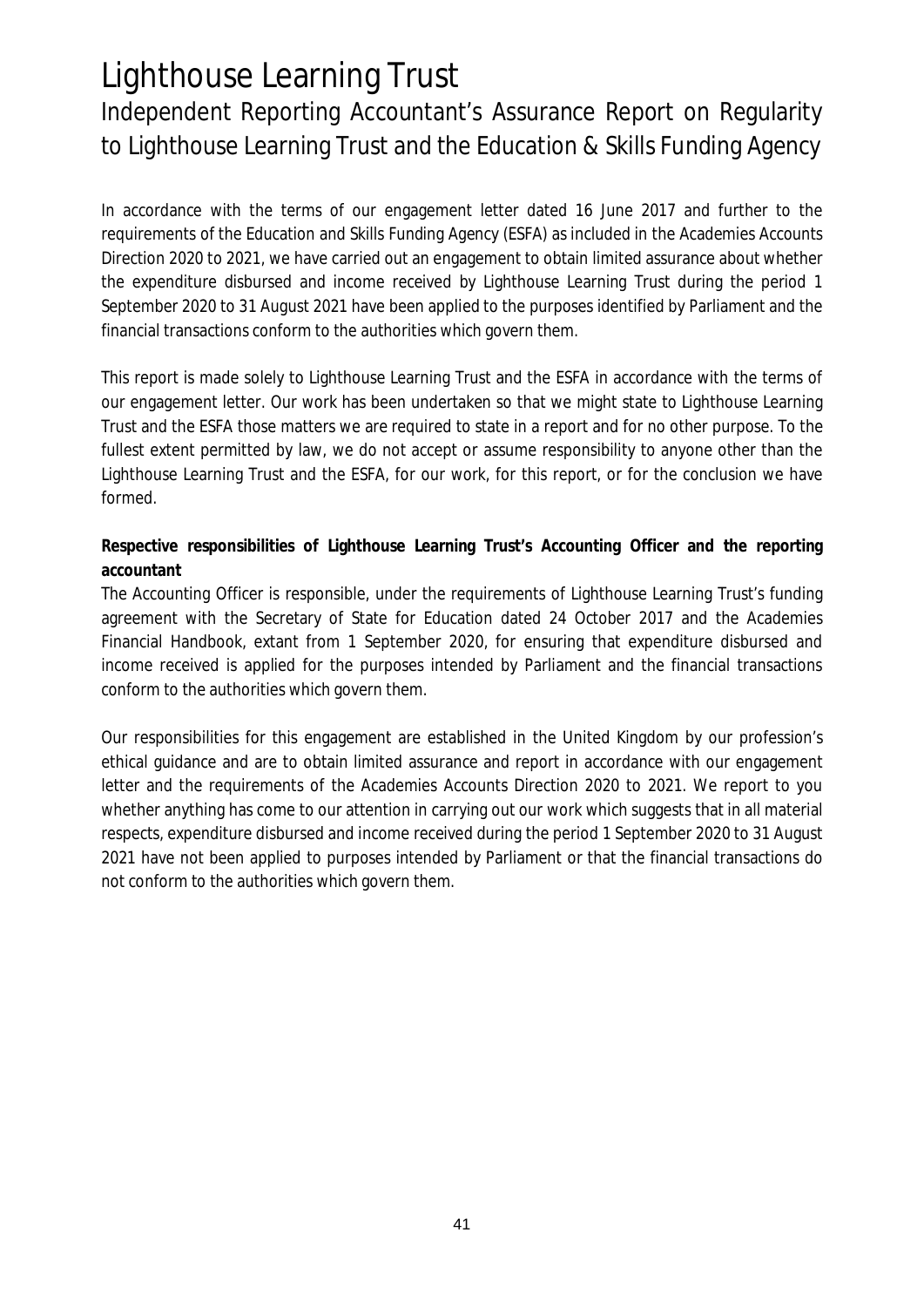# Lighthouse Learning Trust

## Independent Reporting Accountant's Assurance Report on Regularity to Lighthouse Learning Trust and the Education & Skills Funding Agency

In accordance with the terms of our engagement letter dated 16 June 2017 and further to the requirements of the Education and Skills Funding Agency (ESFA) as included in the Academies Accounts Direction 2020 to 2021, we have carried out an engagement to obtain limited assurance about whether the expenditure disbursed and income received by Lighthouse Learning Trust during the period 1 September 2020 to 31 August 2021 have been applied to the purposes identified by Parliament and the financial transactions conform to the authorities which govern them.

This report is made solely to Lighthouse Learning Trust and the ESFA in accordance with the terms of our engagement letter. Our work has been undertaken so that we might state to Lighthouse Learning Trust and the ESFA those matters we are required to state in a report and for no other purpose. To the fullest extent permitted by law, we do not accept or assume responsibility to anyone other than the Lighthouse Learning Trust and the ESFA, for our work, for this report, or for the conclusion we have formed.

**Respective responsibilities of Lighthouse Learning Trust's Accounting Officer and the reporting accountant**

The Accounting Officer is responsible, under the requirements of Lighthouse Learning Trust's funding agreement with the Secretary of State for Education dated 24 October 2017 and the Academies Financial Handbook, extant from 1 September 2020, for ensuring that expenditure disbursed and income received is applied for the purposes intended by Parliament and the financial transactions conform to the authorities which govern them.

Our responsibilities for this engagement are established in the United Kingdom by our profession's ethical guidance and are to obtain limited assurance and report in accordance with our engagement letter and the requirements of the Academies Accounts Direction 2020 to 2021. We report to you whether anything has come to our attention in carrying out our work which suggests that in all material respects, expenditure disbursed and income received during the period 1 September 2020 to 31 August 2021 have not been applied to purposes intended by Parliament or that the financial transactions do not conform to the authorities which govern them.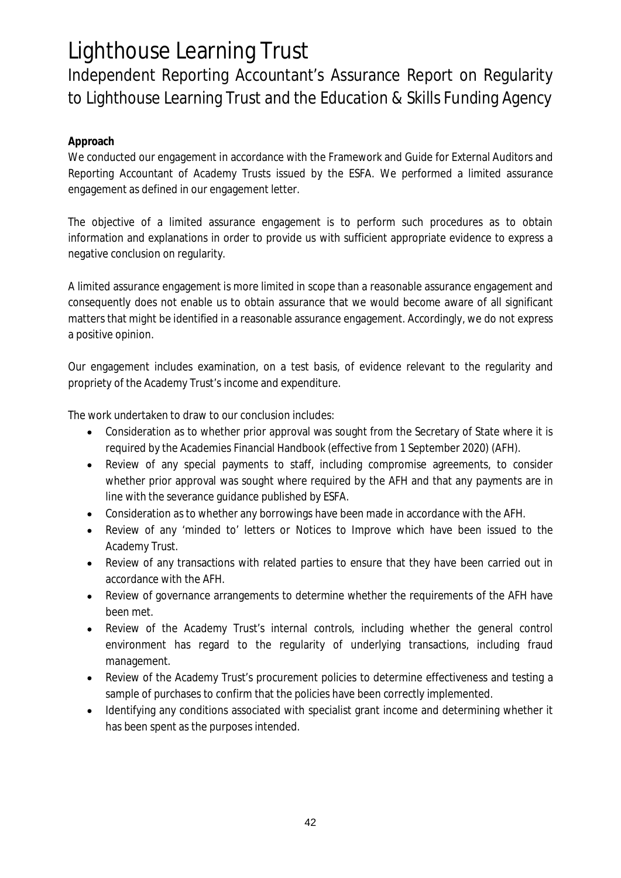# Lighthouse Learning Trust

## Independent Reporting Accountant's Assurance Report on Regularity to Lighthouse Learning Trust and the Education & Skills Funding Agency

**Approach**

We conducted our engagement in accordance with the Framework and Guide for External Auditors and Reporting Accountant of Academy Trusts issued by the ESFA. We performed a limited assurance engagement as defined in our engagement letter.

The objective of a limited assurance engagement is to perform such procedures as to obtain information and explanations in order to provide us with sufficient appropriate evidence to express a negative conclusion on regularity.

A limited assurance engagement is more limited in scope than a reasonable assurance engagement and consequently does not enable us to obtain assurance that we would become aware of all significant matters that might be identified in a reasonable assurance engagement. Accordingly, we do not express a positive opinion.

Our engagement includes examination, on a test basis, of evidence relevant to the regularity and propriety of the Academy Trust's income and expenditure.

The work undertaken to draw to our conclusion includes:

- Consideration as to whether prior approval was sought from the Secretary of State where it is required by the Academies Financial Handbook (effective from 1 September 2020) (AFH).
- Review of any special payments to staff, including compromise agreements, to consider whether prior approval was sought where required by the AFH and that any payments are in line with the severance guidance published by ESFA.
- Consideration as to whether any borrowings have been made in accordance with the AFH.
- Review of any 'minded to' letters or Notices to Improve which have been issued to the Academy Trust.
- Review of any transactions with related parties to ensure that they have been carried out in accordance with the AFH.
- Review of governance arrangements to determine whether the requirements of the AFH have been met.
- Review of the Academy Trust's internal controls, including whether the general control environment has regard to the regularity of underlying transactions, including fraud management.
- Review of the Academy Trust's procurement policies to determine effectiveness and testing a sample of purchases to confirm that the policies have been correctly implemented.
- Identifying any conditions associated with specialist grant income and determining whether it has been spent as the purposes intended.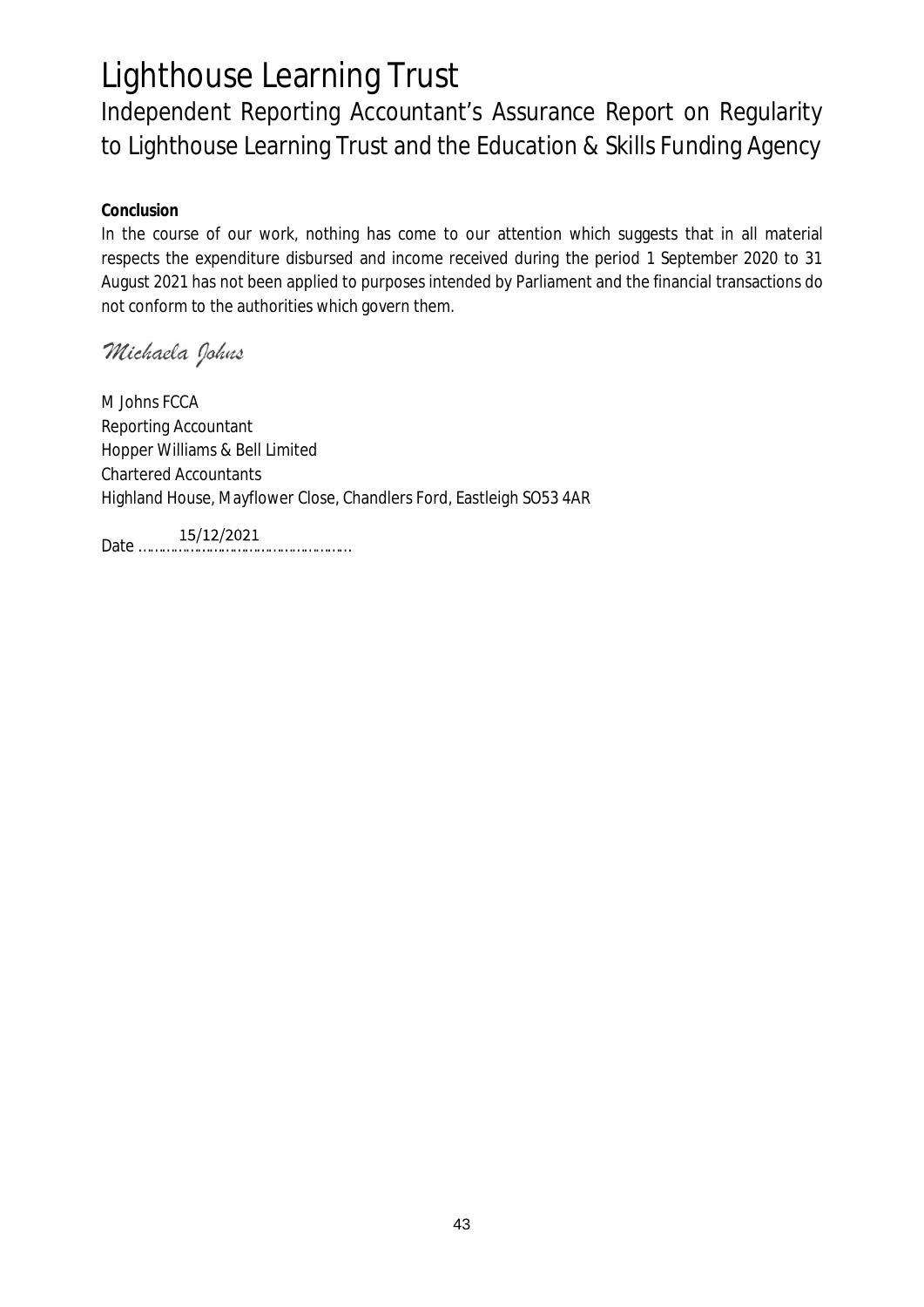# Lighthouse Learning Trust

## Independent Reporting Accountant's Assurance Report on Regularity to Lighthouse Learning Trust and the Education & Skills Funding Agency

**Conclusion**

In the course of our work, nothing has come to our attention which suggests that in all material respects the expenditure disbursed and income received during the period 1 September 2020 to 31 August 2021 has not been applied to purposes intended by Parliament and the financial transactions do not conform to the authorities which govern them.

*Michaela Johns*

M Johns FCCA
Reporting Accountant
Hopper Williams & Bell Limited
Chartered Accountants
Highland House, Mayflower Close, Chandlers Ford, Eastleigh SO53 4AR

Date 15/12/2021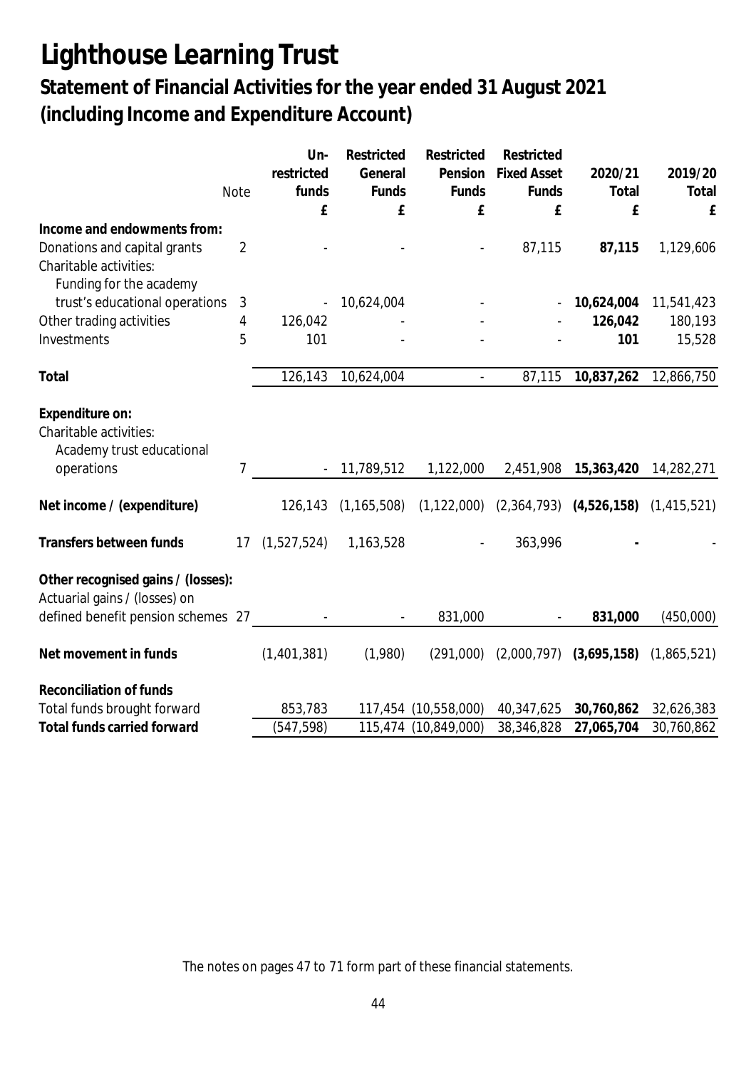# Lighthouse Learning Trust

## Statement of Financial Activities for the year ended 31 August 2021 (including Income and Expenditure Account)

| | Note | Un-restricted funds £ | Restricted General Funds £ | Restricted Pension Funds £ | Restricted Fixed Asset Funds £ | 2020/21 Total £ | 2019/20 Total £ |
|---|---|---|---|---|---|---|---|
| **Income and endowments from:** | | | | | | | |
| Donations and capital grants | 2 | - | - | - | 87,115 | **87,115** | 1,129,606 |
| Charitable activities: | | | | | | | |
| Funding for the academy trust's educational operations | 3 | - | 10,624,004 | - | - | **10,624,004** | 11,541,423 |
| Other trading activities | 4 | 126,042 | - | - | - | **126,042** | 180,193 |
| Investments | 5 | 101 | - | - | - | **101** | 15,528 |
| **Total** | | 126,143 | 10,624,004 | - | 87,115 | **10,837,262** | 12,866,750 |
| **Expenditure on:** | | | | | | | |
| Charitable activities: | | | | | | | |
| Academy trust educational operations | 7 | - | 11,789,512 | 1,122,000 | 2,451,908 | **15,363,420** | 14,282,271 |
| **Net income / (expenditure)** | | 126,143 | (1,165,508) | (1,122,000) | (2,364,793) | **(4,526,158)** | (1,415,521) |
| **Transfers between funds** | 17 | (1,527,524) | 1,163,528 | - | 363,996 | **-** | - |
| **Other recognised gains / (losses):** | | | | | | | |
| Actuarial gains / (losses) on defined benefit pension schemes | 27 | - | - | 831,000 | - | **831,000** | (450,000) |
| **Net movement in funds** | | (1,401,381) | (1,980) | (291,000) | (2,000,797) | **(3,695,158)** | (1,865,521) |
| **Reconciliation of funds** | | | | | | | |
| Total funds brought forward | | 853,783 | 117,454 | (10,558,000) | 40,347,625 | **30,760,862** | 32,626,383 |
| **Total funds carried forward** | | (547,598) | 115,474 | (10,849,000) | 38,346,828 | **27,065,704** | 30,760,862 |

The notes on pages 47 to 71 form part of these financial statements.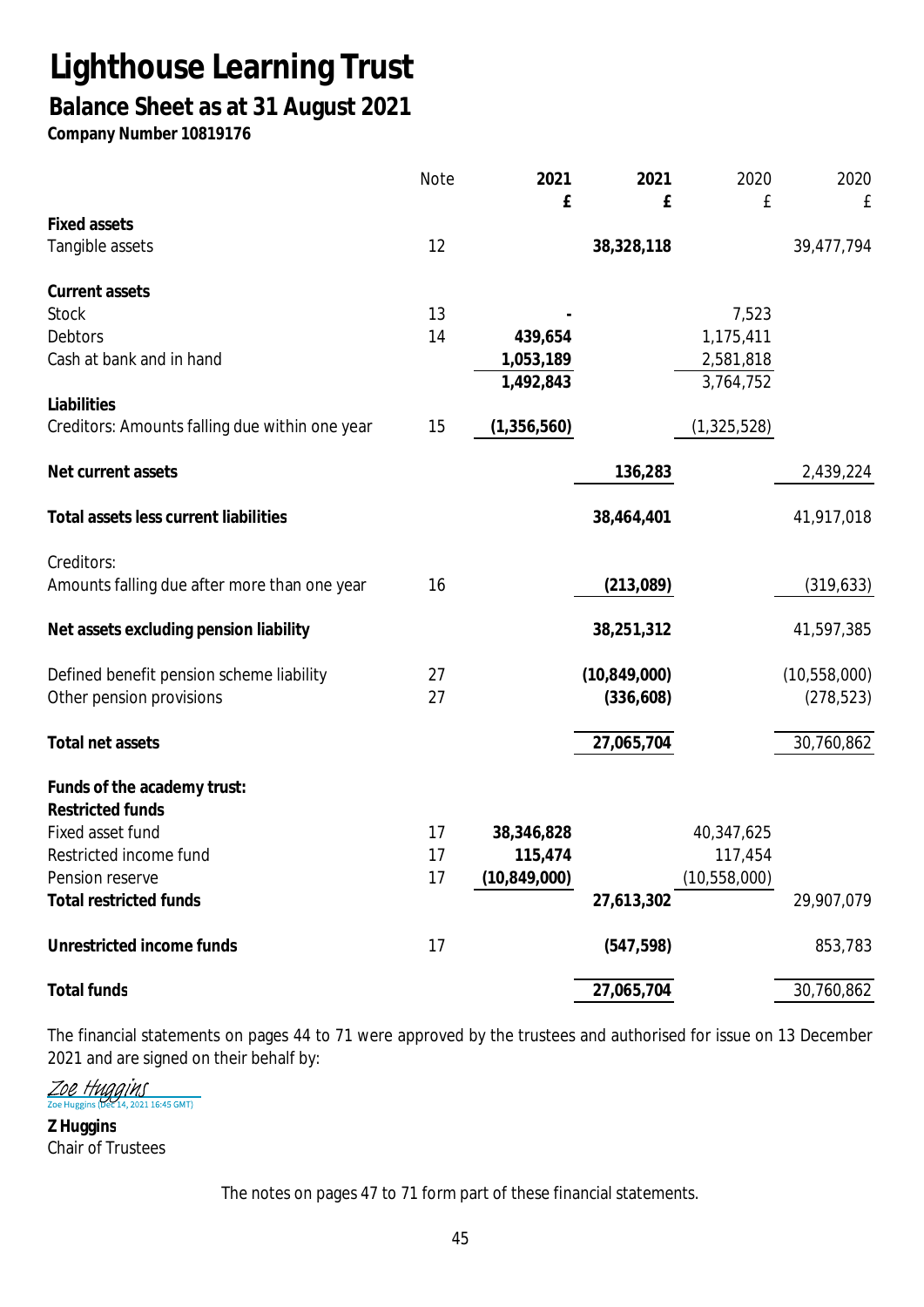# Lighthouse Learning Trust

## Balance Sheet as at 31 August 2021

**Company Number 10819176**

| | Note | 2021 £ | 2021 £ | 2020 £ | 2020 £ |
|---|---|---|---|---|---|
| **Fixed assets** | | | | | |
| Tangible assets | 12 | | **38,328,118** | | 39,477,794 |
| **Current assets** | | | | | |
| Stock | 13 | **-** | | 7,523 | |
| Debtors | 14 | **439,654** | | 1,175,411 | |
| Cash at bank and in hand | | **1,053,189** | | 2,581,818 | |
| | | **1,492,843** | | 3,764,752 | |
| **Liabilities** | | | | | |
| Creditors: Amounts falling due within one year | 15 | **(1,356,560)** | | (1,325,528) | |
| **Net current assets** | | | **136,283** | | 2,439,224 |
| **Total assets less current liabilities** | | | **38,464,401** | | 41,917,018 |
| Creditors: | | | | | |
| Amounts falling due after more than one year | 16 | | **(213,089)** | | (319,633) |
| **Net assets excluding pension liability** | | | **38,251,312** | | 41,597,385 |
| Defined benefit pension scheme liability | 27 | | **(10,849,000)** | | (10,558,000) |
| Other pension provisions | 27 | | **(336,608)** | | (278,523) |
| **Total net assets** | | | **27,065,704** | | 30,760,862 |
| **Funds of the academy trust:** | | | | | |
| **Restricted funds** | | | | | |
| Fixed asset fund | 17 | **38,346,828** | | 40,347,625 | |
| Restricted income fund | 17 | **115,474** | | 117,454 | |
| Pension reserve | 17 | **(10,849,000)** | | (10,558,000) | |
| **Total restricted funds** | | | **27,613,302** | | 29,907,079 |
| **Unrestricted income funds** | 17 | | **(547,598)** | | 853,783 |
| **Total funds** | | | **27,065,704** | | 30,760,862 |

The financial statements on pages 44 to 71 were approved by the trustees and authorised for issue on 13 December 2021 and are signed on their behalf by:

Zoe Huggins
Zoe Huggins (Dec 14, 2021 16:45 GMT)

**Z Huggins**
Chair of Trustees

The notes on pages 47 to 71 form part of these financial statements.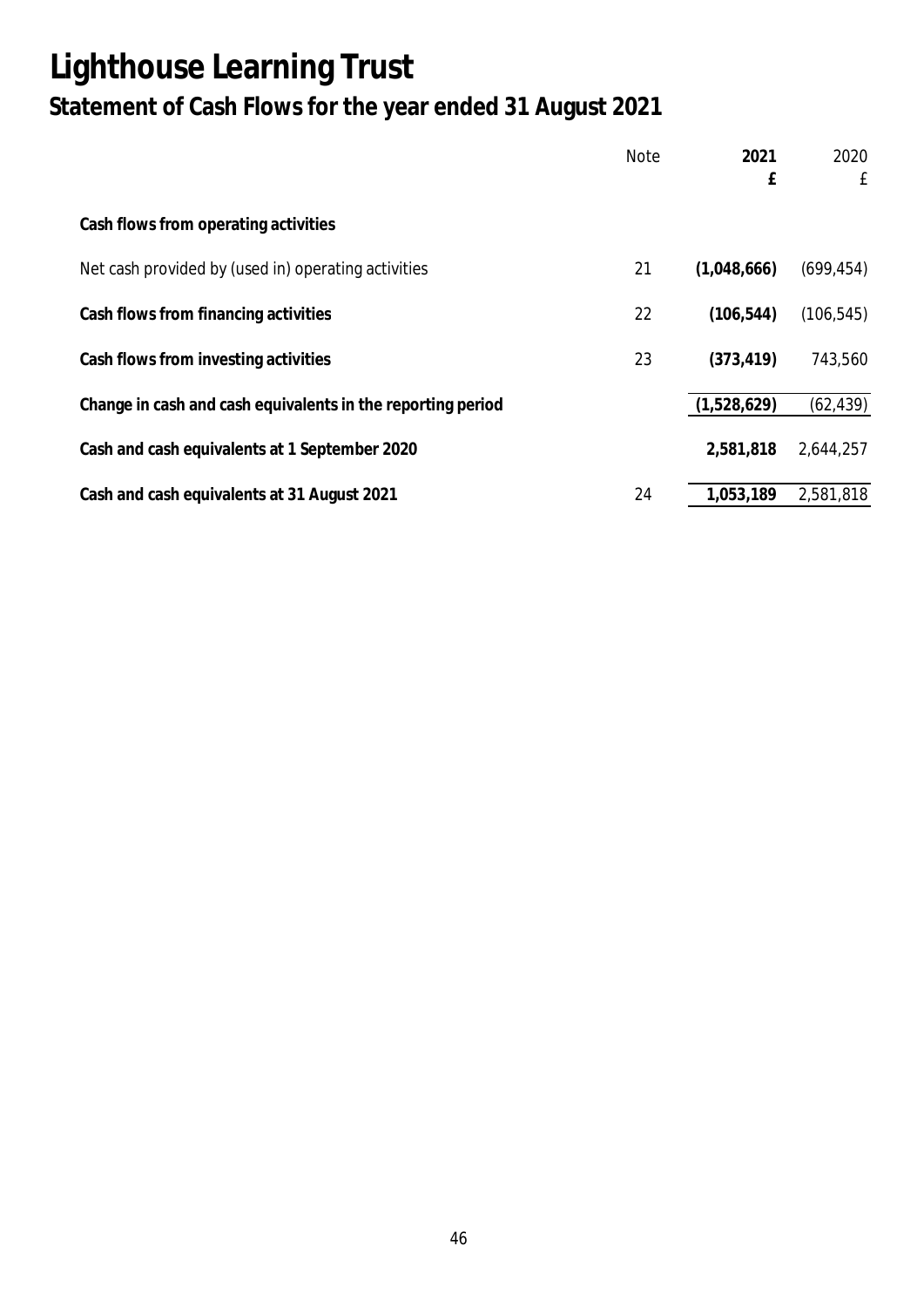# Lighthouse Learning Trust

## Statement of Cash Flows for the year ended 31 August 2021

| | Note | **2021** **£** | 2020 £ |
|---|---|---|---|
| **Cash flows from operating activities** | | | |
| Net cash provided by (used in) operating activities | 21 | **(1,048,666)** | (699,454) |
| **Cash flows from financing activities** | 22 | **(106,544)** | (106,545) |
| **Cash flows from investing activities** | 23 | **(373,419)** | 743,560 |
| **Change in cash and cash equivalents in the reporting period** | | **(1,528,629)** | (62,439) |
| **Cash and cash equivalents at 1 September 2020** | | **2,581,818** | 2,644,257 |
| **Cash and cash equivalents at 31 August 2021** | 24 | **1,053,189** | 2,581,818 |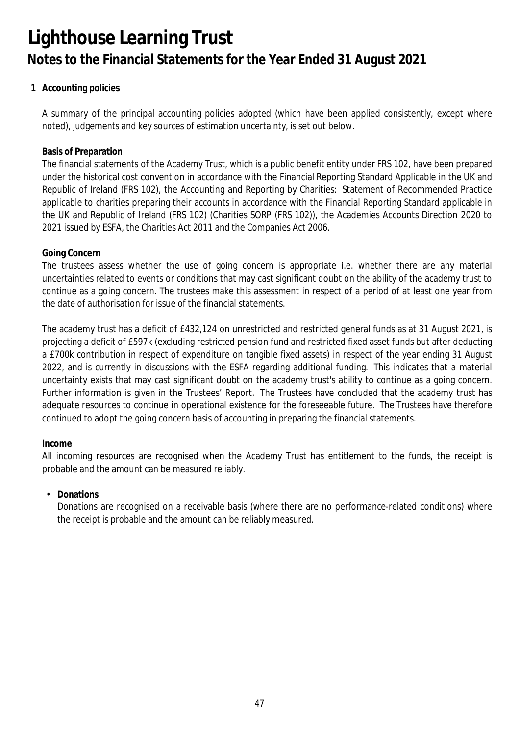# Lighthouse Learning Trust

## Notes to the Financial Statements for the Year Ended 31 August 2021

### 1 Accounting policies

A summary of the principal accounting policies adopted (which have been applied consistently, except where noted), judgements and key sources of estimation uncertainty, is set out below.

**Basis of Preparation**

The financial statements of the Academy Trust, which is a public benefit entity under FRS 102, have been prepared under the historical cost convention in accordance with the Financial Reporting Standard Applicable in the UK and Republic of Ireland (FRS 102), the Accounting and Reporting by Charities: Statement of Recommended Practice applicable to charities preparing their accounts in accordance with the Financial Reporting Standard applicable in the UK and Republic of Ireland (FRS 102) (Charities SORP (FRS 102)), the Academies Accounts Direction 2020 to 2021 issued by ESFA, the Charities Act 2011 and the Companies Act 2006.

**Going Concern**

The trustees assess whether the use of going concern is appropriate i.e. whether there are any material uncertainties related to events or conditions that may cast significant doubt on the ability of the academy trust to continue as a going concern. The trustees make this assessment in respect of a period of at least one year from the date of authorisation for issue of the financial statements.

The academy trust has a deficit of £432,124 on unrestricted and restricted general funds as at 31 August 2021, is projecting a deficit of £597k (excluding restricted pension fund and restricted fixed asset funds but after deducting a £700k contribution in respect of expenditure on tangible fixed assets) in respect of the year ending 31 August 2022, and is currently in discussions with the ESFA regarding additional funding. This indicates that a material uncertainty exists that may cast significant doubt on the academy trust's ability to continue as a going concern. Further information is given in the Trustees' Report. The Trustees have concluded that the academy trust has adequate resources to continue in operational existence for the foreseeable future. The Trustees have therefore continued to adopt the going concern basis of accounting in preparing the financial statements.

**Income**

All incoming resources are recognised when the Academy Trust has entitlement to the funds, the receipt is probable and the amount can be measured reliably.

- **Donations**

  Donations are recognised on a receivable basis (where there are no performance-related conditions) where the receipt is probable and the amount can be reliably measured.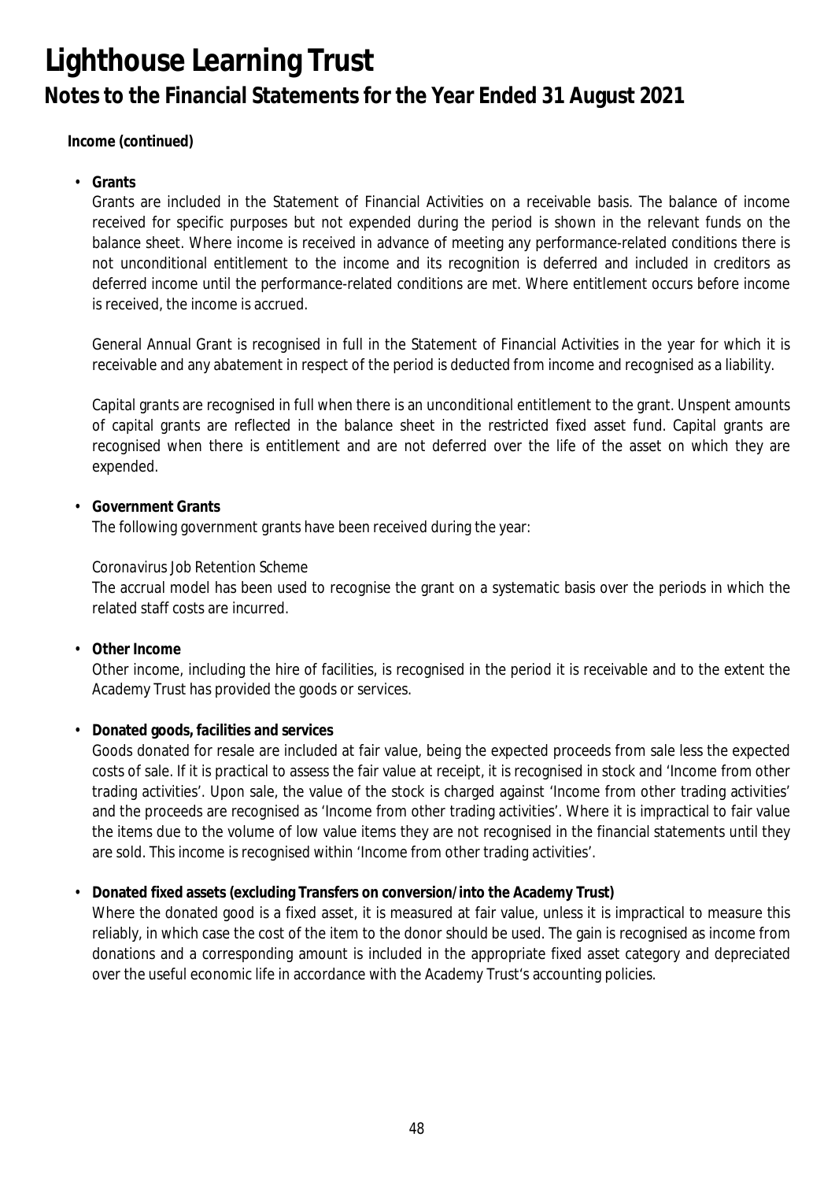# Lighthouse Learning Trust

## Notes to the Financial Statements for the Year Ended 31 August 2021

**Income (continued)**

- **Grants**

  Grants are included in the Statement of Financial Activities on a receivable basis. The balance of income received for specific purposes but not expended during the period is shown in the relevant funds on the balance sheet. Where income is received in advance of meeting any performance-related conditions there is not unconditional entitlement to the income and its recognition is deferred and included in creditors as deferred income until the performance-related conditions are met. Where entitlement occurs before income is received, the income is accrued.

  General Annual Grant is recognised in full in the Statement of Financial Activities in the year for which it is receivable and any abatement in respect of the period is deducted from income and recognised as a liability.

  Capital grants are recognised in full when there is an unconditional entitlement to the grant. Unspent amounts of capital grants are reflected in the balance sheet in the restricted fixed asset fund. Capital grants are recognised when there is entitlement and are not deferred over the life of the asset on which they are expended.

- **Government Grants**

  The following government grants have been received during the year:

  Coronavirus Job Retention Scheme

  The accrual model has been used to recognise the grant on a systematic basis over the periods in which the related staff costs are incurred.

- **Other Income**

  Other income, including the hire of facilities, is recognised in the period it is receivable and to the extent the Academy Trust has provided the goods or services.

- **Donated goods, facilities and services**

  Goods donated for resale are included at fair value, being the expected proceeds from sale less the expected costs of sale. If it is practical to assess the fair value at receipt, it is recognised in stock and 'Income from other trading activities'. Upon sale, the value of the stock is charged against 'Income from other trading activities' and the proceeds are recognised as 'Income from other trading activities'. Where it is impractical to fair value the items due to the volume of low value items they are not recognised in the financial statements until they are sold. This income is recognised within 'Income from other trading activities'.

- **Donated fixed assets (excluding Transfers on conversion/into the Academy Trust)**

  Where the donated good is a fixed asset, it is measured at fair value, unless it is impractical to measure this reliably, in which case the cost of the item to the donor should be used. The gain is recognised as income from donations and a corresponding amount is included in the appropriate fixed asset category and depreciated over the useful economic life in accordance with the Academy Trust's accounting policies.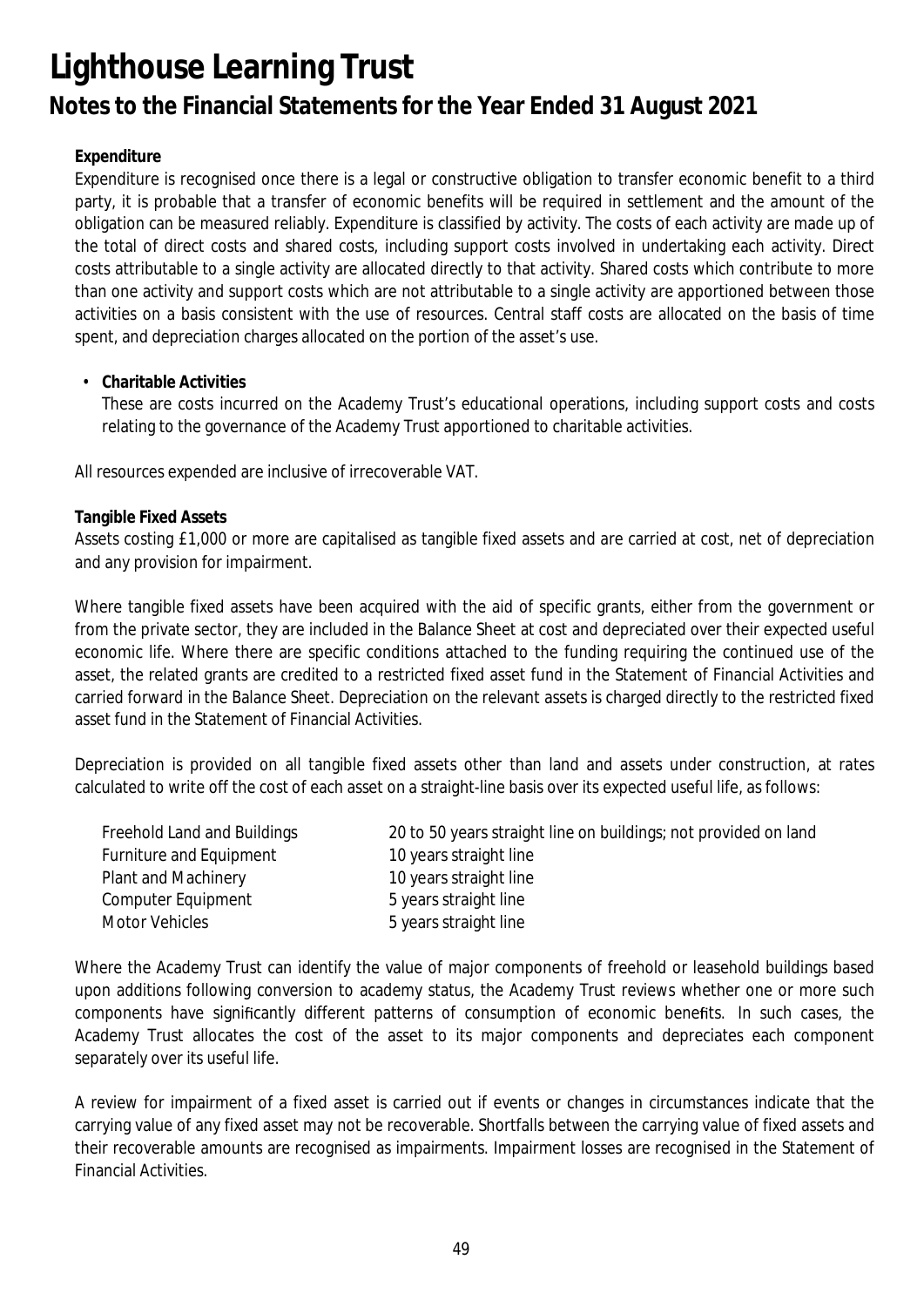# Lighthouse Learning Trust

## Notes to the Financial Statements for the Year Ended 31 August 2021

**Expenditure**

Expenditure is recognised once there is a legal or constructive obligation to transfer economic benefit to a third party, it is probable that a transfer of economic benefits will be required in settlement and the amount of the obligation can be measured reliably. Expenditure is classified by activity. The costs of each activity are made up of the total of direct costs and shared costs, including support costs involved in undertaking each activity. Direct costs attributable to a single activity are allocated directly to that activity. Shared costs which contribute to more than one activity and support costs which are not attributable to a single activity are apportioned between those activities on a basis consistent with the use of resources. Central staff costs are allocated on the basis of time spent, and depreciation charges allocated on the portion of the asset's use.

- **Charitable Activities**
  These are costs incurred on the Academy Trust's educational operations, including support costs and costs relating to the governance of the Academy Trust apportioned to charitable activities.

All resources expended are inclusive of irrecoverable VAT.

**Tangible Fixed Assets**

Assets costing £1,000 or more are capitalised as tangible fixed assets and are carried at cost, net of depreciation and any provision for impairment.

Where tangible fixed assets have been acquired with the aid of specific grants, either from the government or from the private sector, they are included in the Balance Sheet at cost and depreciated over their expected useful economic life. Where there are specific conditions attached to the funding requiring the continued use of the asset, the related grants are credited to a restricted fixed asset fund in the Statement of Financial Activities and carried forward in the Balance Sheet. Depreciation on the relevant assets is charged directly to the restricted fixed asset fund in the Statement of Financial Activities.

Depreciation is provided on all tangible fixed assets other than land and assets under construction, at rates calculated to write off the cost of each asset on a straight-line basis over its expected useful life, as follows:

| | |
|---|---|
| Freehold Land and Buildings | 20 to 50 years straight line on buildings; not provided on land |
| Furniture and Equipment | 10 years straight line |
| Plant and Machinery | 10 years straight line |
| Computer Equipment | 5 years straight line |
| Motor Vehicles | 5 years straight line |

Where the Academy Trust can identify the value of major components of freehold or leasehold buildings based upon additions following conversion to academy status, the Academy Trust reviews whether one or more such components have significantly different patterns of consumption of economic benefits. In such cases, the Academy Trust allocates the cost of the asset to its major components and depreciates each component separately over its useful life.

A review for impairment of a fixed asset is carried out if events or changes in circumstances indicate that the carrying value of any fixed asset may not be recoverable. Shortfalls between the carrying value of fixed assets and their recoverable amounts are recognised as impairments. Impairment losses are recognised in the Statement of Financial Activities.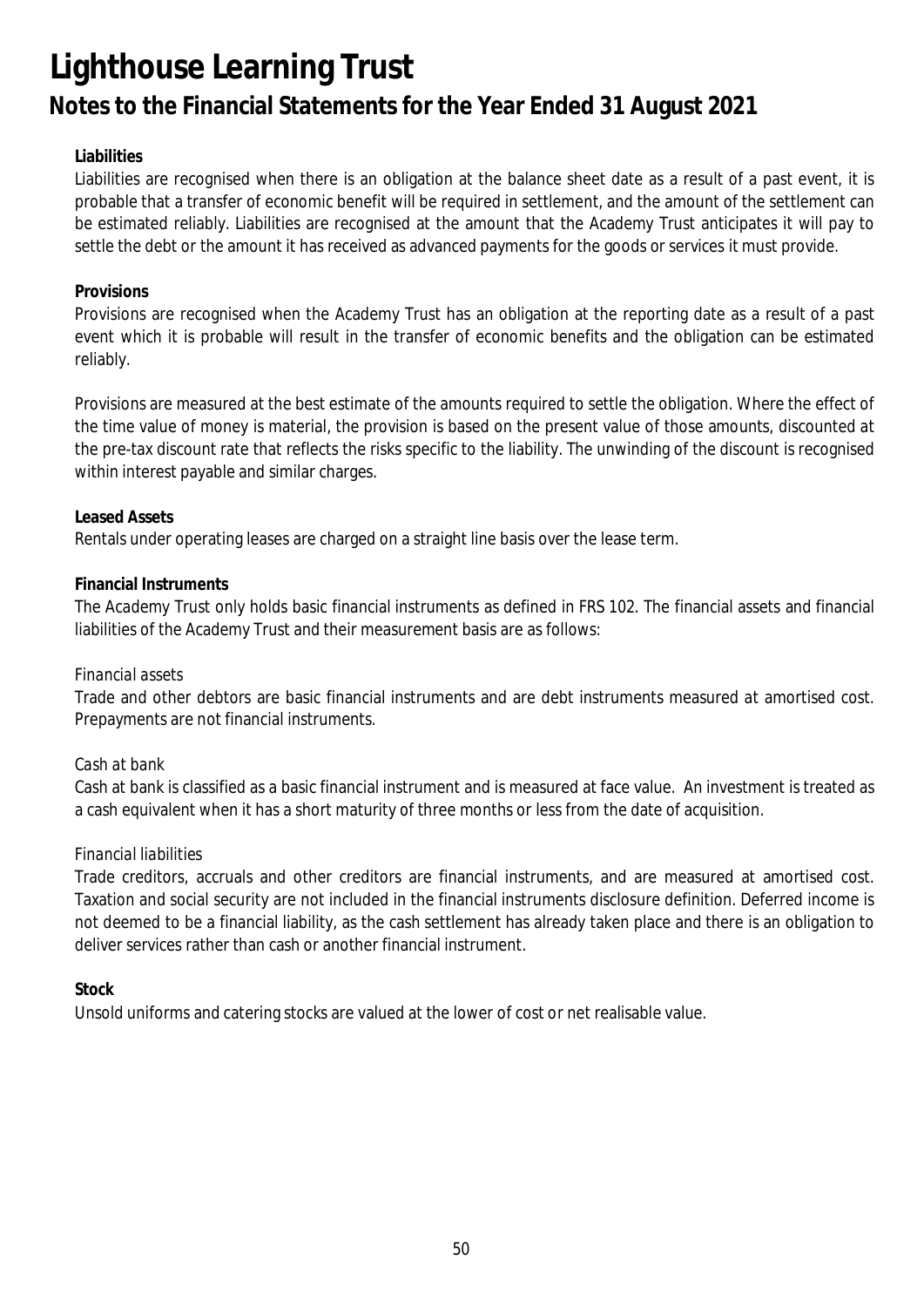**Liabilities**

Liabilities are recognised when there is an obligation at the balance sheet date as a result of a past event, it is probable that a transfer of economic benefit will be required in settlement, and the amount of the settlement can be estimated reliably. Liabilities are recognised at the amount that the Academy Trust anticipates it will pay to settle the debt or the amount it has received as advanced payments for the goods or services it must provide.

**Provisions**

Provisions are recognised when the Academy Trust has an obligation at the reporting date as a result of a past event which it is probable will result in the transfer of economic benefits and the obligation can be estimated reliably.

Provisions are measured at the best estimate of the amounts required to settle the obligation. Where the effect of the time value of money is material, the provision is based on the present value of those amounts, discounted at the pre-tax discount rate that reflects the risks specific to the liability. The unwinding of the discount is recognised within interest payable and similar charges.

**Leased Assets**

Rentals under operating leases are charged on a straight line basis over the lease term.

**Financial Instruments**

The Academy Trust only holds basic financial instruments as defined in FRS 102. The financial assets and financial liabilities of the Academy Trust and their measurement basis are as follows:

*Financial assets*

Trade and other debtors are basic financial instruments and are debt instruments measured at amortised cost. Prepayments are not financial instruments.

*Cash at bank*

Cash at bank is classified as a basic financial instrument and is measured at face value. An investment is treated as a cash equivalent when it has a short maturity of three months or less from the date of acquisition.

*Financial liabilities*

Trade creditors, accruals and other creditors are financial instruments, and are measured at amortised cost. Taxation and social security are not included in the financial instruments disclosure definition. Deferred income is not deemed to be a financial liability, as the cash settlement has already taken place and there is an obligation to deliver services rather than cash or another financial instrument.

**Stock**

Unsold uniforms and catering stocks are valued at the lower of cost or net realisable value.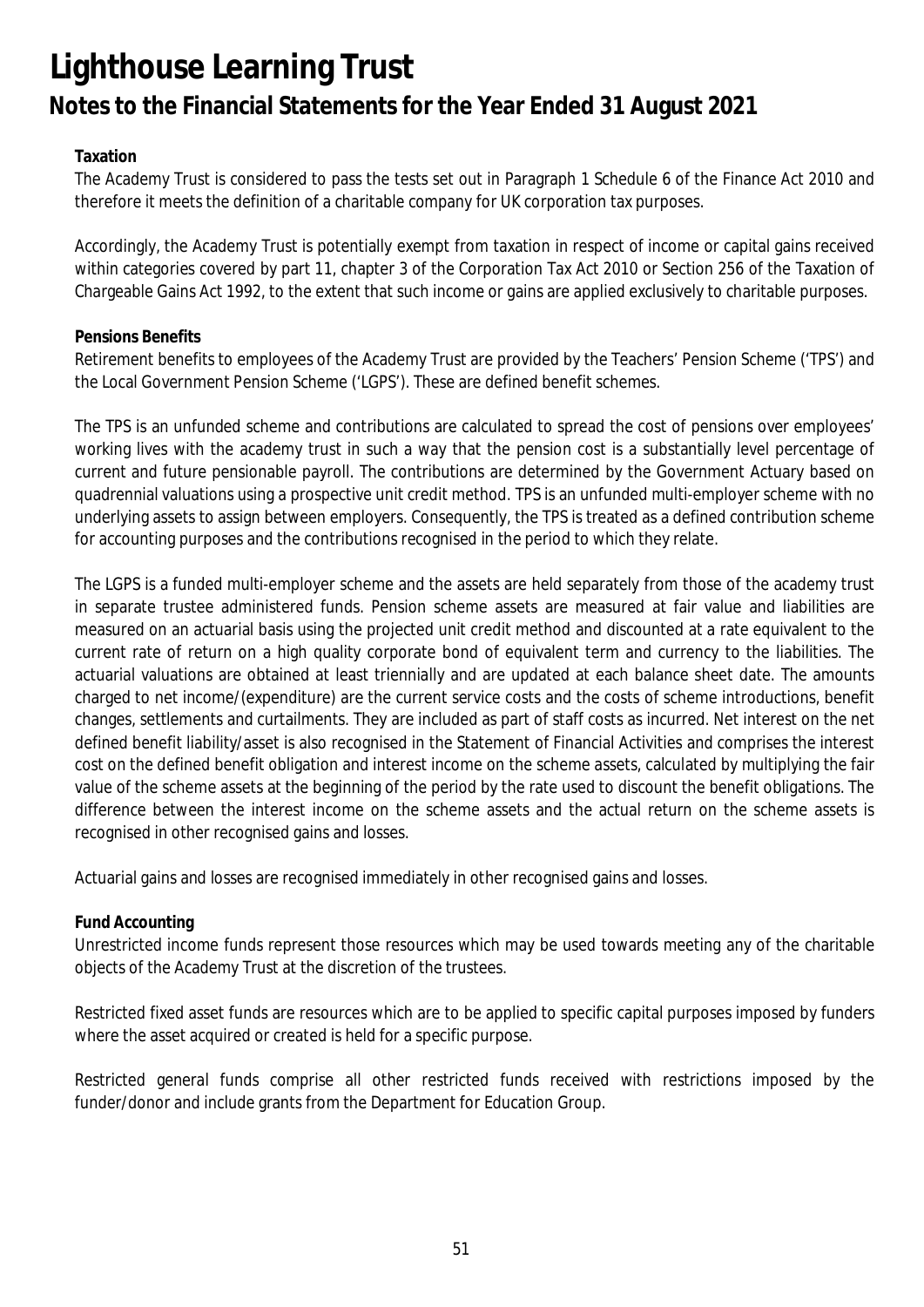# Lighthouse Learning Trust

## Notes to the Financial Statements for the Year Ended 31 August 2021

**Taxation**

The Academy Trust is considered to pass the tests set out in Paragraph 1 Schedule 6 of the Finance Act 2010 and therefore it meets the definition of a charitable company for UK corporation tax purposes.

Accordingly, the Academy Trust is potentially exempt from taxation in respect of income or capital gains received within categories covered by part 11, chapter 3 of the Corporation Tax Act 2010 or Section 256 of the Taxation of Chargeable Gains Act 1992, to the extent that such income or gains are applied exclusively to charitable purposes.

**Pensions Benefits**

Retirement benefits to employees of the Academy Trust are provided by the Teachers' Pension Scheme ('TPS') and the Local Government Pension Scheme ('LGPS'). These are defined benefit schemes.

The TPS is an unfunded scheme and contributions are calculated to spread the cost of pensions over employees' working lives with the academy trust in such a way that the pension cost is a substantially level percentage of current and future pensionable payroll. The contributions are determined by the Government Actuary based on quadrennial valuations using a prospective unit credit method. TPS is an unfunded multi-employer scheme with no underlying assets to assign between employers. Consequently, the TPS is treated as a defined contribution scheme for accounting purposes and the contributions recognised in the period to which they relate.

The LGPS is a funded multi-employer scheme and the assets are held separately from those of the academy trust in separate trustee administered funds. Pension scheme assets are measured at fair value and liabilities are measured on an actuarial basis using the projected unit credit method and discounted at a rate equivalent to the current rate of return on a high quality corporate bond of equivalent term and currency to the liabilities. The actuarial valuations are obtained at least triennially and are updated at each balance sheet date. The amounts charged to net income/(expenditure) are the current service costs and the costs of scheme introductions, benefit changes, settlements and curtailments. They are included as part of staff costs as incurred. Net interest on the net defined benefit liability/asset is also recognised in the Statement of Financial Activities and comprises the interest cost on the defined benefit obligation and interest income on the scheme assets, calculated by multiplying the fair value of the scheme assets at the beginning of the period by the rate used to discount the benefit obligations. The difference between the interest income on the scheme assets and the actual return on the scheme assets is recognised in other recognised gains and losses.

Actuarial gains and losses are recognised immediately in other recognised gains and losses.

**Fund Accounting**

Unrestricted income funds represent those resources which may be used towards meeting any of the charitable objects of the Academy Trust at the discretion of the trustees.

Restricted fixed asset funds are resources which are to be applied to specific capital purposes imposed by funders where the asset acquired or created is held for a specific purpose.

Restricted general funds comprise all other restricted funds received with restrictions imposed by the funder/donor and include grants from the Department for Education Group.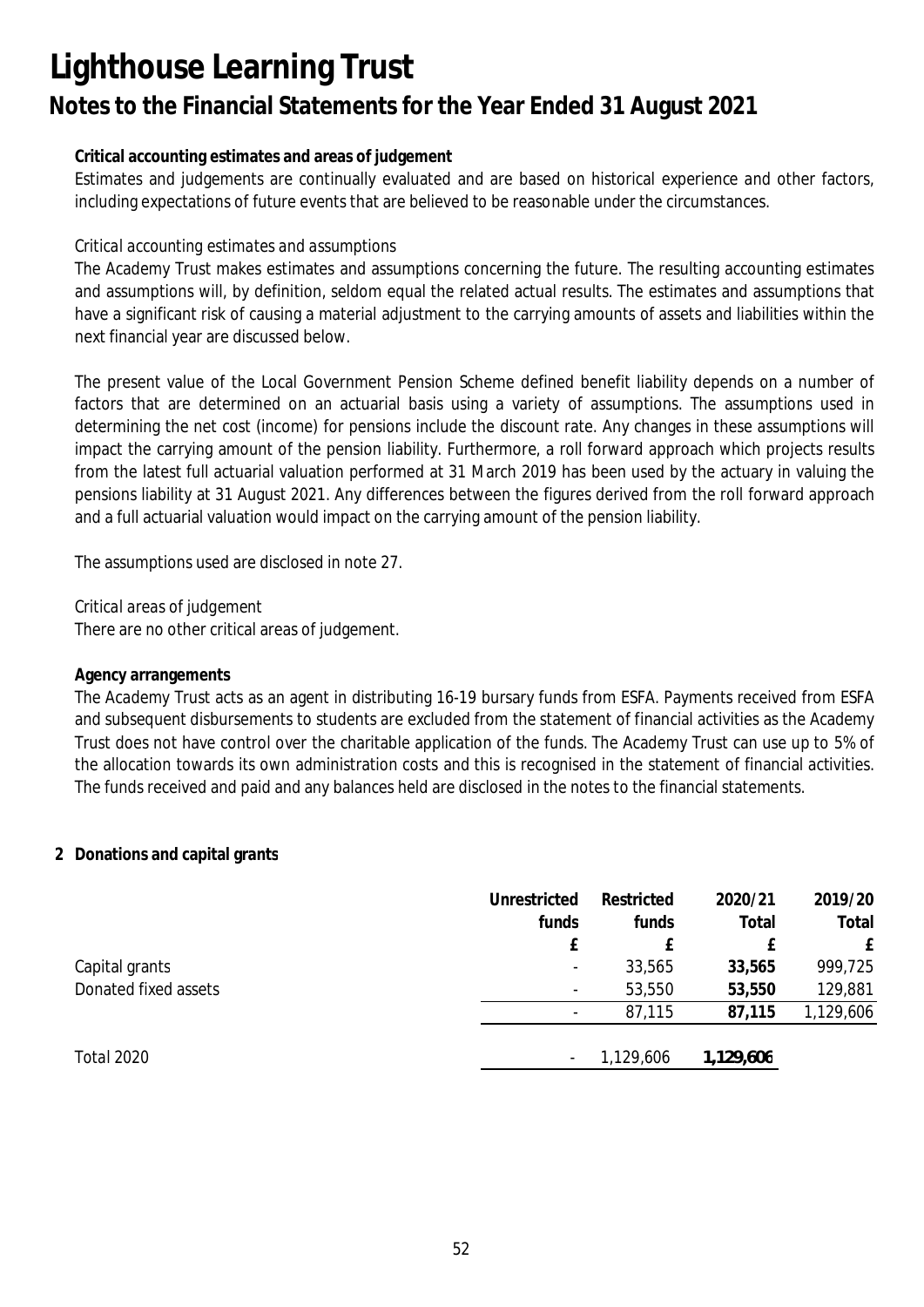# Lighthouse Learning Trust

## Notes to the Financial Statements for the Year Ended 31 August 2021

**Critical accounting estimates and areas of judgement**

Estimates and judgements are continually evaluated and are based on historical experience and other factors, including expectations of future events that are believed to be reasonable under the circumstances.

*Critical accounting estimates and assumptions*

The Academy Trust makes estimates and assumptions concerning the future. The resulting accounting estimates and assumptions will, by definition, seldom equal the related actual results. The estimates and assumptions that have a significant risk of causing a material adjustment to the carrying amounts of assets and liabilities within the next financial year are discussed below.

The present value of the Local Government Pension Scheme defined benefit liability depends on a number of factors that are determined on an actuarial basis using a variety of assumptions. The assumptions used in determining the net cost (income) for pensions include the discount rate. Any changes in these assumptions will impact the carrying amount of the pension liability. Furthermore, a roll forward approach which projects results from the latest full actuarial valuation performed at 31 March 2019 has been used by the actuary in valuing the pensions liability at 31 August 2021. Any differences between the figures derived from the roll forward approach and a full actuarial valuation would impact on the carrying amount of the pension liability.

The assumptions used are disclosed in note 27.

*Critical areas of judgement*

There are no other critical areas of judgement.

**Agency arrangements**

The Academy Trust acts as an agent in distributing 16-19 bursary funds from ESFA. Payments received from ESFA and subsequent disbursements to students are excluded from the statement of financial activities as the Academy Trust does not have control over the charitable application of the funds. The Academy Trust can use up to 5% of the allocation towards its own administration costs and this is recognised in the statement of financial activities. The funds received and paid and any balances held are disclosed in the notes to the financial statements.

## 2 Donations and capital grants

| | Unrestricted funds | Restricted funds | 2020/21 Total | 2019/20 Total |
|---|---|---|---|---|
| | £ | £ | £ | £ |
| Capital grants | - | 33,565 | **33,565** | 999,725 |
| Donated fixed assets | - | 53,550 | **53,550** | 129,881 |
| | - | 87,115 | **87,115** | 1,129,606 |
| *Total 2020* | - | 1,129,606 | **1,129,606** | |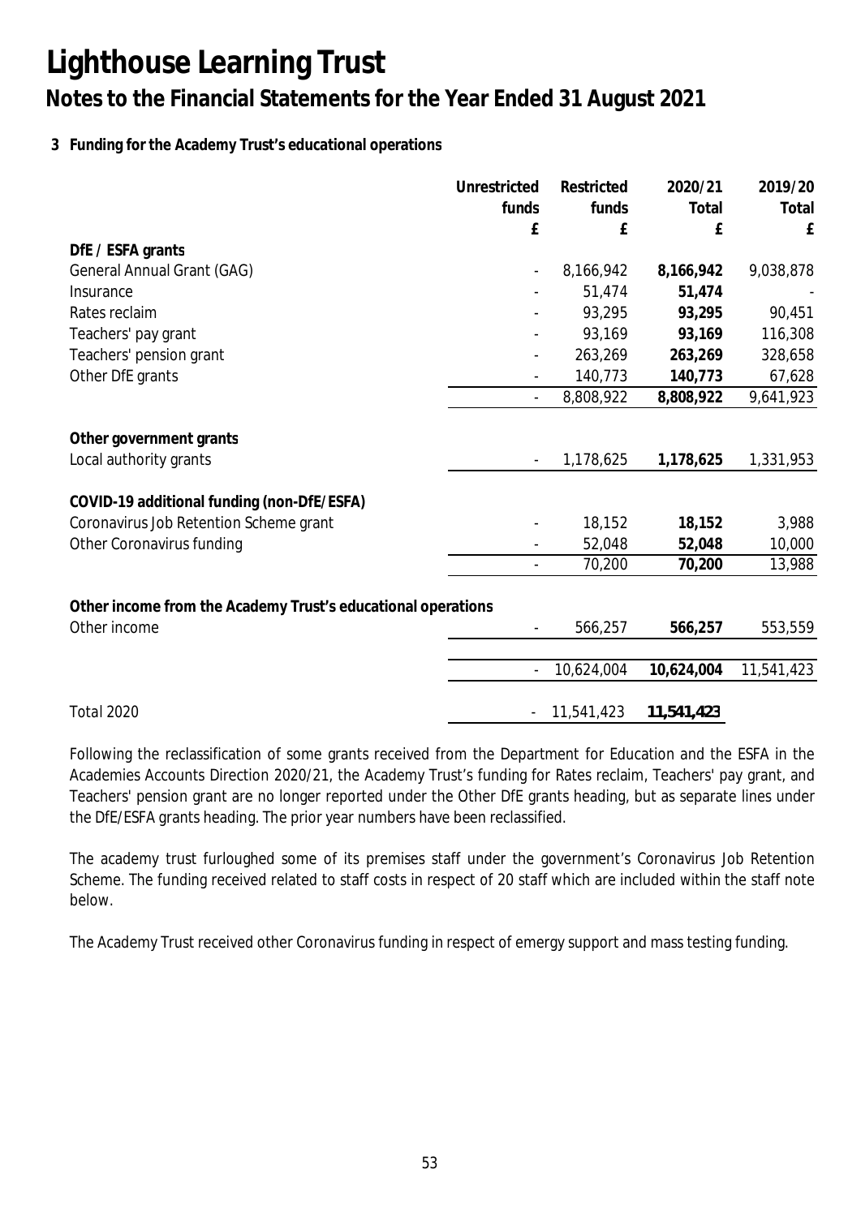# Lighthouse Learning Trust

## Notes to the Financial Statements for the Year Ended 31 August 2021

### 3 Funding for the Academy Trust's educational operations

| | Unrestricted funds | Restricted funds | 2020/21 Total | 2019/20 Total |
|---|---|---|---|---|
| | £ | £ | £ | £ |
| **DfE / ESFA grants** | | | | |
| General Annual Grant (GAG) | - | 8,166,942 | **8,166,942** | 9,038,878 |
| Insurance | - | 51,474 | **51,474** | - |
| Rates reclaim | - | 93,295 | **93,295** | 90,451 |
| Teachers' pay grant | - | 93,169 | **93,169** | 116,308 |
| Teachers' pension grant | - | 263,269 | **263,269** | 328,658 |
| Other DfE grants | - | 140,773 | **140,773** | 67,628 |
| | - | 8,808,922 | **8,808,922** | 9,641,923 |
| **Other government grants** | | | | |
| Local authority grants | - | 1,178,625 | **1,178,625** | 1,331,953 |
| **COVID-19 additional funding (non-DfE/ESFA)** | | | | |
| Coronavirus Job Retention Scheme grant | - | 18,152 | **18,152** | 3,988 |
| Other Coronavirus funding | - | 52,048 | **52,048** | 10,000 |
| | - | 70,200 | **70,200** | 13,988 |
| **Other income from the Academy Trust's educational operations** | | | | |
| Other income | - | 566,257 | **566,257** | 553,559 |
| | - | 10,624,004 | **10,624,004** | 11,541,423 |
| *Total 2020* | - | 11,541,423 | **11,541,423** | |

Following the reclassification of some grants received from the Department for Education and the ESFA in the Academies Accounts Direction 2020/21, the Academy Trust's funding for Rates reclaim, Teachers' pay grant, and Teachers' pension grant are no longer reported under the Other DfE grants heading, but as separate lines under the DfE/ESFA grants heading. The prior year numbers have been reclassified.

The academy trust furloughed some of its premises staff under the government's Coronavirus Job Retention Scheme. The funding received related to staff costs in respect of 20 staff which are included within the staff note below.

The Academy Trust received other Coronavirus funding in respect of emergy support and mass testing funding.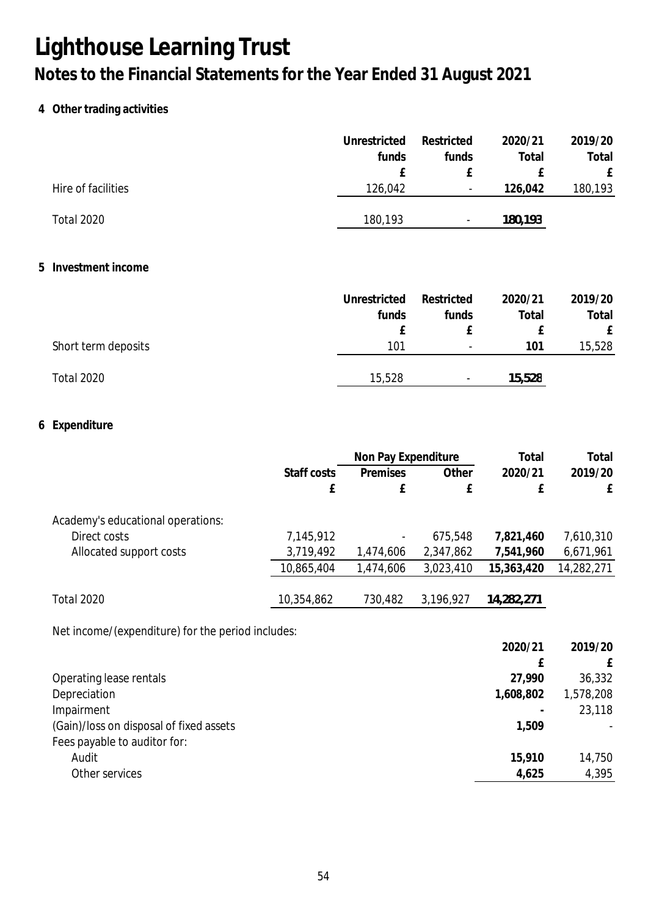# Lighthouse Learning Trust

## Notes to the Financial Statements for the Year Ended 31 August 2021

### 4 Other trading activities

| | Unrestricted funds | Restricted funds | 2020/21 Total | 2019/20 Total |
|---|---|---|---|---|
| | £ | £ | £ | £ |
| Hire of facilities | 126,042 | - | **126,042** | 180,193 |
| Total 2020 | 180,193 | - | **180,193** | |

### 5 Investment income

| | Unrestricted funds | Restricted funds | 2020/21 Total | 2019/20 Total |
|---|---|---|---|---|
| | £ | £ | £ | £ |
| Short term deposits | 101 | - | **101** | 15,528 |
| Total 2020 | 15,528 | - | **15,528** | |

### 6 Expenditure

| | | Non Pay Expenditure | | Total | Total |
|---|---|---|---|---|---|
| | Staff costs | Premises | Other | 2020/21 | 2019/20 |
| | £ | £ | £ | £ | £ |
| Academy's educational operations: | | | | | |
| Direct costs | 7,145,912 | - | 675,548 | **7,821,460** | 7,610,310 |
| Allocated support costs | 3,719,492 | 1,474,606 | 2,347,862 | **7,541,960** | 6,671,961 |
| | 10,865,404 | 1,474,606 | 3,023,410 | **15,363,420** | 14,282,271 |
| Total 2020 | 10,354,862 | 730,482 | 3,196,927 | **14,282,271** | |

Net income/(expenditure) for the period includes:

| | 2020/21 | 2019/20 |
|---|---|---|
| | £ | £ |
| Operating lease rentals | **27,990** | 36,332 |
| Depreciation | **1,608,802** | 1,578,208 |
| Impairment | **-** | 23,118 |
| (Gain)/loss on disposal of fixed assets | **1,509** | - |
| Fees payable to auditor for: | | |
| Audit | **15,910** | 14,750 |
| Other services | **4,625** | 4,395 |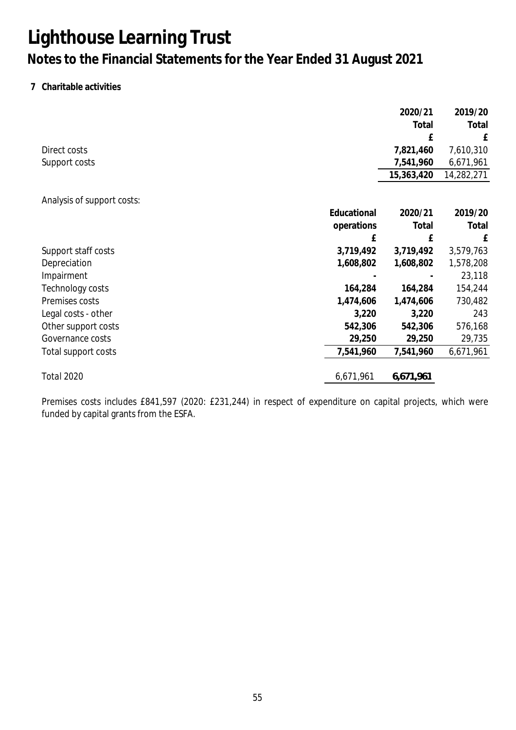# Lighthouse Learning Trust

## Notes to the Financial Statements for the Year Ended 31 August 2021

### 7 Charitable activities

| | 2020/21 Total £ | 2019/20 Total £ |
|---|---|---|
| Direct costs | **7,821,460** | 7,610,310 |
| Support costs | **7,541,960** | 6,671,961 |
| | **15,363,420** | 14,282,271 |

Analysis of support costs:

| | Educational operations £ | 2020/21 Total £ | 2019/20 Total £ |
|---|---|---|---|
| Support staff costs | **3,719,492** | **3,719,492** | 3,579,763 |
| Depreciation | **1,608,802** | **1,608,802** | 1,578,208 |
| Impairment | **-** | **-** | 23,118 |
| Technology costs | **164,284** | **164,284** | 154,244 |
| Premises costs | **1,474,606** | **1,474,606** | 730,482 |
| Legal costs - other | **3,220** | **3,220** | 243 |
| Other support costs | **542,306** | **542,306** | 576,168 |
| Governance costs | **29,250** | **29,250** | 29,735 |
| Total support costs | **7,541,960** | **7,541,960** | 6,671,961 |
| Total 2020 | 6,671,961 | **6,671,961** | |

Premises costs includes £841,597 (2020: £231,244) in respect of expenditure on capital projects, which were funded by capital grants from the ESFA.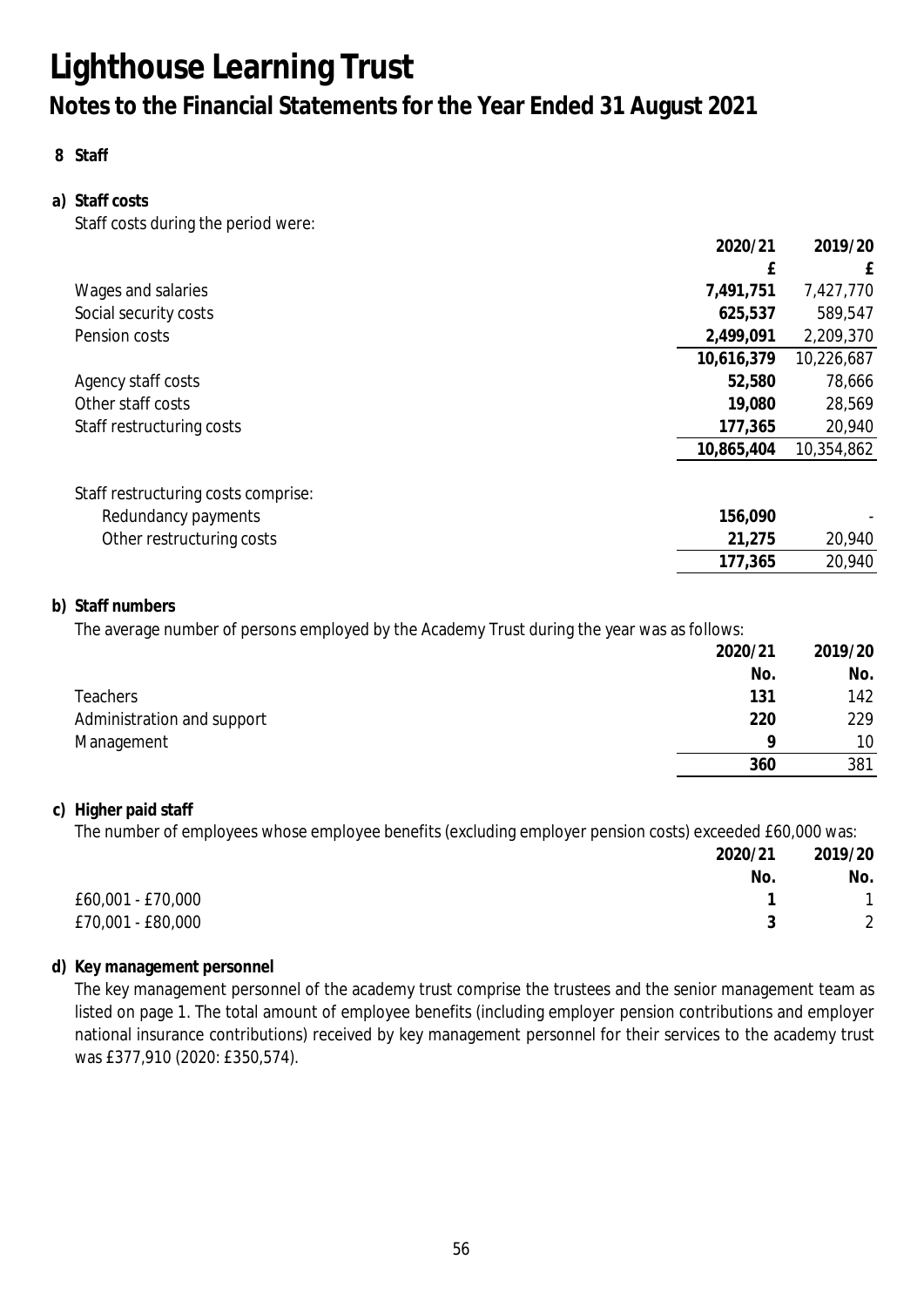# Lighthouse Learning Trust

## Notes to the Financial Statements for the Year Ended 31 August 2021

### 8 Staff

**a) Staff costs**

Staff costs during the period were:

| | 2020/21 | 2019/20 |
|---|---|---|
| | £ | £ |
| Wages and salaries | **7,491,751** | 7,427,770 |
| Social security costs | **625,537** | 589,547 |
| Pension costs | **2,499,091** | 2,209,370 |
| | **10,616,379** | 10,226,687 |
| Agency staff costs | **52,580** | 78,666 |
| Other staff costs | **19,080** | 28,569 |
| Staff restructuring costs | **177,365** | 20,940 |
| | **10,865,404** | 10,354,862 |
| | | |
| Staff restructuring costs comprise: | | |
| Redundancy payments | **156,090** | - |
| Other restructuring costs | **21,275** | 20,940 |
| | **177,365** | 20,940 |

**b) Staff numbers**

The average number of persons employed by the Academy Trust during the year was as follows:

| | 2020/21 | 2019/20 |
|---|---|---|
| | No. | No. |
| Teachers | **131** | 142 |
| Administration and support | **220** | 229 |
| Management | **9** | 10 |
| | **360** | 381 |

**c) Higher paid staff**

The number of employees whose employee benefits (excluding employer pension costs) exceeded £60,000 was:

| | 2020/21 | 2019/20 |
|---|---|---|
| | No. | No. |
| £60,001 - £70,000 | **1** | 1 |
| £70,001 - £80,000 | **3** | 2 |

**d) Key management personnel**

The key management personnel of the academy trust comprise the trustees and the senior management team as listed on page 1. The total amount of employee benefits (including employer pension contributions and employer national insurance contributions) received by key management personnel for their services to the academy trust was £377,910 (2020: £350,574).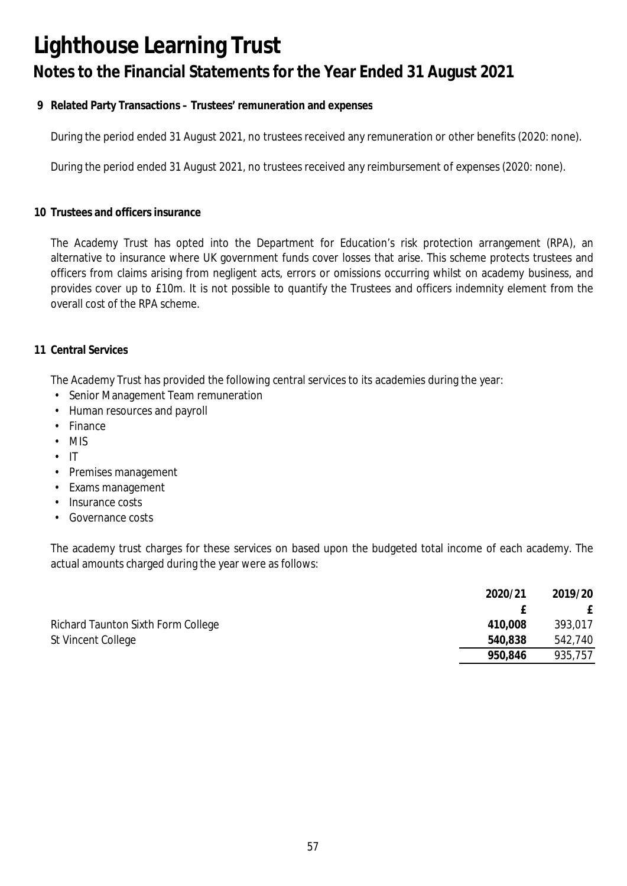# Lighthouse Learning Trust

## Notes to the Financial Statements for the Year Ended 31 August 2021

### 9 Related Party Transactions – Trustees' remuneration and expenses

During the period ended 31 August 2021, no trustees received any remuneration or other benefits (2020: none).

During the period ended 31 August 2021, no trustees received any reimbursement of expenses (2020: none).

### 10 Trustees and officers insurance

The Academy Trust has opted into the Department for Education's risk protection arrangement (RPA), an alternative to insurance where UK government funds cover losses that arise. This scheme protects trustees and officers from claims arising from negligent acts, errors or omissions occurring whilst on academy business, and provides cover up to £10m. It is not possible to quantify the Trustees and officers indemnity element from the overall cost of the RPA scheme.

### 11 Central Services

The Academy Trust has provided the following central services to its academies during the year:

- Senior Management Team remuneration
- Human resources and payroll
- Finance
- MIS
- IT
- Premises management
- Exams management
- Insurance costs
- Governance costs

The academy trust charges for these services on based upon the budgeted total income of each academy. The actual amounts charged during the year were as follows:

| | 2020/21 | 2019/20 |
|---|---|---|
| | £ | £ |
| Richard Taunton Sixth Form College | **410,008** | 393,017 |
| St Vincent College | **540,838** | 542,740 |
| | **950,846** | 935,757 |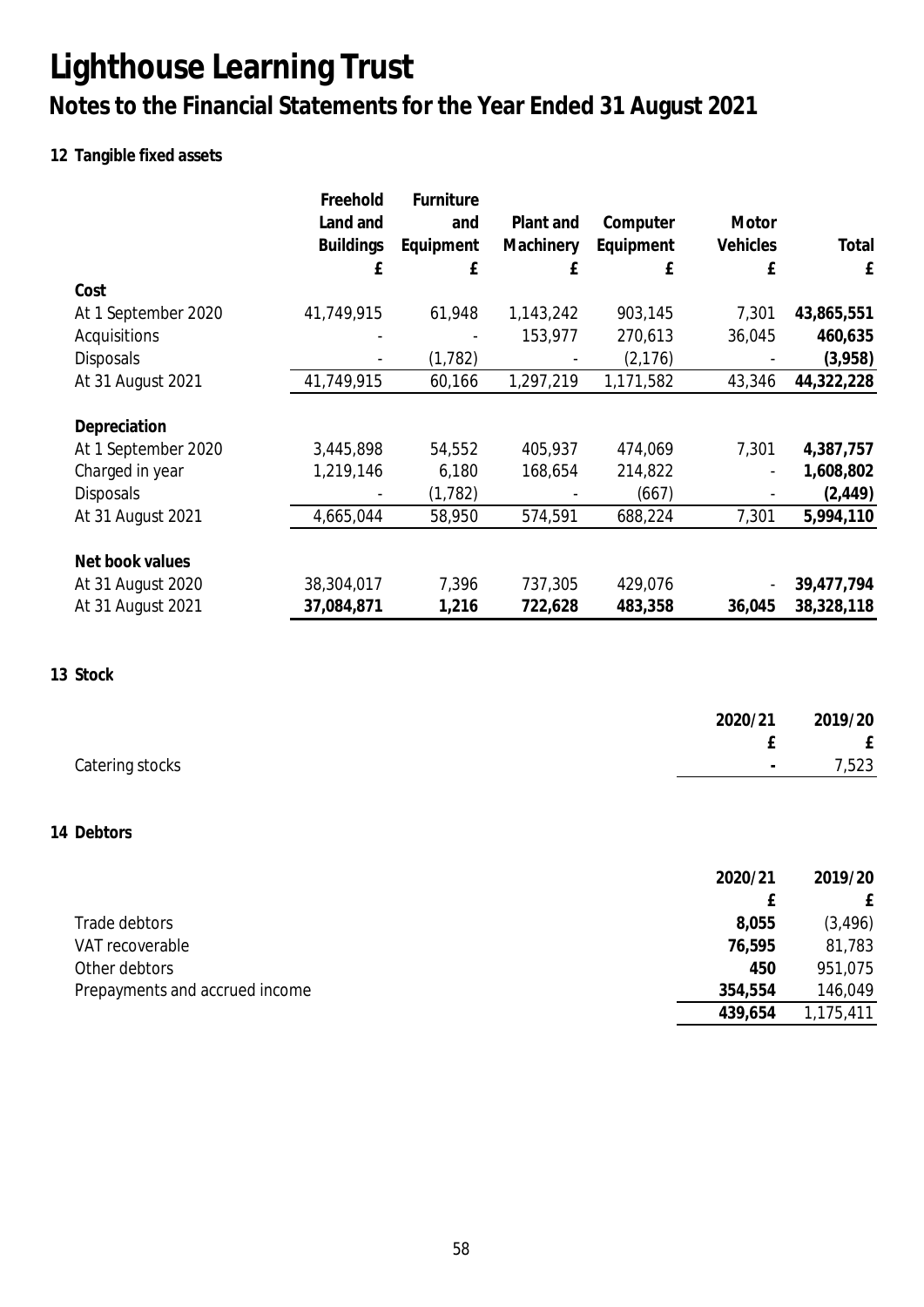# Lighthouse Learning Trust

## Notes to the Financial Statements for the Year Ended 31 August 2021

### 12 Tangible fixed assets

| | Freehold Land and Buildings | Furniture and Equipment | Plant and Machinery | Computer Equipment | Motor Vehicles | Total |
|---|---|---|---|---|---|---|
| | £ | £ | £ | £ | £ | £ |
| **Cost** | | | | | | |
| At 1 September 2020 | 41,749,915 | 61,948 | 1,143,242 | 903,145 | 7,301 | **43,865,551** |
| Acquisitions | - | - | 153,977 | 270,613 | 36,045 | **460,635** |
| Disposals | - | (1,782) | - | (2,176) | - | **(3,958)** |
| At 31 August 2021 | 41,749,915 | 60,166 | 1,297,219 | 1,171,582 | 43,346 | **44,322,228** |
| **Depreciation** | | | | | | |
| At 1 September 2020 | 3,445,898 | 54,552 | 405,937 | 474,069 | 7,301 | **4,387,757** |
| Charged in year | 1,219,146 | 6,180 | 168,654 | 214,822 | - | **1,608,802** |
| Disposals | - | (1,782) | - | (667) | - | **(2,449)** |
| At 31 August 2021 | 4,665,044 | 58,950 | 574,591 | 688,224 | 7,301 | **5,994,110** |
| **Net book values** | | | | | | |
| At 31 August 2020 | 38,304,017 | 7,396 | 737,305 | 429,076 | - | **39,477,794** |
| At 31 August 2021 | **37,084,871** | **1,216** | **722,628** | **483,358** | **36,045** | **38,328,118** |

### 13 Stock

| | 2020/21 | 2019/20 |
|---|---|---|
| | £ | £ |
| Catering stocks | - | 7,523 |

### 14 Debtors

| | 2020/21 | 2019/20 |
|---|---|---|
| | £ | £ |
| Trade debtors | **8,055** | (3,496) |
| VAT recoverable | **76,595** | 81,783 |
| Other debtors | **450** | 951,075 |
| Prepayments and accrued income | **354,554** | 146,049 |
| | **439,654** | 1,175,411 |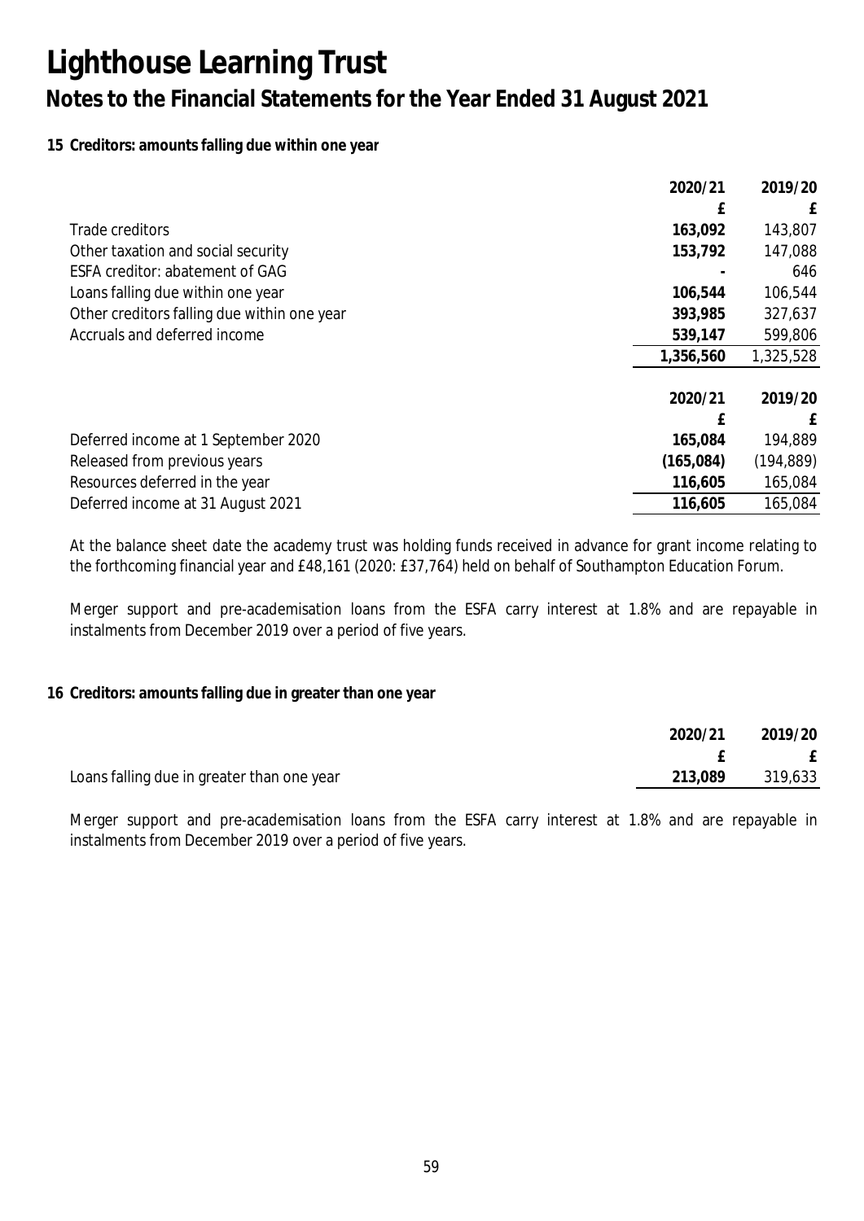# Lighthouse Learning Trust

## Notes to the Financial Statements for the Year Ended 31 August 2021

### 15 Creditors: amounts falling due within one year

| | 2020/21 | 2019/20 |
|---|---|---|
| | £ | £ |
| Trade creditors | **163,092** | 143,807 |
| Other taxation and social security | **153,792** | 147,088 |
| ESFA creditor: abatement of GAG | **-** | 646 |
| Loans falling due within one year | **106,544** | 106,544 |
| Other creditors falling due within one year | **393,985** | 327,637 |
| Accruals and deferred income | **539,147** | 599,806 |
| | **1,356,560** | 1,325,528 |

| | 2020/21 | 2019/20 |
|---|---|---|
| | £ | £ |
| Deferred income at 1 September 2020 | **165,084** | 194,889 |
| Released from previous years | **(165,084)** | (194,889) |
| Resources deferred in the year | **116,605** | 165,084 |
| Deferred income at 31 August 2021 | **116,605** | 165,084 |

At the balance sheet date the academy trust was holding funds received in advance for grant income relating to the forthcoming financial year and £48,161 (2020: £37,764) held on behalf of Southampton Education Forum.

Merger support and pre-academisation loans from the ESFA carry interest at 1.8% and are repayable in instalments from December 2019 over a period of five years.

### 16 Creditors: amounts falling due in greater than one year

| | 2020/21 | 2019/20 |
|---|---|---|
| | £ | £ |
| Loans falling due in greater than one year | **213,089** | 319,633 |

Merger support and pre-academisation loans from the ESFA carry interest at 1.8% and are repayable in instalments from December 2019 over a period of five years.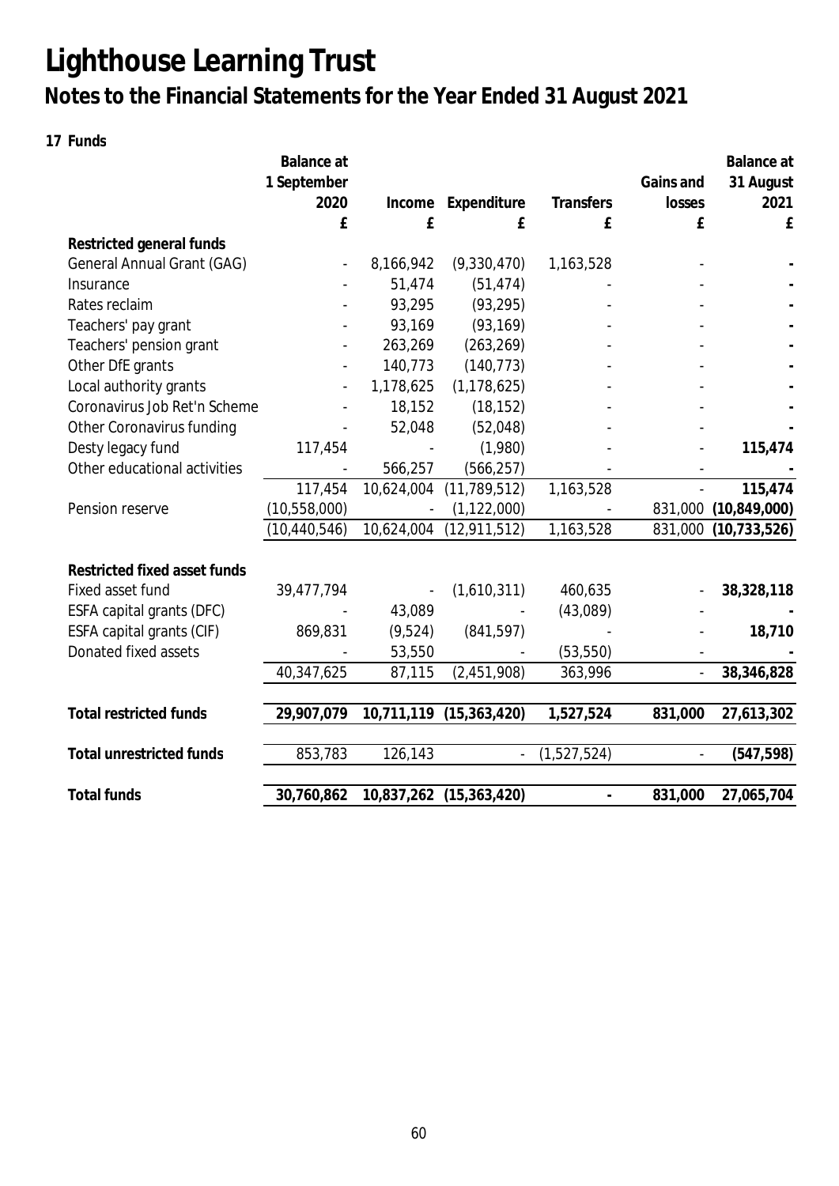# Lighthouse Learning Trust

## Notes to the Financial Statements for the Year Ended 31 August 2021

**17 Funds**

| | Balance at 1 September 2020 | Income | Expenditure | Transfers | Gains and losses | Balance at 31 August 2021 |
|---|---|---|---|---|---|---|
| | £ | £ | £ | £ | £ | £ |
| **Restricted general funds** | | | | | | |
| General Annual Grant (GAG) | - | 8,166,942 | (9,330,470) | 1,163,528 | - | **-** |
| Insurance | - | 51,474 | (51,474) | - | - | **-** |
| Rates reclaim | - | 93,295 | (93,295) | - | - | **-** |
| Teachers' pay grant | - | 93,169 | (93,169) | - | - | **-** |
| Teachers' pension grant | - | 263,269 | (263,269) | - | - | **-** |
| Other DfE grants | - | 140,773 | (140,773) | - | - | **-** |
| Local authority grants | - | 1,178,625 | (1,178,625) | - | - | **-** |
| Coronavirus Job Ret'n Scheme | - | 18,152 | (18,152) | - | - | **-** |
| Other Coronavirus funding | - | 52,048 | (52,048) | - | - | **-** |
| Desty legacy fund | 117,454 | - | (1,980) | - | - | **115,474** |
| Other educational activities | - | 566,257 | (566,257) | - | - | **-** |
| | 117,454 | 10,624,004 | (11,789,512) | 1,163,528 | - | **115,474** |
| Pension reserve | (10,558,000) | - | (1,122,000) | - | 831,000 | **(10,849,000)** |
| | (10,440,546) | 10,624,004 | (12,911,512) | 1,163,528 | 831,000 | **(10,733,526)** |
| | | | | | | |
| **Restricted fixed asset funds** | | | | | | |
| Fixed asset fund | 39,477,794 | - | (1,610,311) | 460,635 | - | **38,328,118** |
| ESFA capital grants (DFC) | - | 43,089 | - | (43,089) | - | **-** |
| ESFA capital grants (CIF) | 869,831 | (9,524) | (841,597) | - | - | **18,710** |
| Donated fixed assets | - | 53,550 | - | (53,550) | - | **-** |
| | 40,347,625 | 87,115 | (2,451,908) | 363,996 | - | **38,346,828** |
| | | | | | | |
| **Total restricted funds** | **29,907,079** | **10,711,119** | **(15,363,420)** | **1,527,524** | **831,000** | **27,613,302** |
| | | | | | | |
| **Total unrestricted funds** | 853,783 | 126,143 | - | (1,527,524) | - | **(547,598)** |
| | | | | | | |
| **Total funds** | **30,760,862** | **10,837,262** | **(15,363,420)** | **-** | **831,000** | **27,065,704** |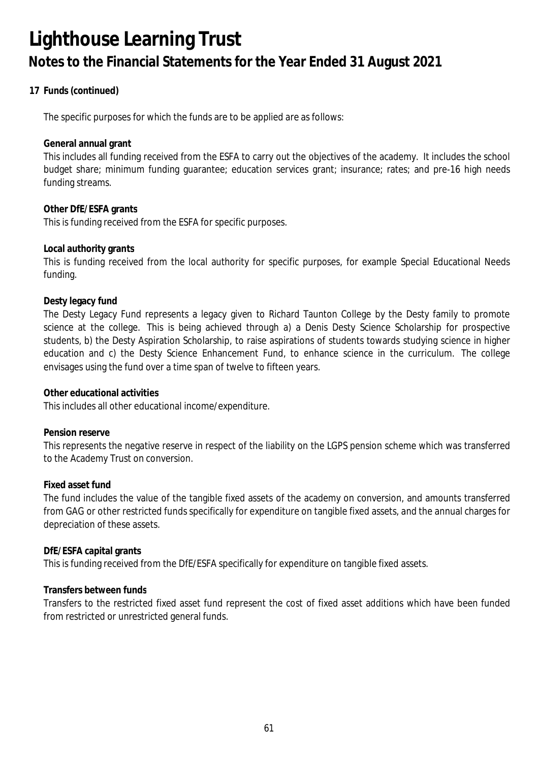# Lighthouse Learning Trust

## Notes to the Financial Statements for the Year Ended 31 August 2021

### 17 Funds (continued)

The specific purposes for which the funds are to be applied are as follows:

**General annual grant**
This includes all funding received from the ESFA to carry out the objectives of the academy. It includes the school budget share; minimum funding guarantee; education services grant; insurance; rates; and pre-16 high needs funding streams.

**Other DfE/ESFA grants**
This is funding received from the ESFA for specific purposes.

**Local authority grants**
This is funding received from the local authority for specific purposes, for example Special Educational Needs funding.

**Desty legacy fund**
The Desty Legacy Fund represents a legacy given to Richard Taunton College by the Desty family to promote science at the college. This is being achieved through a) a Denis Desty Science Scholarship for prospective students, b) the Desty Aspiration Scholarship, to raise aspirations of students towards studying science in higher education and c) the Desty Science Enhancement Fund, to enhance science in the curriculum. The college envisages using the fund over a time span of twelve to fifteen years.

**Other educational activities**
This includes all other educational income/expenditure.

**Pension reserve**
This represents the negative reserve in respect of the liability on the LGPS pension scheme which was transferred to the Academy Trust on conversion.

**Fixed asset fund**
The fund includes the value of the tangible fixed assets of the academy on conversion, and amounts transferred from GAG or other restricted funds specifically for expenditure on tangible fixed assets, and the annual charges for depreciation of these assets.

**DfE/ESFA capital grants**
This is funding received from the DfE/ESFA specifically for expenditure on tangible fixed assets.

**Transfers between funds**
Transfers to the restricted fixed asset fund represent the cost of fixed asset additions which have been funded from restricted or unrestricted general funds.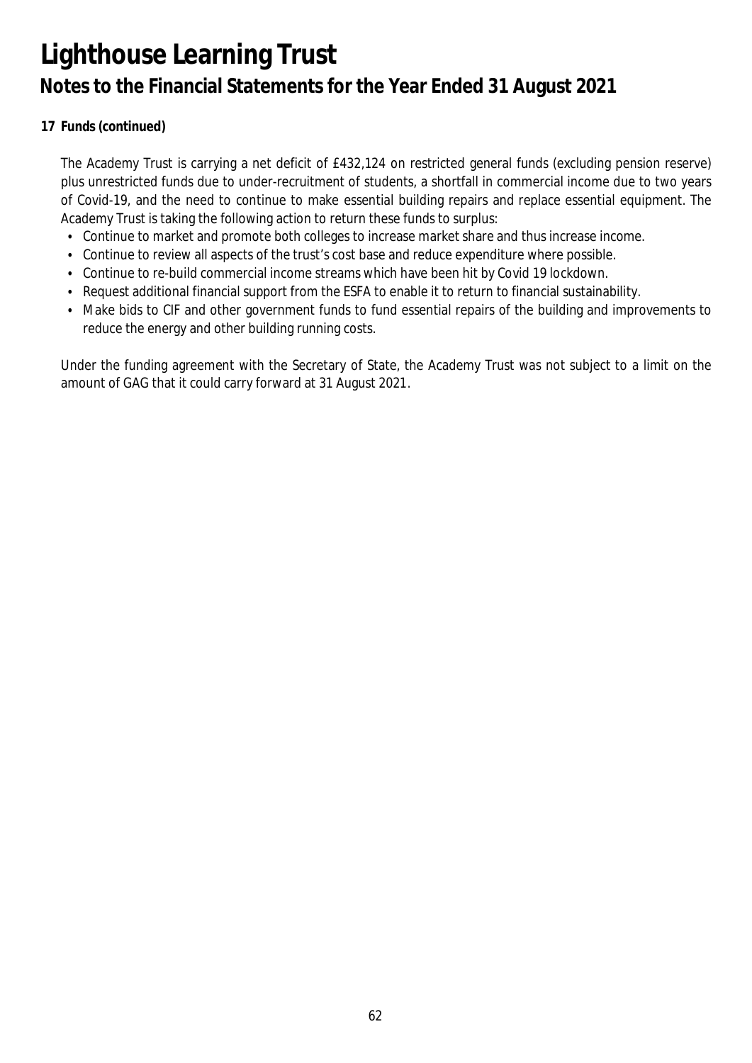**17 Funds (continued)**

The Academy Trust is carrying a net deficit of £432,124 on restricted general funds (excluding pension reserve) plus unrestricted funds due to under-recruitment of students, a shortfall in commercial income due to two years of Covid-19, and the need to continue to make essential building repairs and replace essential equipment. The Academy Trust is taking the following action to return these funds to surplus:

- Continue to market and promote both colleges to increase market share and thus increase income.
- Continue to review all aspects of the trust's cost base and reduce expenditure where possible.
- Continue to re-build commercial income streams which have been hit by Covid 19 lockdown.
- Request additional financial support from the ESFA to enable it to return to financial sustainability.
- Make bids to CIF and other government funds to fund essential repairs of the building and improvements to reduce the energy and other building running costs.

Under the funding agreement with the Secretary of State, the Academy Trust was not subject to a limit on the amount of GAG that it could carry forward at 31 August 2021.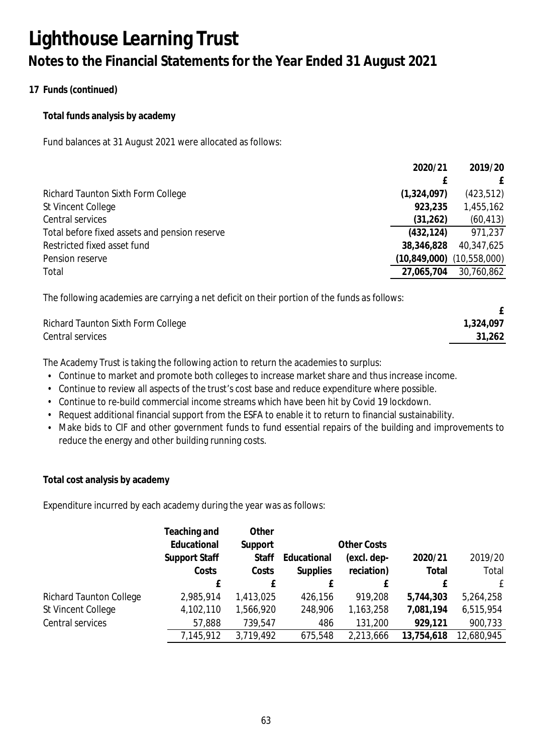# Lighthouse Learning Trust

## Notes to the Financial Statements for the Year Ended 31 August 2021

**17 Funds (continued)**

**Total funds analysis by academy**

Fund balances at 31 August 2021 were allocated as follows:

| | 2020/21 | 2019/20 |
|---|---|---|
| | £ | £ |
| Richard Taunton Sixth Form College | **(1,324,097)** | (423,512) |
| St Vincent College | **923,235** | 1,455,162 |
| Central services | **(31,262)** | (60,413) |
| Total before fixed assets and pension reserve | **(432,124)** | 971,237 |
| Restricted fixed asset fund | **38,346,828** | 40,347,625 |
| Pension reserve | **(10,849,000)** | (10,558,000) |
| Total | **27,065,704** | 30,760,862 |

The following academies are carrying a net deficit on their portion of the funds as follows:

| | £ |
|---|---|
| Richard Taunton Sixth Form College | **1,324,097** |
| Central services | **31,262** |

The Academy Trust is taking the following action to return the academies to surplus:

- Continue to market and promote both colleges to increase market share and thus increase income.
- Continue to review all aspects of the trust's cost base and reduce expenditure where possible.
- Continue to re-build commercial income streams which have been hit by Covid 19 lockdown.
- Request additional financial support from the ESFA to enable it to return to financial sustainability.
- Make bids to CIF and other government funds to fund essential repairs of the building and improvements to reduce the energy and other building running costs.

**Total cost analysis by academy**

Expenditure incurred by each academy during the year was as follows:

| | Teaching and Educational Support Staff Costs | Other Support Staff Costs | Educational Supplies | Other Costs (excl. depreciation) | 2020/21 Total | 2019/20 Total |
|---|---|---|---|---|---|---|
| | £ | £ | £ | £ | £ | £ |
| Richard Taunton College | 2,985,914 | 1,413,025 | 426,156 | 919,208 | **5,744,303** | 5,264,258 |
| St Vincent College | 4,102,110 | 1,566,920 | 248,906 | 1,163,258 | **7,081,194** | 6,515,954 |
| Central services | 57,888 | 739,547 | 486 | 131,200 | **929,121** | 900,733 |
| | 7,145,912 | 3,719,492 | 675,548 | 2,213,666 | **13,754,618** | 12,680,945 |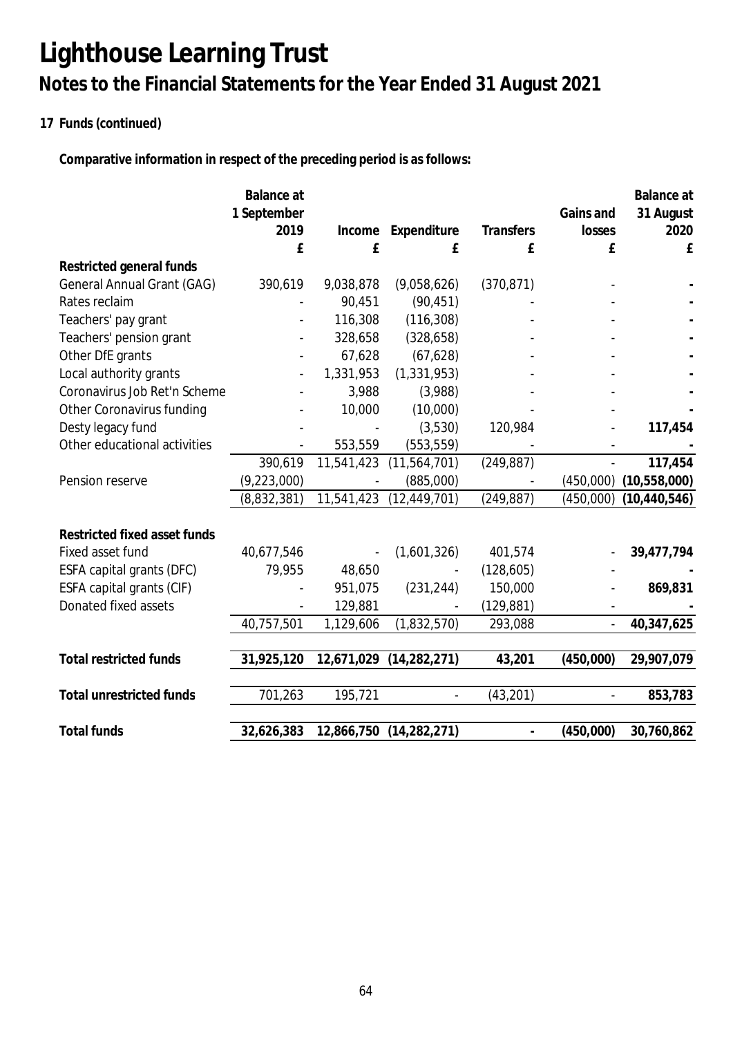# Lighthouse Learning Trust

## Notes to the Financial Statements for the Year Ended 31 August 2021

**17 Funds (continued)**

**Comparative information in respect of the preceding period is as follows:**

| | Balance at 1 September 2019 £ | Income £ | Expenditure £ | Transfers £ | Gains and losses £ | Balance at 31 August 2020 £ |
|---|---|---|---|---|---|---|
| **Restricted general funds** | | | | | | |
| General Annual Grant (GAG) | 390,619 | 9,038,878 | (9,058,626) | (370,871) | - | **-** |
| Rates reclaim | - | 90,451 | (90,451) | - | - | **-** |
| Teachers' pay grant | - | 116,308 | (116,308) | - | - | **-** |
| Teachers' pension grant | - | 328,658 | (328,658) | - | - | **-** |
| Other DfE grants | - | 67,628 | (67,628) | - | - | **-** |
| Local authority grants | - | 1,331,953 | (1,331,953) | - | - | **-** |
| Coronavirus Job Ret'n Scheme | - | 3,988 | (3,988) | - | - | **-** |
| Other Coronavirus funding | - | 10,000 | (10,000) | - | - | **-** |
| Desty legacy fund | - | - | (3,530) | 120,984 | - | **117,454** |
| Other educational activities | - | 553,559 | (553,559) | - | - | **-** |
| | 390,619 | 11,541,423 | (11,564,701) | (249,887) | - | **117,454** |
| Pension reserve | (9,223,000) | - | (885,000) | - | (450,000) | **(10,558,000)** |
| | (8,832,381) | 11,541,423 | (12,449,701) | (249,887) | (450,000) | **(10,440,546)** |
| **Restricted fixed asset funds** | | | | | | |
| Fixed asset fund | 40,677,546 | - | (1,601,326) | 401,574 | - | **39,477,794** |
| ESFA capital grants (DFC) | 79,955 | 48,650 | - | (128,605) | - | **-** |
| ESFA capital grants (CIF) | - | 951,075 | (231,244) | 150,000 | - | **869,831** |
| Donated fixed assets | - | 129,881 | - | (129,881) | - | **-** |
| | 40,757,501 | 1,129,606 | (1,832,570) | 293,088 | - | **40,347,625** |
| **Total restricted funds** | **31,925,120** | **12,671,029** | **(14,282,271)** | **43,201** | **(450,000)** | **29,907,079** |
| **Total unrestricted funds** | 701,263 | 195,721 | - | (43,201) | - | **853,783** |
| **Total funds** | **32,626,383** | **12,866,750** | **(14,282,271)** | **-** | **(450,000)** | **30,760,862** |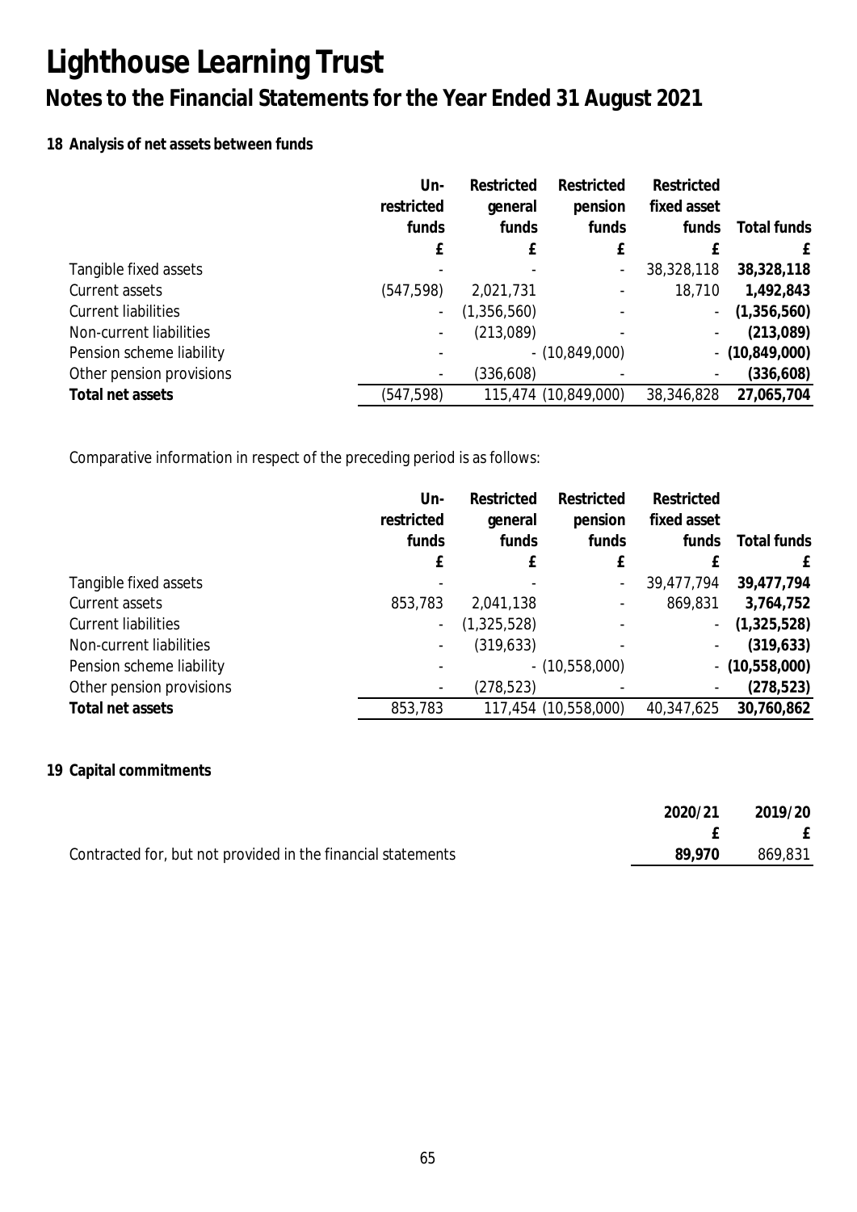# Lighthouse Learning Trust

## Notes to the Financial Statements for the Year Ended 31 August 2021

### 18 Analysis of net assets between funds

| | Un-restricted funds | Restricted general funds | Restricted pension funds | Restricted fixed asset funds | Total funds |
|---|---|---|---|---|---|
| | £ | £ | £ | £ | £ |
| Tangible fixed assets | - | - | - | 38,328,118 | **38,328,118** |
| Current assets | (547,598) | 2,021,731 | - | 18,710 | **1,492,843** |
| Current liabilities | - | (1,356,560) | - | - | **(1,356,560)** |
| Non-current liabilities | - | (213,089) | - | - | **(213,089)** |
| Pension scheme liability | - | - | (10,849,000) | - | **(10,849,000)** |
| Other pension provisions | - | (336,608) | - | - | **(336,608)** |
| **Total net assets** | (547,598) | 115,474 | (10,849,000) | 38,346,828 | **27,065,704** |

Comparative information in respect of the preceding period is as follows:

| | Un-restricted funds | Restricted general funds | Restricted pension funds | Restricted fixed asset funds | Total funds |
|---|---|---|---|---|---|
| | £ | £ | £ | £ | £ |
| Tangible fixed assets | - | - | - | 39,477,794 | **39,477,794** |
| Current assets | 853,783 | 2,041,138 | - | 869,831 | **3,764,752** |
| Current liabilities | - | (1,325,528) | - | - | **(1,325,528)** |
| Non-current liabilities | - | (319,633) | - | - | **(319,633)** |
| Pension scheme liability | - | - | (10,558,000) | - | **(10,558,000)** |
| Other pension provisions | - | (278,523) | - | - | **(278,523)** |
| **Total net assets** | 853,783 | 117,454 | (10,558,000) | 40,347,625 | **30,760,862** |

### 19 Capital commitments

| | 2020/21 | 2019/20 |
|---|---|---|
| | £ | £ |
| Contracted for, but not provided in the financial statements | **89,970** | 869,831 |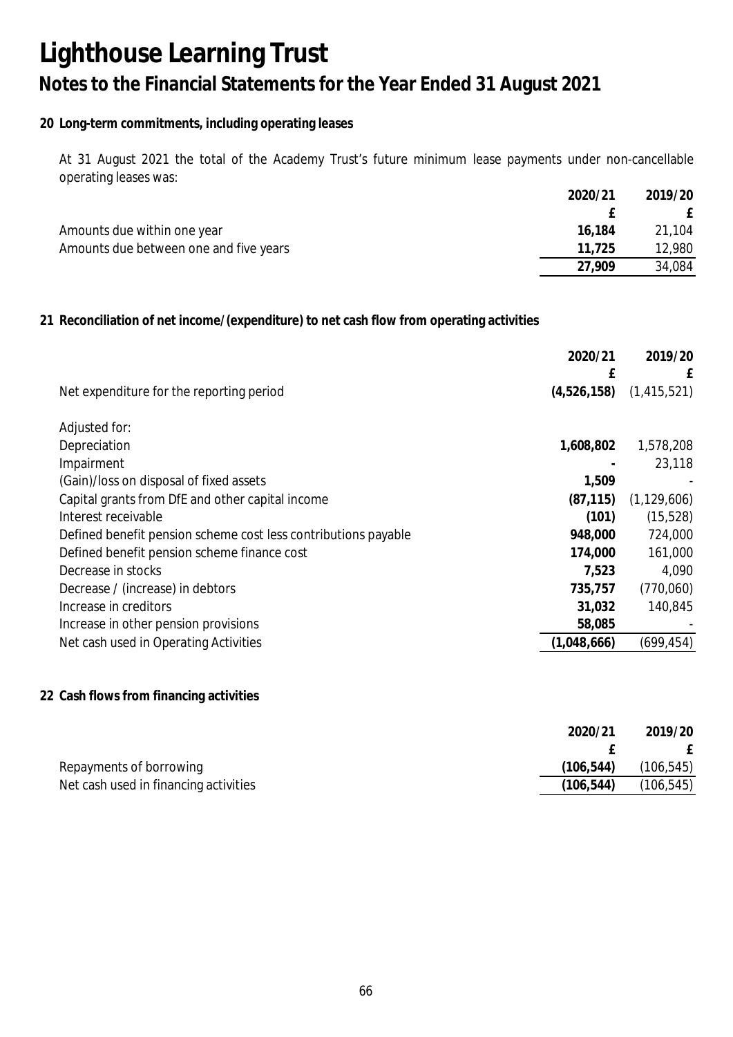# Lighthouse Learning Trust

## Notes to the Financial Statements for the Year Ended 31 August 2021

### 20 Long-term commitments, including operating leases

At 31 August 2021 the total of the Academy Trust's future minimum lease payments under non-cancellable operating leases was:

| | 2020/21 | 2019/20 |
|---|---|---|
| | £ | £ |
| Amounts due within one year | **16,184** | 21,104 |
| Amounts due between one and five years | **11,725** | 12,980 |
| | **27,909** | 34,084 |

### 21 Reconciliation of net income/(expenditure) to net cash flow from operating activities

| | 2020/21 | 2019/20 |
|---|---|---|
| | £ | £ |
| Net expenditure for the reporting period | **(4,526,158)** | (1,415,521) |
| Adjusted for: | | |
| Depreciation | **1,608,802** | 1,578,208 |
| Impairment | **-** | 23,118 |
| (Gain)/loss on disposal of fixed assets | **1,509** | - |
| Capital grants from DfE and other capital income | **(87,115)** | (1,129,606) |
| Interest receivable | **(101)** | (15,528) |
| Defined benefit pension scheme cost less contributions payable | **948,000** | 724,000 |
| Defined benefit pension scheme finance cost | **174,000** | 161,000 |
| Decrease in stocks | **7,523** | 4,090 |
| Decrease / (increase) in debtors | **735,757** | (770,060) |
| Increase in creditors | **31,032** | 140,845 |
| Increase in other pension provisions | **58,085** | - |
| Net cash used in Operating Activities | **(1,048,666)** | (699,454) |

### 22 Cash flows from financing activities

| | 2020/21 | 2019/20 |
|---|---|---|
| | £ | £ |
| Repayments of borrowing | **(106,544)** | (106,545) |
| Net cash used in financing activities | **(106,544)** | (106,545) |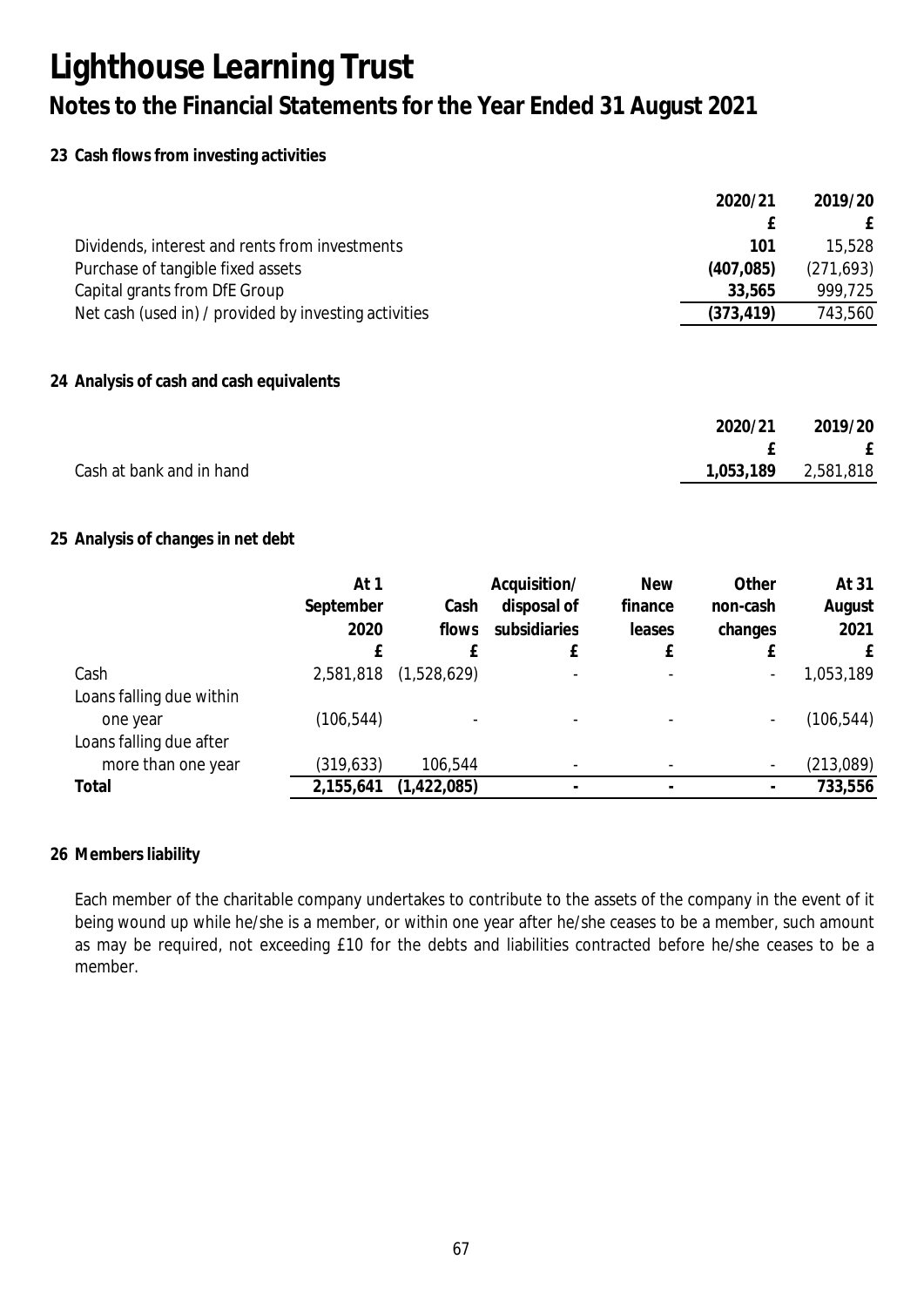# Lighthouse Learning Trust

## Notes to the Financial Statements for the Year Ended 31 August 2021

### 23 Cash flows from investing activities

| | 2020/21 | 2019/20 |
|---|---|---|
| | £ | £ |
| Dividends, interest and rents from investments | 101 | 15,528 |
| Purchase of tangible fixed assets | (407,085) | (271,693) |
| Capital grants from DfE Group | 33,565 | 999,725 |
| Net cash (used in) / provided by investing activities | (373,419) | 743,560 |

### 24 Analysis of cash and cash equivalents

| | 2020/21 | 2019/20 |
|---|---|---|
| | £ | £ |
| Cash at bank and in hand | 1,053,189 | 2,581,818 |

### 25 Analysis of changes in net debt

| | At 1 September 2020 | Cash flows | Acquisition/ disposal of subsidiaries | New finance leases | Other non-cash changes | At 31 August 2021 |
|---|---|---|---|---|---|---|
| | £ | £ | £ | £ | £ | £ |
| Cash | 2,581,818 | (1,528,629) | - | - | - | 1,053,189 |
| Loans falling due within one year | (106,544) | - | - | - | - | (106,544) |
| Loans falling due after more than one year | (319,633) | 106,544 | - | - | - | (213,089) |
| **Total** | **2,155,641** | **(1,422,085)** | **-** | **-** | **-** | **733,556** |

### 26 Members liability

Each member of the charitable company undertakes to contribute to the assets of the company in the event of it being wound up while he/she is a member, or within one year after he/she ceases to be a member, such amount as may be required, not exceeding £10 for the debts and liabilities contracted before he/she ceases to be a member.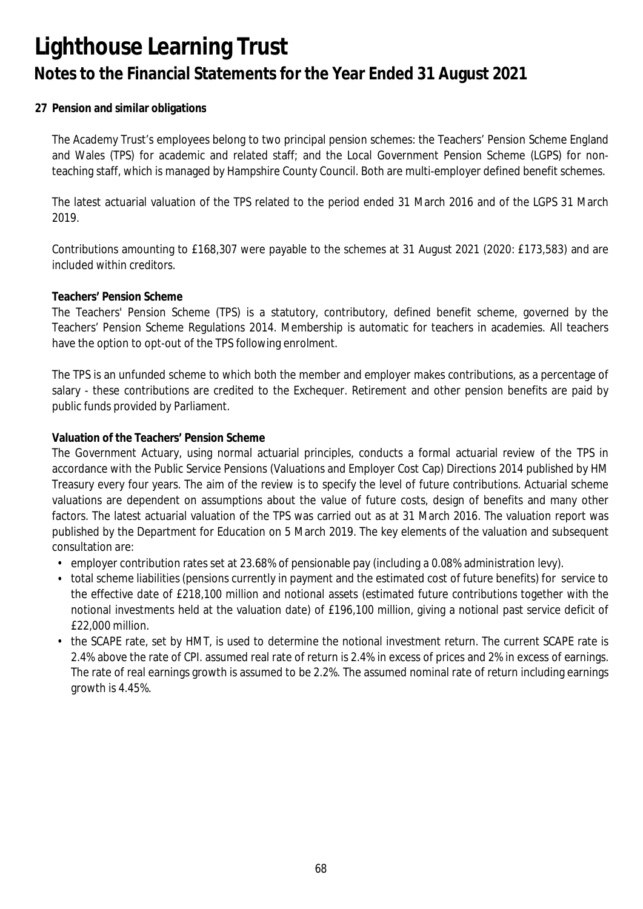# Lighthouse Learning Trust

## Notes to the Financial Statements for the Year Ended 31 August 2021

**27 Pension and similar obligations**

The Academy Trust's employees belong to two principal pension schemes: the Teachers' Pension Scheme England and Wales (TPS) for academic and related staff; and the Local Government Pension Scheme (LGPS) for non-teaching staff, which is managed by Hampshire County Council. Both are multi-employer defined benefit schemes.

The latest actuarial valuation of the TPS related to the period ended 31 March 2016 and of the LGPS 31 March 2019.

Contributions amounting to £168,307 were payable to the schemes at 31 August 2021 (2020: £173,583) and are included within creditors.

**Teachers' Pension Scheme**

The Teachers' Pension Scheme (TPS) is a statutory, contributory, defined benefit scheme, governed by the Teachers' Pension Scheme Regulations 2014. Membership is automatic for teachers in academies. All teachers have the option to opt-out of the TPS following enrolment.

The TPS is an unfunded scheme to which both the member and employer makes contributions, as a percentage of salary - these contributions are credited to the Exchequer. Retirement and other pension benefits are paid by public funds provided by Parliament.

**Valuation of the Teachers' Pension Scheme**

The Government Actuary, using normal actuarial principles, conducts a formal actuarial review of the TPS in accordance with the Public Service Pensions (Valuations and Employer Cost Cap) Directions 2014 published by HM Treasury every four years. The aim of the review is to specify the level of future contributions. Actuarial scheme valuations are dependent on assumptions about the value of future costs, design of benefits and many other factors. The latest actuarial valuation of the TPS was carried out as at 31 March 2016. The valuation report was published by the Department for Education on 5 March 2019. The key elements of the valuation and subsequent consultation are:

- employer contribution rates set at 23.68% of pensionable pay (including a 0.08% administration levy).
- total scheme liabilities (pensions currently in payment and the estimated cost of future benefits) for service to the effective date of £218,100 million and notional assets (estimated future contributions together with the notional investments held at the valuation date) of £196,100 million, giving a notional past service deficit of £22,000 million.
- the SCAPE rate, set by HMT, is used to determine the notional investment return. The current SCAPE rate is 2.4% above the rate of CPI. assumed real rate of return is 2.4% in excess of prices and 2% in excess of earnings. The rate of real earnings growth is assumed to be 2.2%. The assumed nominal rate of return including earnings growth is 4.45%.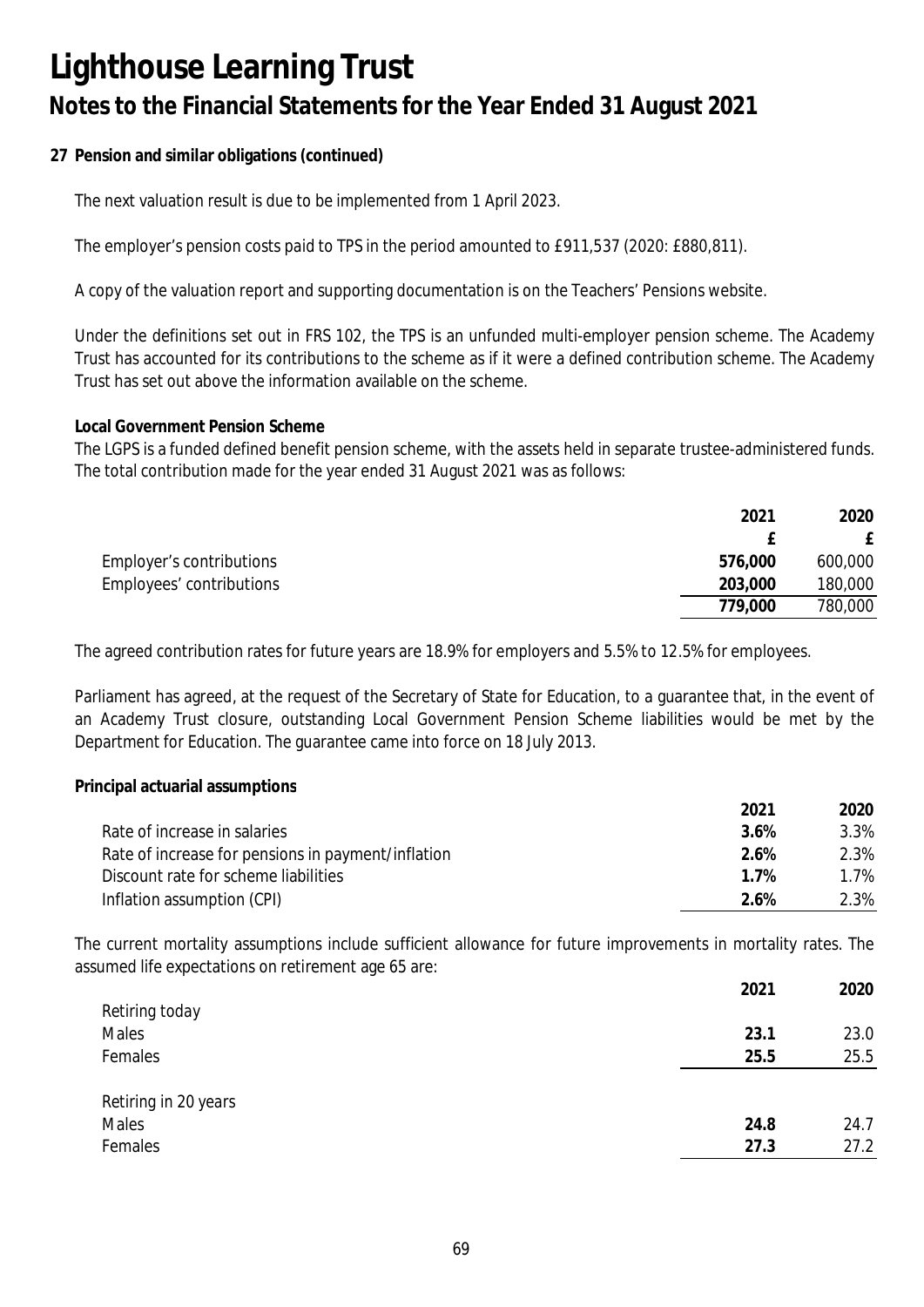# Lighthouse Learning Trust

## Notes to the Financial Statements for the Year Ended 31 August 2021

**27 Pension and similar obligations (continued)**

The next valuation result is due to be implemented from 1 April 2023.

The employer's pension costs paid to TPS in the period amounted to £911,537 (2020: £880,811).

A copy of the valuation report and supporting documentation is on the Teachers' Pensions website.

Under the definitions set out in FRS 102, the TPS is an unfunded multi-employer pension scheme. The Academy Trust has accounted for its contributions to the scheme as if it were a defined contribution scheme. The Academy Trust has set out above the information available on the scheme.

**Local Government Pension Scheme**

The LGPS is a funded defined benefit pension scheme, with the assets held in separate trustee-administered funds. The total contribution made for the year ended 31 August 2021 was as follows:

| | 2021 | 2020 |
|---|---|---|
| | £ | £ |
| Employer's contributions | **576,000** | 600,000 |
| Employees' contributions | **203,000** | 180,000 |
| | **779,000** | 780,000 |

The agreed contribution rates for future years are 18.9% for employers and 5.5% to 12.5% for employees.

Parliament has agreed, at the request of the Secretary of State for Education, to a guarantee that, in the event of an Academy Trust closure, outstanding Local Government Pension Scheme liabilities would be met by the Department for Education. The guarantee came into force on 18 July 2013.

**Principal actuarial assumptions**

| | 2021 | 2020 |
|---|---|---|
| Rate of increase in salaries | **3.6%** | 3.3% |
| Rate of increase for pensions in payment/inflation | **2.6%** | 2.3% |
| Discount rate for scheme liabilities | **1.7%** | 1.7% |
| Inflation assumption (CPI) | **2.6%** | 2.3% |

The current mortality assumptions include sufficient allowance for future improvements in mortality rates. The assumed life expectations on retirement age 65 are:

| | 2021 | 2020 |
|---|---|---|
| Retiring today | | |
| Males | **23.1** | 23.0 |
| Females | **25.5** | 25.5 |
| Retiring in 20 years | | |
| Males | **24.8** | 24.7 |
| Females | **27.3** | 27.2 |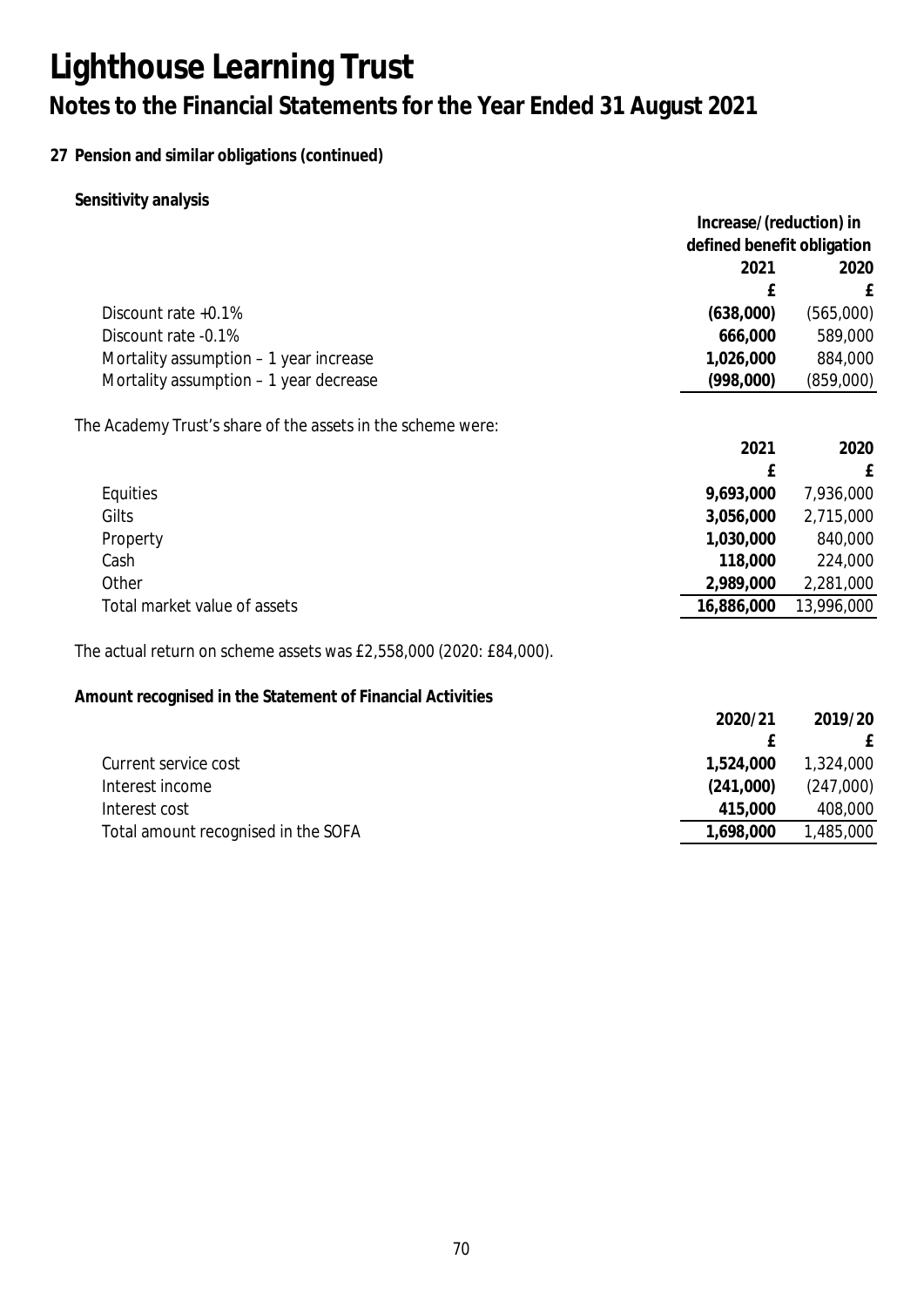# Lighthouse Learning Trust

## Notes to the Financial Statements for the Year Ended 31 August 2021

**27 Pension and similar obligations (continued)**

**Sensitivity analysis**

| | Increase/(reduction) in defined benefit obligation | |
|---|---|---|
| | **2021** | **2020** |
| | **£** | **£** |
| Discount rate +0.1% | **(638,000)** | (565,000) |
| Discount rate -0.1% | **666,000** | 589,000 |
| Mortality assumption – 1 year increase | **1,026,000** | 884,000 |
| Mortality assumption – 1 year decrease | **(998,000)** | (859,000) |

The Academy Trust's share of the assets in the scheme were:

| | **2021** | **2020** |
|---|---|---|
| | **£** | **£** |
| Equities | **9,693,000** | 7,936,000 |
| Gilts | **3,056,000** | 2,715,000 |
| Property | **1,030,000** | 840,000 |
| Cash | **118,000** | 224,000 |
| Other | **2,989,000** | 2,281,000 |
| Total market value of assets | **16,886,000** | 13,996,000 |

The actual return on scheme assets was £2,558,000 (2020: £84,000).

**Amount recognised in the Statement of Financial Activities**

| | **2020/21** | **2019/20** |
|---|---|---|
| | **£** | **£** |
| Current service cost | **1,524,000** | 1,324,000 |
| Interest income | **(241,000)** | (247,000) |
| Interest cost | **415,000** | 408,000 |
| Total amount recognised in the SOFA | **1,698,000** | 1,485,000 |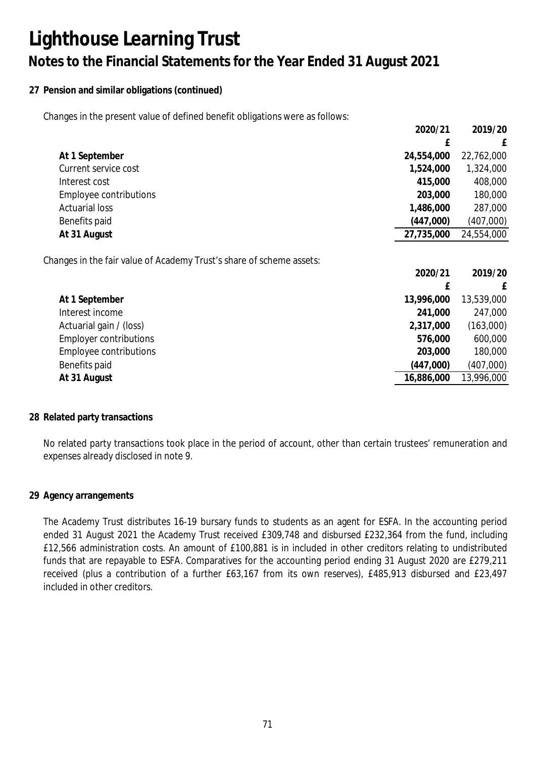# Lighthouse Learning Trust

## Notes to the Financial Statements for the Year Ended 31 August 2021

**27 Pension and similar obligations (continued)**

Changes in the present value of defined benefit obligations were as follows:

| | 2020/21 | 2019/20 |
|---|---|---|
| | £ | £ |
| **At 1 September** | **24,554,000** | 22,762,000 |
| Current service cost | **1,524,000** | 1,324,000 |
| Interest cost | **415,000** | 408,000 |
| Employee contributions | **203,000** | 180,000 |
| Actuarial loss | **1,486,000** | 287,000 |
| Benefits paid | **(447,000)** | (407,000) |
| **At 31 August** | **27,735,000** | 24,554,000 |

Changes in the fair value of Academy Trust's share of scheme assets:

| | 2020/21 | 2019/20 |
|---|---|---|
| | £ | £ |
| **At 1 September** | **13,996,000** | 13,539,000 |
| Interest income | **241,000** | 247,000 |
| Actuarial gain / (loss) | **2,317,000** | (163,000) |
| Employer contributions | **576,000** | 600,000 |
| Employee contributions | **203,000** | 180,000 |
| Benefits paid | **(447,000)** | (407,000) |
| **At 31 August** | **16,886,000** | 13,996,000 |

**28 Related party transactions**

No related party transactions took place in the period of account, other than certain trustees' remuneration and expenses already disclosed in note 9.

**29 Agency arrangements**

The Academy Trust distributes 16-19 bursary funds to students as an agent for ESFA. In the accounting period ended 31 August 2021 the Academy Trust received £309,748 and disbursed £232,364 from the fund, including £12,566 administration costs. An amount of £100,881 is in included in other creditors relating to undistributed funds that are repayable to ESFA. Comparatives for the accounting period ending 31 August 2020 are £279,211 received (plus a contribution of a further £63,167 from its own reserves), £485,913 disbursed and £23,497 included in other creditors.